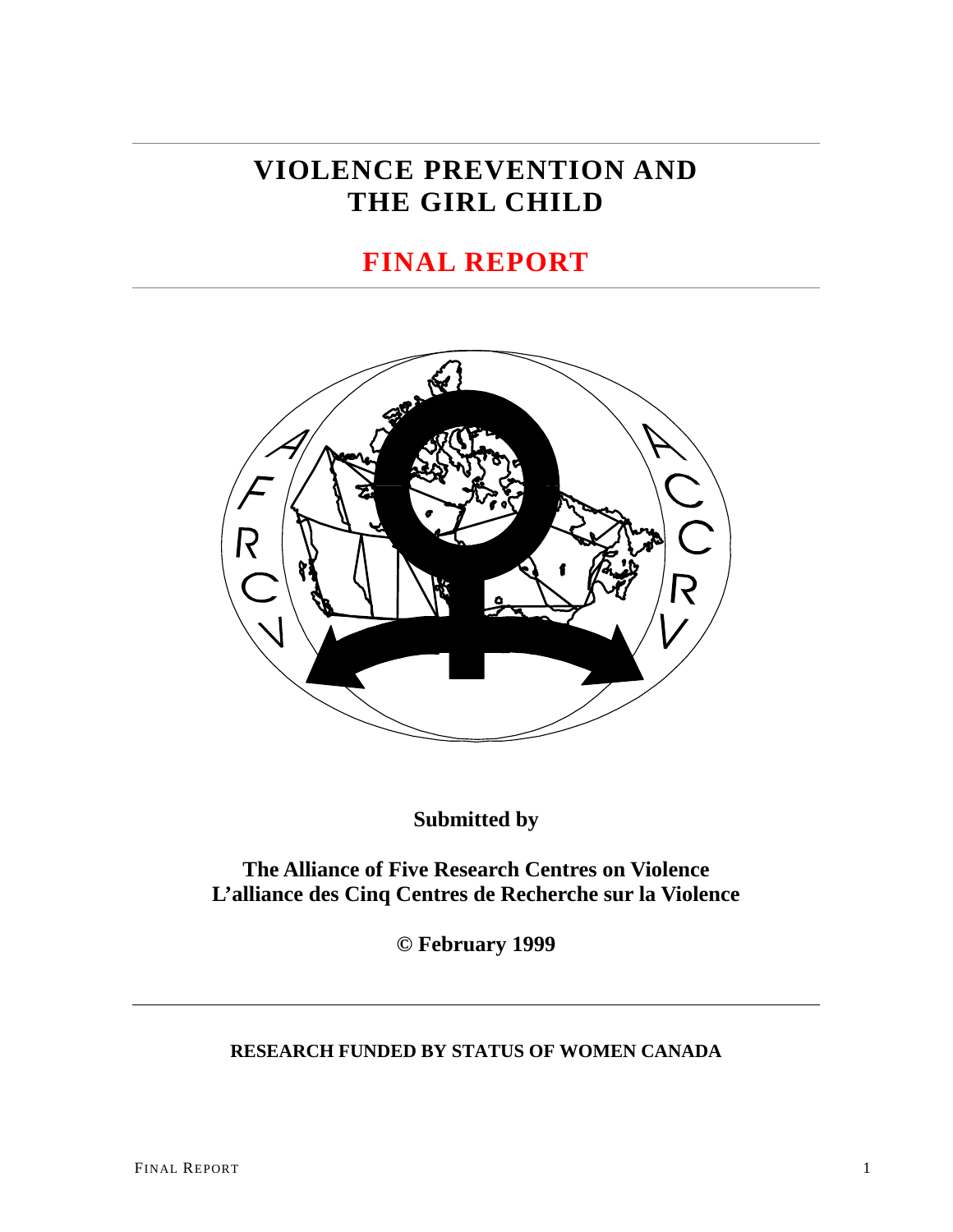# VIOLENCE PREVENTION AND THE GIRL CHILD

## FINAL REPORT

**Submitted by**

**The Alliance of Five Research Centres on Violence**
**L'alliance des Cinq Centres de Recherche sur la Violence**

**© February 1999**

**RESEARCH FUNDED BY STATUS OF WOMEN CANADA**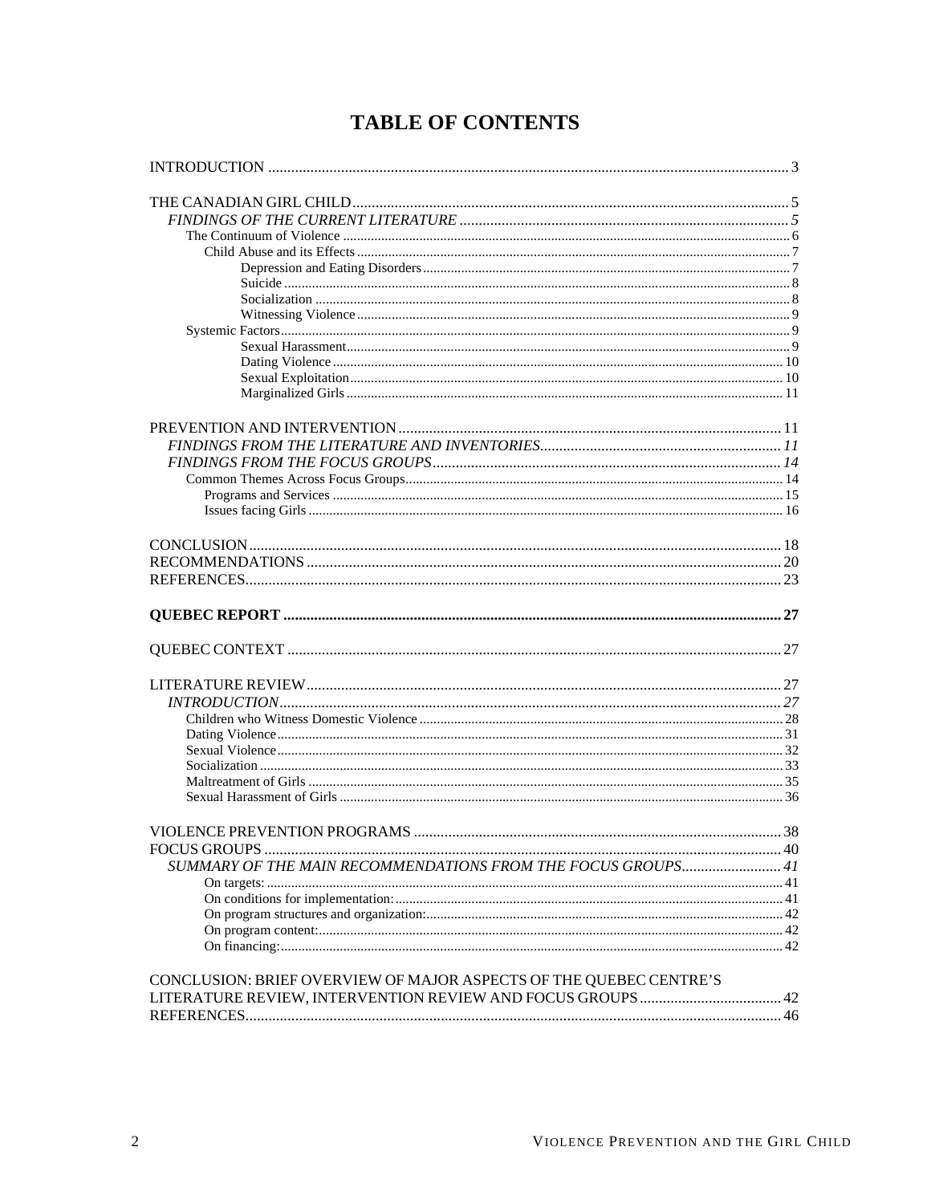# TABLE OF CONTENTS

INTRODUCTION ..... 3

THE CANADIAN GIRL CHILD ..... 5
- *FINDINGS OF THE CURRENT LITERATURE* ..... *5*
  - The Continuum of Violence ..... 6
    - Child Abuse and its Effects ..... 7
      - Depression and Eating Disorders ..... 7
      - Suicide ..... 8
      - Socialization ..... 8
      - Witnessing Violence ..... 9
  - Systemic Factors ..... 9
      - Sexual Harassment ..... 9
      - Dating Violence ..... 10
      - Sexual Exploitation ..... 10
      - Marginalized Girls ..... 11

PREVENTION AND INTERVENTION ..... 11
- *FINDINGS FROM THE LITERATURE AND INVENTORIES* ..... *11*
- *FINDINGS FROM THE FOCUS GROUPS* ..... *14*
  - Common Themes Across Focus Groups ..... 14
    - Programs and Services ..... 15
    - Issues facing Girls ..... 16

CONCLUSION ..... 18
RECOMMENDATIONS ..... 20
REFERENCES ..... 23

**QUEBEC REPORT ..... 27**

QUEBEC CONTEXT ..... 27

LITERATURE REVIEW ..... 27
- *INTRODUCTION* ..... *27*
  - Children who Witness Domestic Violence ..... 28
  - Dating Violence ..... 31
  - Sexual Violence ..... 32
  - Socialization ..... 33
  - Maltreatment of Girls ..... 35
  - Sexual Harassment of Girls ..... 36

VIOLENCE PREVENTION PROGRAMS ..... 38
FOCUS GROUPS ..... 40
- *SUMMARY OF THE MAIN RECOMMENDATIONS FROM THE FOCUS GROUPS* ..... *41*
    - On targets: ..... 41
    - On conditions for implementation: ..... 41
    - On program structures and organization: ..... 42
    - On program content: ..... 42
    - On financing: ..... 42

CONCLUSION: BRIEF OVERVIEW OF MAJOR ASPECTS OF THE QUEBEC CENTRE'S LITERATURE REVIEW, INTERVENTION REVIEW AND FOCUS GROUPS ..... 42
REFERENCES ..... 46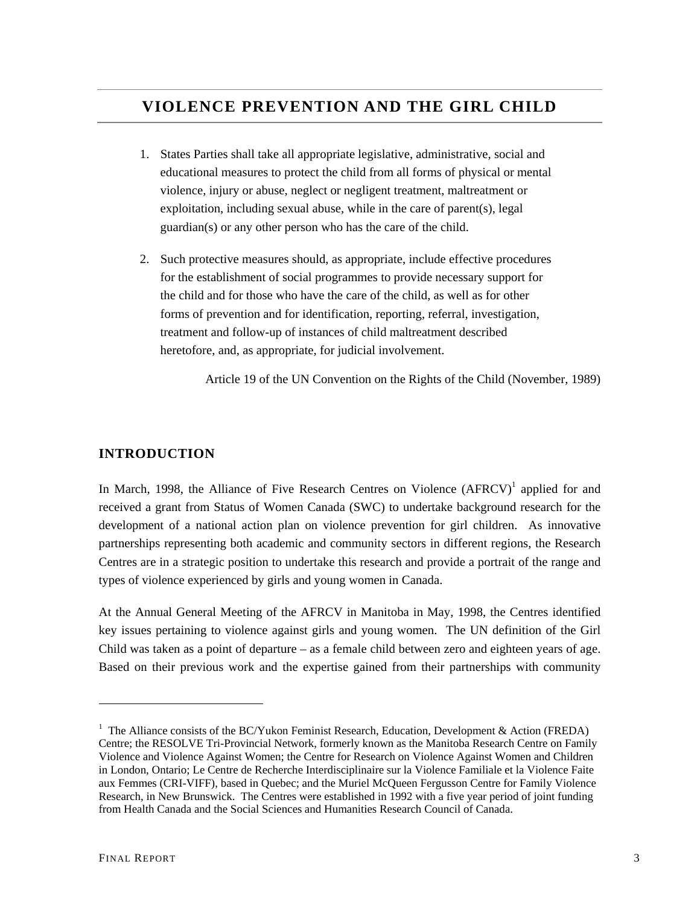# VIOLENCE PREVENTION AND THE GIRL CHILD

1. States Parties shall take all appropriate legislative, administrative, social and educational measures to protect the child from all forms of physical or mental violence, injury or abuse, neglect or negligent treatment, maltreatment or exploitation, including sexual abuse, while in the care of parent(s), legal guardian(s) or any other person who has the care of the child.

2. Such protective measures should, as appropriate, include effective procedures for the establishment of social programmes to provide necessary support for the child and for those who have the care of the child, as well as for other forms of prevention and for identification, reporting, referral, investigation, treatment and follow-up of instances of child maltreatment described heretofore, and, as appropriate, for judicial involvement.

Article 19 of the UN Convention on the Rights of the Child (November, 1989)

## INTRODUCTION

In March, 1998, the Alliance of Five Research Centres on Violence (AFRCV)[1] applied for and received a grant from Status of Women Canada (SWC) to undertake background research for the development of a national action plan on violence prevention for girl children. As innovative partnerships representing both academic and community sectors in different regions, the Research Centres are in a strategic position to undertake this research and provide a portrait of the range and types of violence experienced by girls and young women in Canada.

At the Annual General Meeting of the AFRCV in Manitoba in May, 1998, the Centres identified key issues pertaining to violence against girls and young women. The UN definition of the Girl Child was taken as a point of departure – as a female child between zero and eighteen years of age. Based on their previous work and the expertise gained from their partnerships with community

[1] The Alliance consists of the BC/Yukon Feminist Research, Education, Development & Action (FREDA) Centre; the RESOLVE Tri-Provincial Network, formerly known as the Manitoba Research Centre on Family Violence and Violence Against Women; the Centre for Research on Violence Against Women and Children in London, Ontario; Le Centre de Recherche Interdisciplinaire sur la Violence Familiale et la Violence Faite aux Femmes (CRI-VIFF), based in Quebec; and the Muriel McQueen Fergusson Centre for Family Violence Research, in New Brunswick. The Centres were established in 1992 with a five year period of joint funding from Health Canada and the Social Sciences and Humanities Research Council of Canada.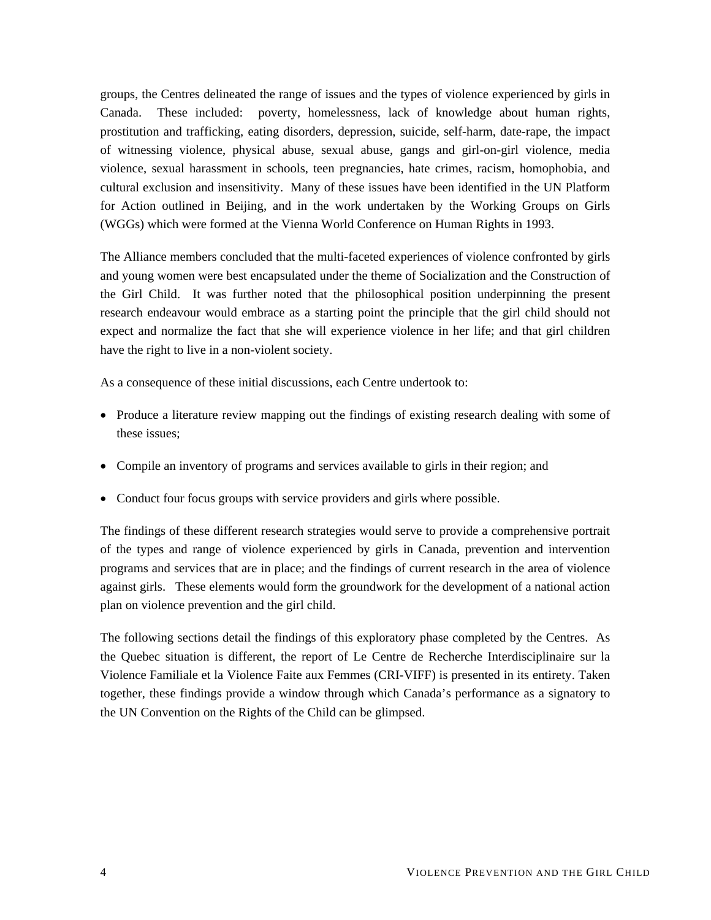groups, the Centres delineated the range of issues and the types of violence experienced by girls in Canada. These included: poverty, homelessness, lack of knowledge about human rights, prostitution and trafficking, eating disorders, depression, suicide, self-harm, date-rape, the impact of witnessing violence, physical abuse, sexual abuse, gangs and girl-on-girl violence, media violence, sexual harassment in schools, teen pregnancies, hate crimes, racism, homophobia, and cultural exclusion and insensitivity. Many of these issues have been identified in the UN Platform for Action outlined in Beijing, and in the work undertaken by the Working Groups on Girls (WGGs) which were formed at the Vienna World Conference on Human Rights in 1993.

The Alliance members concluded that the multi-faceted experiences of violence confronted by girls and young women were best encapsulated under the theme of Socialization and the Construction of the Girl Child. It was further noted that the philosophical position underpinning the present research endeavour would embrace as a starting point the principle that the girl child should not expect and normalize the fact that she will experience violence in her life; and that girl children have the right to live in a non-violent society.

As a consequence of these initial discussions, each Centre undertook to:

- Produce a literature review mapping out the findings of existing research dealing with some of these issues;
- Compile an inventory of programs and services available to girls in their region; and
- Conduct four focus groups with service providers and girls where possible.

The findings of these different research strategies would serve to provide a comprehensive portrait of the types and range of violence experienced by girls in Canada, prevention and intervention programs and services that are in place; and the findings of current research in the area of violence against girls. These elements would form the groundwork for the development of a national action plan on violence prevention and the girl child.

The following sections detail the findings of this exploratory phase completed by the Centres. As the Quebec situation is different, the report of Le Centre de Recherche Interdisciplinaire sur la Violence Familiale et la Violence Faite aux Femmes (CRI-VIFF) is presented in its entirety. Taken together, these findings provide a window through which Canada's performance as a signatory to the UN Convention on the Rights of the Child can be glimpsed.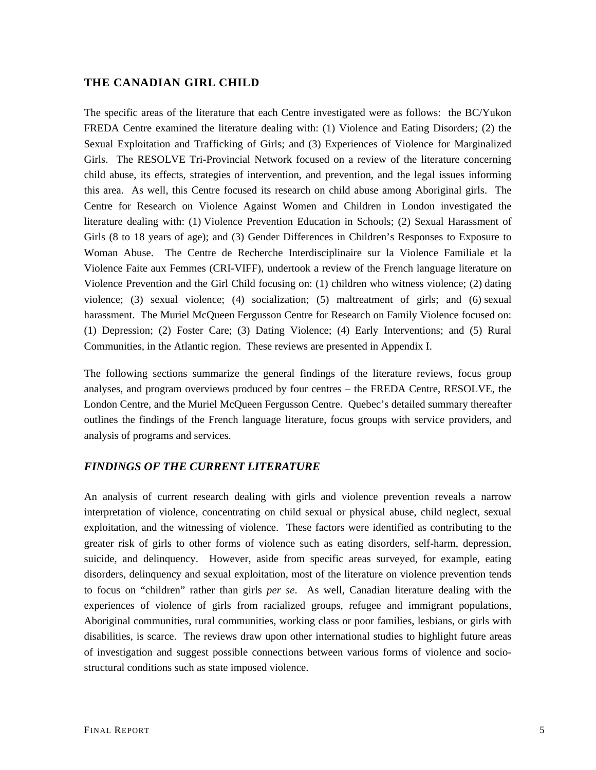## THE CANADIAN GIRL CHILD

The specific areas of the literature that each Centre investigated were as follows: the BC/Yukon FREDA Centre examined the literature dealing with: (1) Violence and Eating Disorders; (2) the Sexual Exploitation and Trafficking of Girls; and (3) Experiences of Violence for Marginalized Girls. The RESOLVE Tri-Provincial Network focused on a review of the literature concerning child abuse, its effects, strategies of intervention, and prevention, and the legal issues informing this area. As well, this Centre focused its research on child abuse among Aboriginal girls. The Centre for Research on Violence Against Women and Children in London investigated the literature dealing with: (1) Violence Prevention Education in Schools; (2) Sexual Harassment of Girls (8 to 18 years of age); and (3) Gender Differences in Children's Responses to Exposure to Woman Abuse. The Centre de Recherche Interdisciplinaire sur la Violence Familiale et la Violence Faite aux Femmes (CRI-VIFF), undertook a review of the French language literature on Violence Prevention and the Girl Child focusing on: (1) children who witness violence; (2) dating violence; (3) sexual violence; (4) socialization; (5) maltreatment of girls; and (6) sexual harassment. The Muriel McQueen Fergusson Centre for Research on Family Violence focused on: (1) Depression; (2) Foster Care; (3) Dating Violence; (4) Early Interventions; and (5) Rural Communities, in the Atlantic region. These reviews are presented in Appendix I.

The following sections summarize the general findings of the literature reviews, focus group analyses, and program overviews produced by four centres – the FREDA Centre, RESOLVE, the London Centre, and the Muriel McQueen Fergusson Centre. Quebec's detailed summary thereafter outlines the findings of the French language literature, focus groups with service providers, and analysis of programs and services.

### *FINDINGS OF THE CURRENT LITERATURE*

An analysis of current research dealing with girls and violence prevention reveals a narrow interpretation of violence, concentrating on child sexual or physical abuse, child neglect, sexual exploitation, and the witnessing of violence. These factors were identified as contributing to the greater risk of girls to other forms of violence such as eating disorders, self-harm, depression, suicide, and delinquency. However, aside from specific areas surveyed, for example, eating disorders, delinquency and sexual exploitation, most of the literature on violence prevention tends to focus on "children" rather than girls *per se*. As well, Canadian literature dealing with the experiences of violence of girls from racialized groups, refugee and immigrant populations, Aboriginal communities, rural communities, working class or poor families, lesbians, or girls with disabilities, is scarce. The reviews draw upon other international studies to highlight future areas of investigation and suggest possible connections between various forms of violence and socio-structural conditions such as state imposed violence.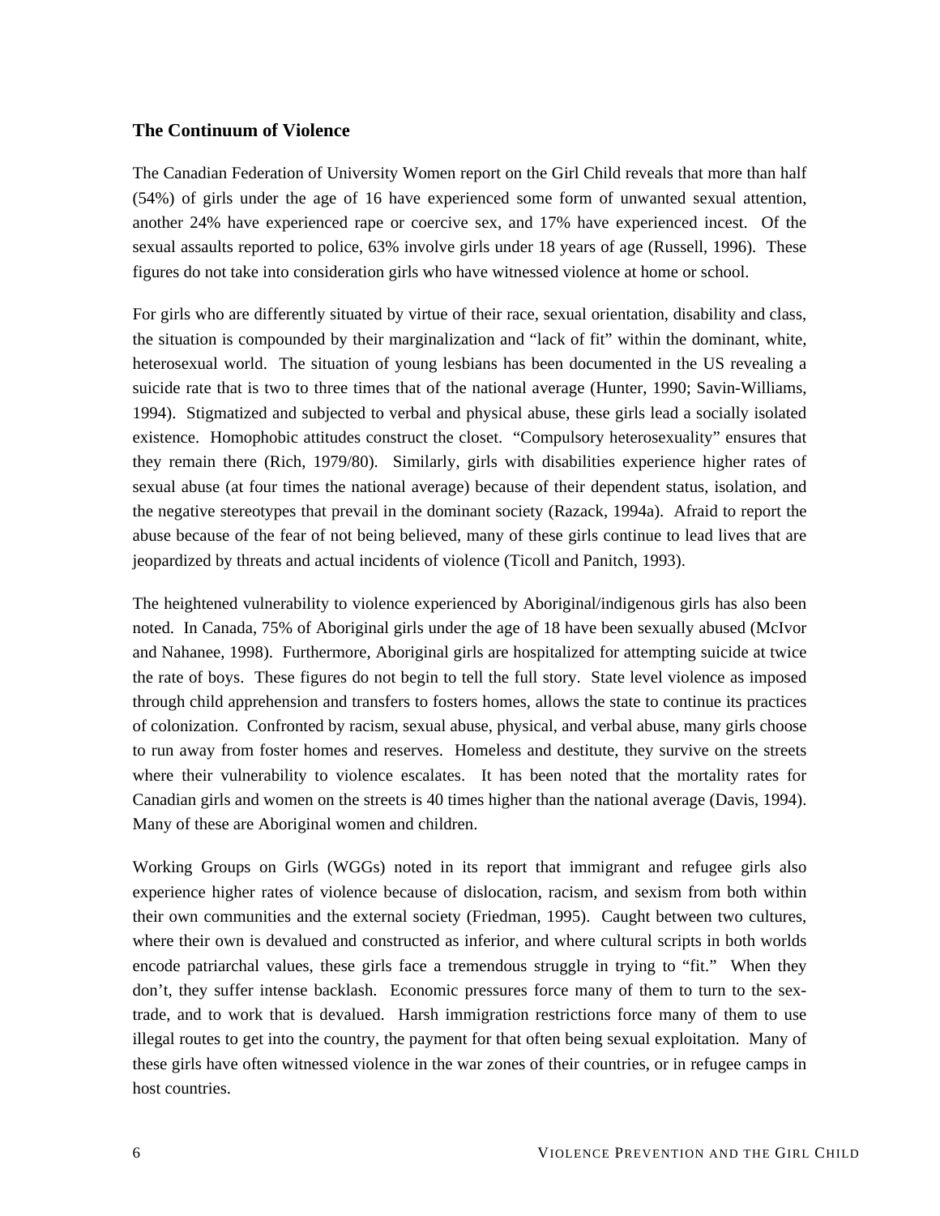### The Continuum of Violence

The Canadian Federation of University Women report on the Girl Child reveals that more than half (54%) of girls under the age of 16 have experienced some form of unwanted sexual attention, another 24% have experienced rape or coercive sex, and 17% have experienced incest. Of the sexual assaults reported to police, 63% involve girls under 18 years of age (Russell, 1996). These figures do not take into consideration girls who have witnessed violence at home or school.

For girls who are differently situated by virtue of their race, sexual orientation, disability and class, the situation is compounded by their marginalization and "lack of fit" within the dominant, white, heterosexual world. The situation of young lesbians has been documented in the US revealing a suicide rate that is two to three times that of the national average (Hunter, 1990; Savin-Williams, 1994). Stigmatized and subjected to verbal and physical abuse, these girls lead a socially isolated existence. Homophobic attitudes construct the closet. "Compulsory heterosexuality" ensures that they remain there (Rich, 1979/80). Similarly, girls with disabilities experience higher rates of sexual abuse (at four times the national average) because of their dependent status, isolation, and the negative stereotypes that prevail in the dominant society (Razack, 1994a). Afraid to report the abuse because of the fear of not being believed, many of these girls continue to lead lives that are jeopardized by threats and actual incidents of violence (Ticoll and Panitch, 1993).

The heightened vulnerability to violence experienced by Aboriginal/indigenous girls has also been noted. In Canada, 75% of Aboriginal girls under the age of 18 have been sexually abused (McIvor and Nahanee, 1998). Furthermore, Aboriginal girls are hospitalized for attempting suicide at twice the rate of boys. These figures do not begin to tell the full story. State level violence as imposed through child apprehension and transfers to fosters homes, allows the state to continue its practices of colonization. Confronted by racism, sexual abuse, physical, and verbal abuse, many girls choose to run away from foster homes and reserves. Homeless and destitute, they survive on the streets where their vulnerability to violence escalates. It has been noted that the mortality rates for Canadian girls and women on the streets is 40 times higher than the national average (Davis, 1994). Many of these are Aboriginal women and children.

Working Groups on Girls (WGGs) noted in its report that immigrant and refugee girls also experience higher rates of violence because of dislocation, racism, and sexism from both within their own communities and the external society (Friedman, 1995). Caught between two cultures, where their own is devalued and constructed as inferior, and where cultural scripts in both worlds encode patriarchal values, these girls face a tremendous struggle in trying to "fit." When they don't, they suffer intense backlash. Economic pressures force many of them to turn to the sex-trade, and to work that is devalued. Harsh immigration restrictions force many of them to use illegal routes to get into the country, the payment for that often being sexual exploitation. Many of these girls have often witnessed violence in the war zones of their countries, or in refugee camps in host countries.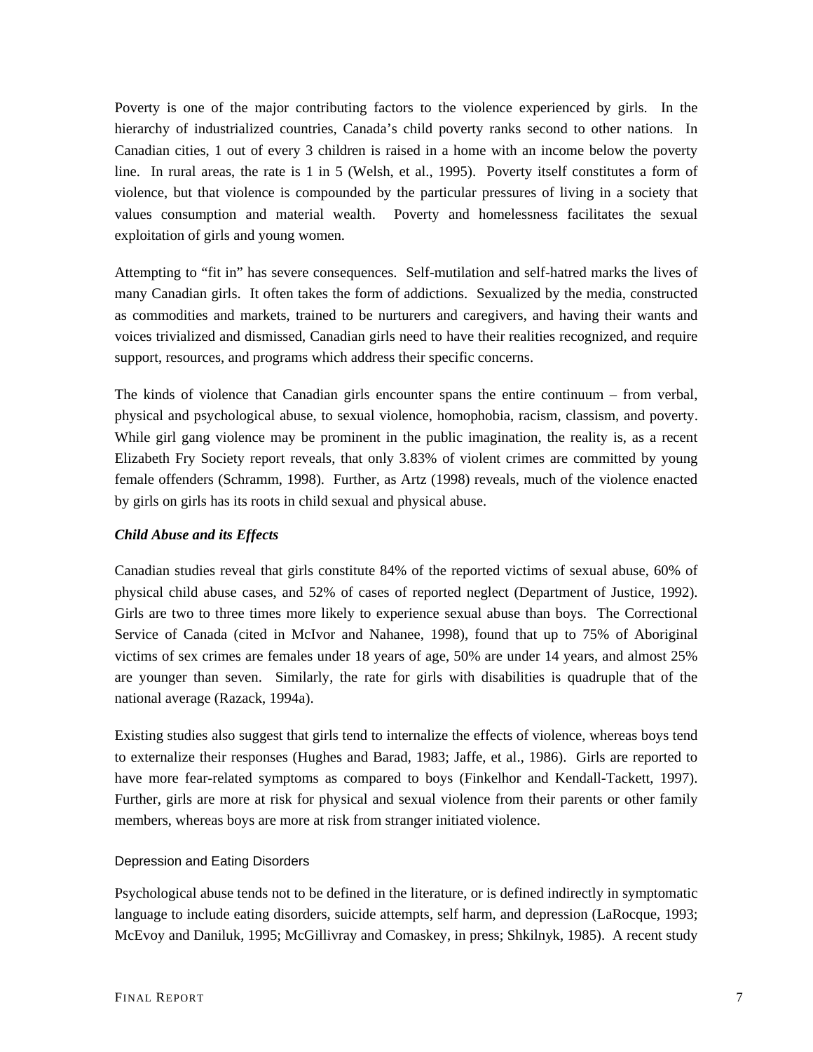Poverty is one of the major contributing factors to the violence experienced by girls. In the hierarchy of industrialized countries, Canada's child poverty ranks second to other nations. In Canadian cities, 1 out of every 3 children is raised in a home with an income below the poverty line. In rural areas, the rate is 1 in 5 (Welsh, et al., 1995). Poverty itself constitutes a form of violence, but that violence is compounded by the particular pressures of living in a society that values consumption and material wealth. Poverty and homelessness facilitates the sexual exploitation of girls and young women.

Attempting to "fit in" has severe consequences. Self-mutilation and self-hatred marks the lives of many Canadian girls. It often takes the form of addictions. Sexualized by the media, constructed as commodities and markets, trained to be nurturers and caregivers, and having their wants and voices trivialized and dismissed, Canadian girls need to have their realities recognized, and require support, resources, and programs which address their specific concerns.

The kinds of violence that Canadian girls encounter spans the entire continuum – from verbal, physical and psychological abuse, to sexual violence, homophobia, racism, classism, and poverty. While girl gang violence may be prominent in the public imagination, the reality is, as a recent Elizabeth Fry Society report reveals, that only 3.83% of violent crimes are committed by young female offenders (Schramm, 1998). Further, as Artz (1998) reveals, much of the violence enacted by girls on girls has its roots in child sexual and physical abuse.

### *Child Abuse and its Effects*

Canadian studies reveal that girls constitute 84% of the reported victims of sexual abuse, 60% of physical child abuse cases, and 52% of cases of reported neglect (Department of Justice, 1992). Girls are two to three times more likely to experience sexual abuse than boys. The Correctional Service of Canada (cited in McIvor and Nahanee, 1998), found that up to 75% of Aboriginal victims of sex crimes are females under 18 years of age, 50% are under 14 years, and almost 25% are younger than seven. Similarly, the rate for girls with disabilities is quadruple that of the national average (Razack, 1994a).

Existing studies also suggest that girls tend to internalize the effects of violence, whereas boys tend to externalize their responses (Hughes and Barad, 1983; Jaffe, et al., 1986). Girls are reported to have more fear-related symptoms as compared to boys (Finkelhor and Kendall-Tackett, 1997). Further, girls are more at risk for physical and sexual violence from their parents or other family members, whereas boys are more at risk from stranger initiated violence.

#### Depression and Eating Disorders

Psychological abuse tends not to be defined in the literature, or is defined indirectly in symptomatic language to include eating disorders, suicide attempts, self harm, and depression (LaRocque, 1993; McEvoy and Daniluk, 1995; McGillivray and Comaskey, in press; Shkilnyk, 1985). A recent study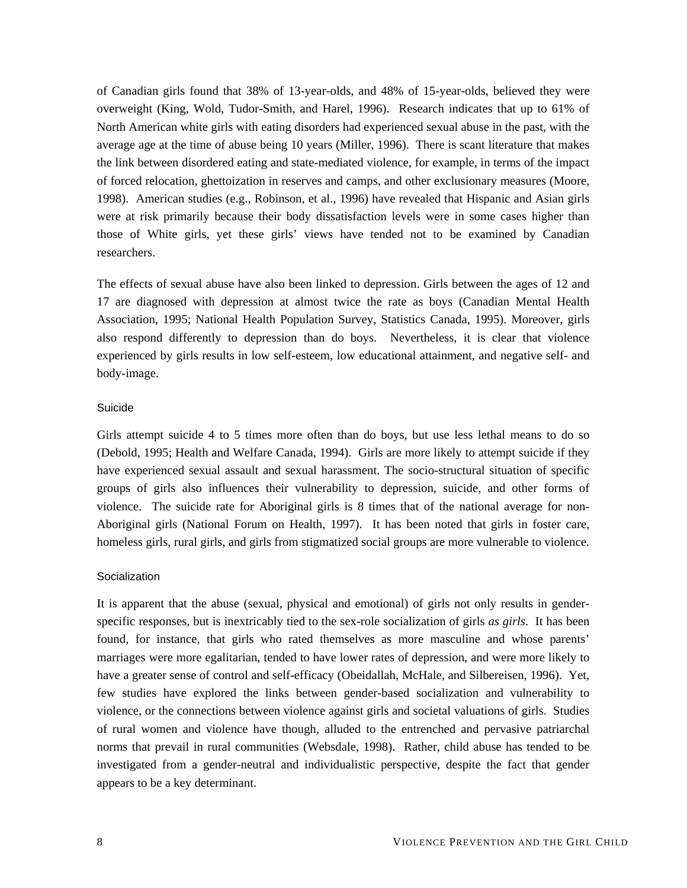of Canadian girls found that 38% of 13-year-olds, and 48% of 15-year-olds, believed they were overweight (King, Wold, Tudor-Smith, and Harel, 1996). Research indicates that up to 61% of North American white girls with eating disorders had experienced sexual abuse in the past, with the average age at the time of abuse being 10 years (Miller, 1996). There is scant literature that makes the link between disordered eating and state-mediated violence, for example, in terms of the impact of forced relocation, ghettoization in reserves and camps, and other exclusionary measures (Moore, 1998). American studies (e.g., Robinson, et al., 1996) have revealed that Hispanic and Asian girls were at risk primarily because their body dissatisfaction levels were in some cases higher than those of White girls, yet these girls' views have tended not to be examined by Canadian researchers.

The effects of sexual abuse have also been linked to depression. Girls between the ages of 12 and 17 are diagnosed with depression at almost twice the rate as boys (Canadian Mental Health Association, 1995; National Health Population Survey, Statistics Canada, 1995). Moreover, girls also respond differently to depression than do boys. Nevertheless, it is clear that violence experienced by girls results in low self-esteem, low educational attainment, and negative self- and body-image.

### Suicide

Girls attempt suicide 4 to 5 times more often than do boys, but use less lethal means to do so (Debold, 1995; Health and Welfare Canada, 1994). Girls are more likely to attempt suicide if they have experienced sexual assault and sexual harassment. The socio-structural situation of specific groups of girls also influences their vulnerability to depression, suicide, and other forms of violence. The suicide rate for Aboriginal girls is 8 times that of the national average for non-Aboriginal girls (National Forum on Health, 1997). It has been noted that girls in foster care, homeless girls, rural girls, and girls from stigmatized social groups are more vulnerable to violence.

### Socialization

It is apparent that the abuse (sexual, physical and emotional) of girls not only results in gender-specific responses, but is inextricably tied to the sex-role socialization of girls *as girls*. It has been found, for instance, that girls who rated themselves as more masculine and whose parents' marriages were more egalitarian, tended to have lower rates of depression, and were more likely to have a greater sense of control and self-efficacy (Obeidallah, McHale, and Silbereisen, 1996). Yet, few studies have explored the links between gender-based socialization and vulnerability to violence, or the connections between violence against girls and societal valuations of girls. Studies of rural women and violence have though, alluded to the entrenched and pervasive patriarchal norms that prevail in rural communities (Websdale, 1998). Rather, child abuse has tended to be investigated from a gender-neutral and individualistic perspective, despite the fact that gender appears to be a key determinant.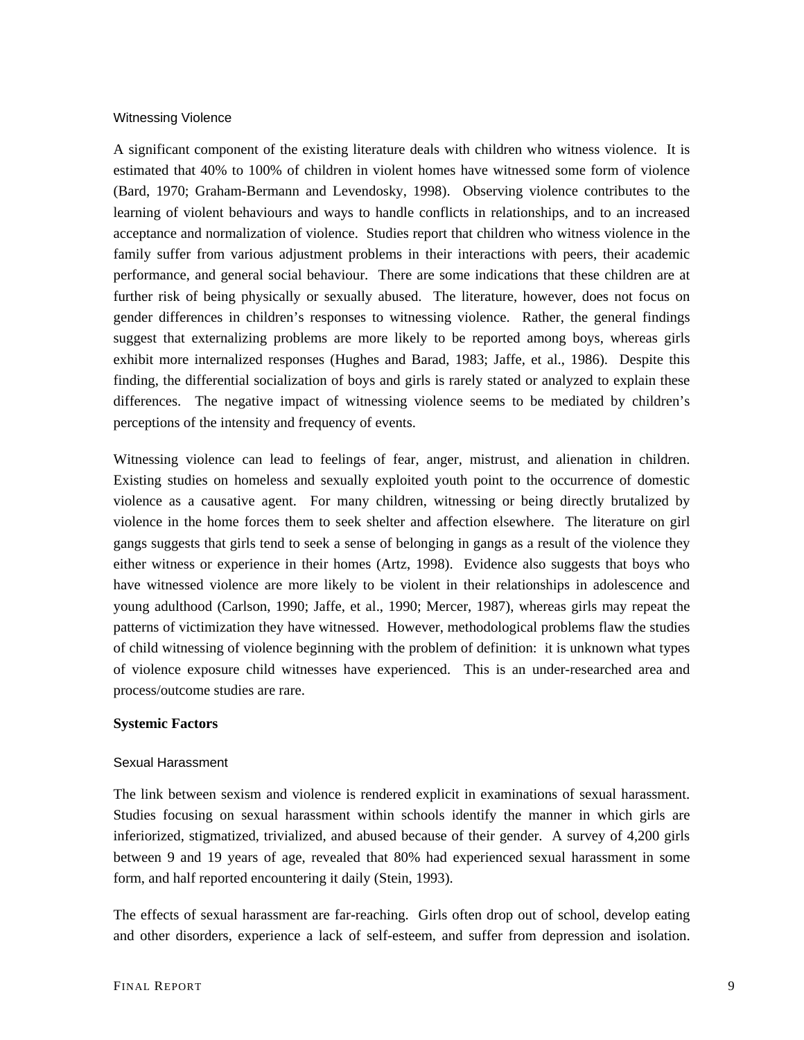### Witnessing Violence

A significant component of the existing literature deals with children who witness violence. It is estimated that 40% to 100% of children in violent homes have witnessed some form of violence (Bard, 1970; Graham-Bermann and Levendosky, 1998). Observing violence contributes to the learning of violent behaviours and ways to handle conflicts in relationships, and to an increased acceptance and normalization of violence. Studies report that children who witness violence in the family suffer from various adjustment problems in their interactions with peers, their academic performance, and general social behaviour. There are some indications that these children are at further risk of being physically or sexually abused. The literature, however, does not focus on gender differences in children's responses to witnessing violence. Rather, the general findings suggest that externalizing problems are more likely to be reported among boys, whereas girls exhibit more internalized responses (Hughes and Barad, 1983; Jaffe, et al., 1986). Despite this finding, the differential socialization of boys and girls is rarely stated or analyzed to explain these differences. The negative impact of witnessing violence seems to be mediated by children's perceptions of the intensity and frequency of events.

Witnessing violence can lead to feelings of fear, anger, mistrust, and alienation in children. Existing studies on homeless and sexually exploited youth point to the occurrence of domestic violence as a causative agent. For many children, witnessing or being directly brutalized by violence in the home forces them to seek shelter and affection elsewhere. The literature on girl gangs suggests that girls tend to seek a sense of belonging in gangs as a result of the violence they either witness or experience in their homes (Artz, 1998). Evidence also suggests that boys who have witnessed violence are more likely to be violent in their relationships in adolescence and young adulthood (Carlson, 1990; Jaffe, et al., 1990; Mercer, 1987), whereas girls may repeat the patterns of victimization they have witnessed. However, methodological problems flaw the studies of child witnessing of violence beginning with the problem of definition: it is unknown what types of violence exposure child witnesses have experienced. This is an under-researched area and process/outcome studies are rare.

## Systemic Factors

### Sexual Harassment

The link between sexism and violence is rendered explicit in examinations of sexual harassment. Studies focusing on sexual harassment within schools identify the manner in which girls are inferiorized, stigmatized, trivialized, and abused because of their gender. A survey of 4,200 girls between 9 and 19 years of age, revealed that 80% had experienced sexual harassment in some form, and half reported encountering it daily (Stein, 1993).

The effects of sexual harassment are far-reaching. Girls often drop out of school, develop eating and other disorders, experience a lack of self-esteem, and suffer from depression and isolation.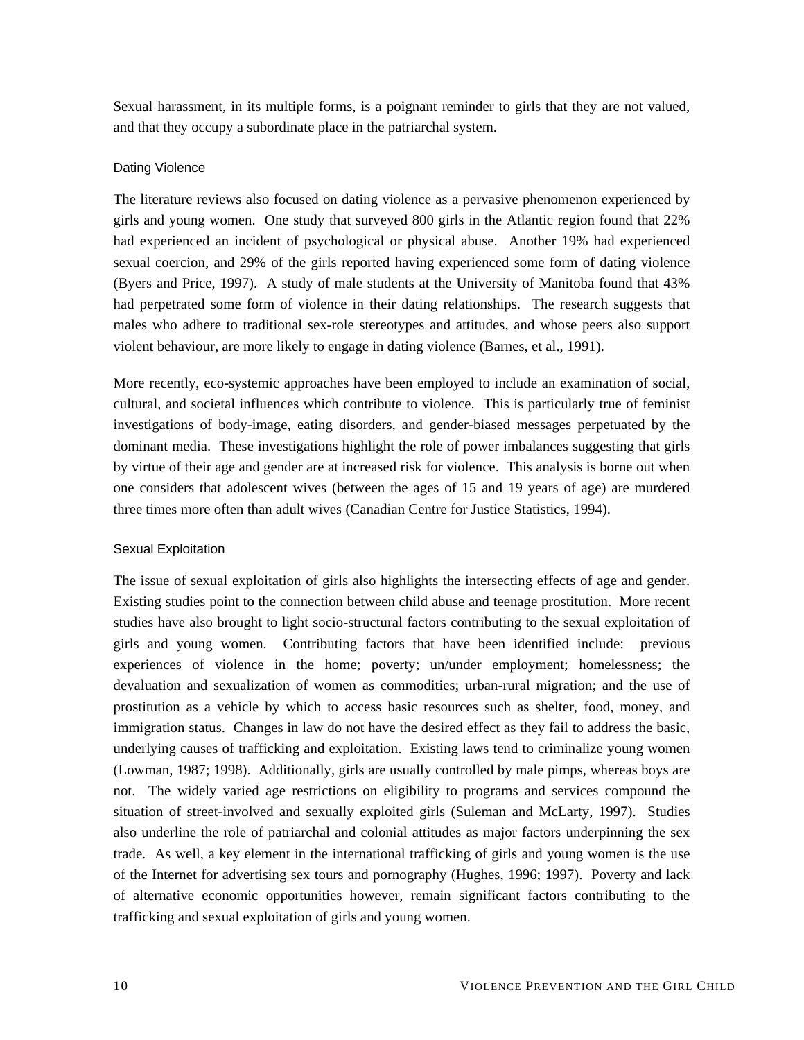Sexual harassment, in its multiple forms, is a poignant reminder to girls that they are not valued, and that they occupy a subordinate place in the patriarchal system.

### Dating Violence

The literature reviews also focused on dating violence as a pervasive phenomenon experienced by girls and young women. One study that surveyed 800 girls in the Atlantic region found that 22% had experienced an incident of psychological or physical abuse. Another 19% had experienced sexual coercion, and 29% of the girls reported having experienced some form of dating violence (Byers and Price, 1997). A study of male students at the University of Manitoba found that 43% had perpetrated some form of violence in their dating relationships. The research suggests that males who adhere to traditional sex-role stereotypes and attitudes, and whose peers also support violent behaviour, are more likely to engage in dating violence (Barnes, et al., 1991).

More recently, eco-systemic approaches have been employed to include an examination of social, cultural, and societal influences which contribute to violence. This is particularly true of feminist investigations of body-image, eating disorders, and gender-biased messages perpetuated by the dominant media. These investigations highlight the role of power imbalances suggesting that girls by virtue of their age and gender are at increased risk for violence. This analysis is borne out when one considers that adolescent wives (between the ages of 15 and 19 years of age) are murdered three times more often than adult wives (Canadian Centre for Justice Statistics, 1994).

### Sexual Exploitation

The issue of sexual exploitation of girls also highlights the intersecting effects of age and gender. Existing studies point to the connection between child abuse and teenage prostitution. More recent studies have also brought to light socio-structural factors contributing to the sexual exploitation of girls and young women. Contributing factors that have been identified include: previous experiences of violence in the home; poverty; un/under employment; homelessness; the devaluation and sexualization of women as commodities; urban-rural migration; and the use of prostitution as a vehicle by which to access basic resources such as shelter, food, money, and immigration status. Changes in law do not have the desired effect as they fail to address the basic, underlying causes of trafficking and exploitation. Existing laws tend to criminalize young women (Lowman, 1987; 1998). Additionally, girls are usually controlled by male pimps, whereas boys are not. The widely varied age restrictions on eligibility to programs and services compound the situation of street-involved and sexually exploited girls (Suleman and McLarty, 1997). Studies also underline the role of patriarchal and colonial attitudes as major factors underpinning the sex trade. As well, a key element in the international trafficking of girls and young women is the use of the Internet for advertising sex tours and pornography (Hughes, 1996; 1997). Poverty and lack of alternative economic opportunities however, remain significant factors contributing to the trafficking and sexual exploitation of girls and young women.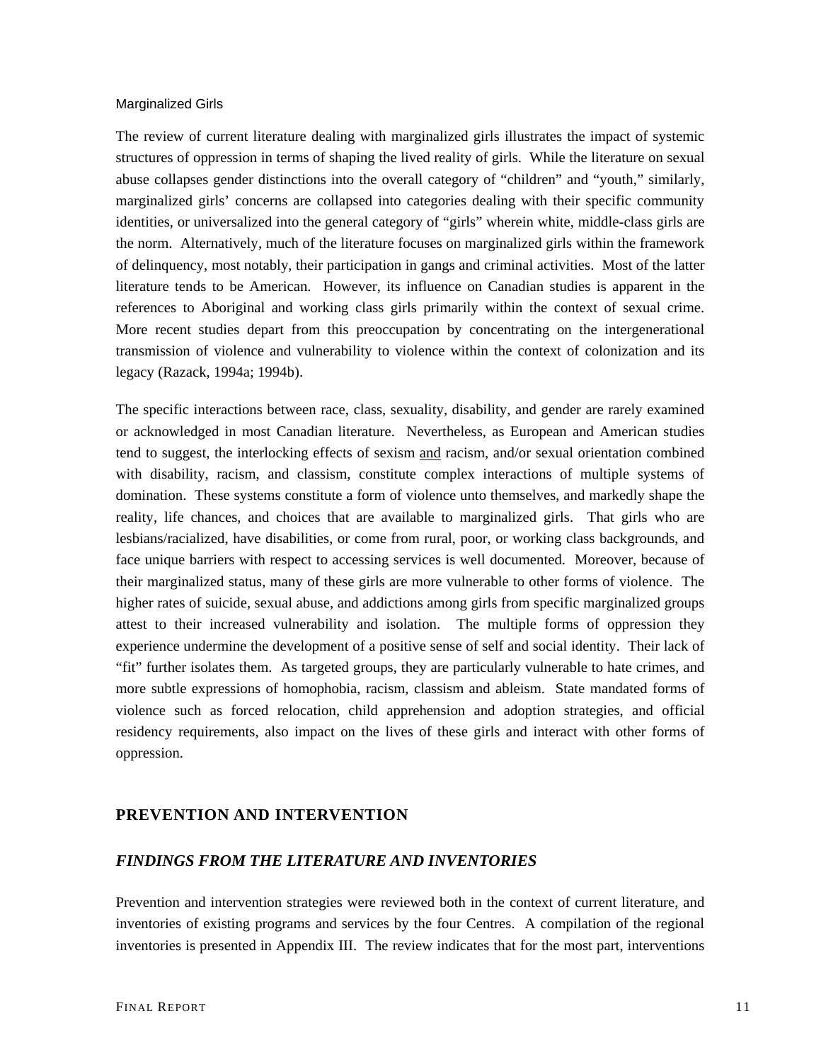### Marginalized Girls

The review of current literature dealing with marginalized girls illustrates the impact of systemic structures of oppression in terms of shaping the lived reality of girls. While the literature on sexual abuse collapses gender distinctions into the overall category of "children" and "youth," similarly, marginalized girls' concerns are collapsed into categories dealing with their specific community identities, or universalized into the general category of "girls" wherein white, middle-class girls are the norm. Alternatively, much of the literature focuses on marginalized girls within the framework of delinquency, most notably, their participation in gangs and criminal activities. Most of the latter literature tends to be American. However, its influence on Canadian studies is apparent in the references to Aboriginal and working class girls primarily within the context of sexual crime. More recent studies depart from this preoccupation by concentrating on the intergenerational transmission of violence and vulnerability to violence within the context of colonization and its legacy (Razack, 1994a; 1994b).

The specific interactions between race, class, sexuality, disability, and gender are rarely examined or acknowledged in most Canadian literature. Nevertheless, as European and American studies tend to suggest, the interlocking effects of sexism <u>and</u> racism, and/or sexual orientation combined with disability, racism, and classism, constitute complex interactions of multiple systems of domination. These systems constitute a form of violence unto themselves, and markedly shape the reality, life chances, and choices that are available to marginalized girls. That girls who are lesbians/racialized, have disabilities, or come from rural, poor, or working class backgrounds, and face unique barriers with respect to accessing services is well documented. Moreover, because of their marginalized status, many of these girls are more vulnerable to other forms of violence. The higher rates of suicide, sexual abuse, and addictions among girls from specific marginalized groups attest to their increased vulnerability and isolation. The multiple forms of oppression they experience undermine the development of a positive sense of self and social identity. Their lack of "fit" further isolates them. As targeted groups, they are particularly vulnerable to hate crimes, and more subtle expressions of homophobia, racism, classism and ableism. State mandated forms of violence such as forced relocation, child apprehension and adoption strategies, and official residency requirements, also impact on the lives of these girls and interact with other forms of oppression.

## PREVENTION AND INTERVENTION

### *FINDINGS FROM THE LITERATURE AND INVENTORIES*

Prevention and intervention strategies were reviewed both in the context of current literature, and inventories of existing programs and services by the four Centres. A compilation of the regional inventories is presented in Appendix III. The review indicates that for the most part, interventions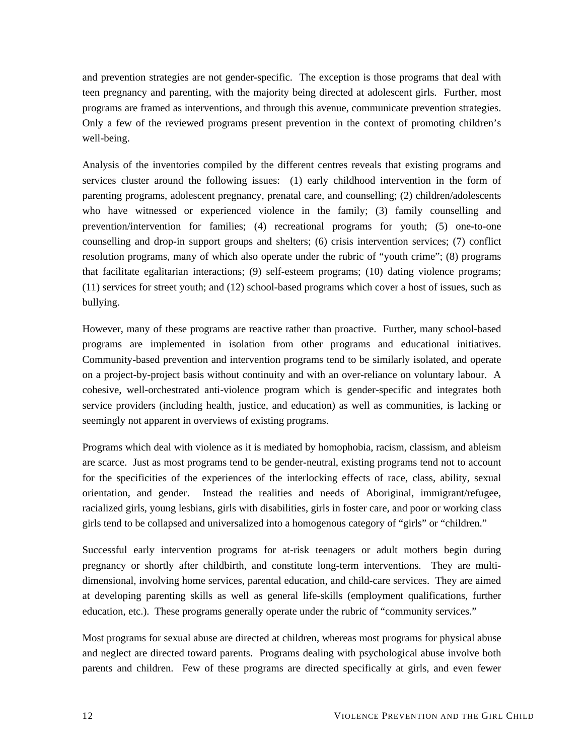and prevention strategies are not gender-specific. The exception is those programs that deal with teen pregnancy and parenting, with the majority being directed at adolescent girls. Further, most programs are framed as interventions, and through this avenue, communicate prevention strategies. Only a few of the reviewed programs present prevention in the context of promoting children's well-being.

Analysis of the inventories compiled by the different centres reveals that existing programs and services cluster around the following issues: (1) early childhood intervention in the form of parenting programs, adolescent pregnancy, prenatal care, and counselling; (2) children/adolescents who have witnessed or experienced violence in the family; (3) family counselling and prevention/intervention for families; (4) recreational programs for youth; (5) one-to-one counselling and drop-in support groups and shelters; (6) crisis intervention services; (7) conflict resolution programs, many of which also operate under the rubric of "youth crime"; (8) programs that facilitate egalitarian interactions; (9) self-esteem programs; (10) dating violence programs; (11) services for street youth; and (12) school-based programs which cover a host of issues, such as bullying.

However, many of these programs are reactive rather than proactive. Further, many school-based programs are implemented in isolation from other programs and educational initiatives. Community-based prevention and intervention programs tend to be similarly isolated, and operate on a project-by-project basis without continuity and with an over-reliance on voluntary labour. A cohesive, well-orchestrated anti-violence program which is gender-specific and integrates both service providers (including health, justice, and education) as well as communities, is lacking or seemingly not apparent in overviews of existing programs.

Programs which deal with violence as it is mediated by homophobia, racism, classism, and ableism are scarce. Just as most programs tend to be gender-neutral, existing programs tend not to account for the specificities of the experiences of the interlocking effects of race, class, ability, sexual orientation, and gender. Instead the realities and needs of Aboriginal, immigrant/refugee, racialized girls, young lesbians, girls with disabilities, girls in foster care, and poor or working class girls tend to be collapsed and universalized into a homogenous category of "girls" or "children."

Successful early intervention programs for at-risk teenagers or adult mothers begin during pregnancy or shortly after childbirth, and constitute long-term interventions. They are multi-dimensional, involving home services, parental education, and child-care services. They are aimed at developing parenting skills as well as general life-skills (employment qualifications, further education, etc.). These programs generally operate under the rubric of "community services."

Most programs for sexual abuse are directed at children, whereas most programs for physical abuse and neglect are directed toward parents. Programs dealing with psychological abuse involve both parents and children. Few of these programs are directed specifically at girls, and even fewer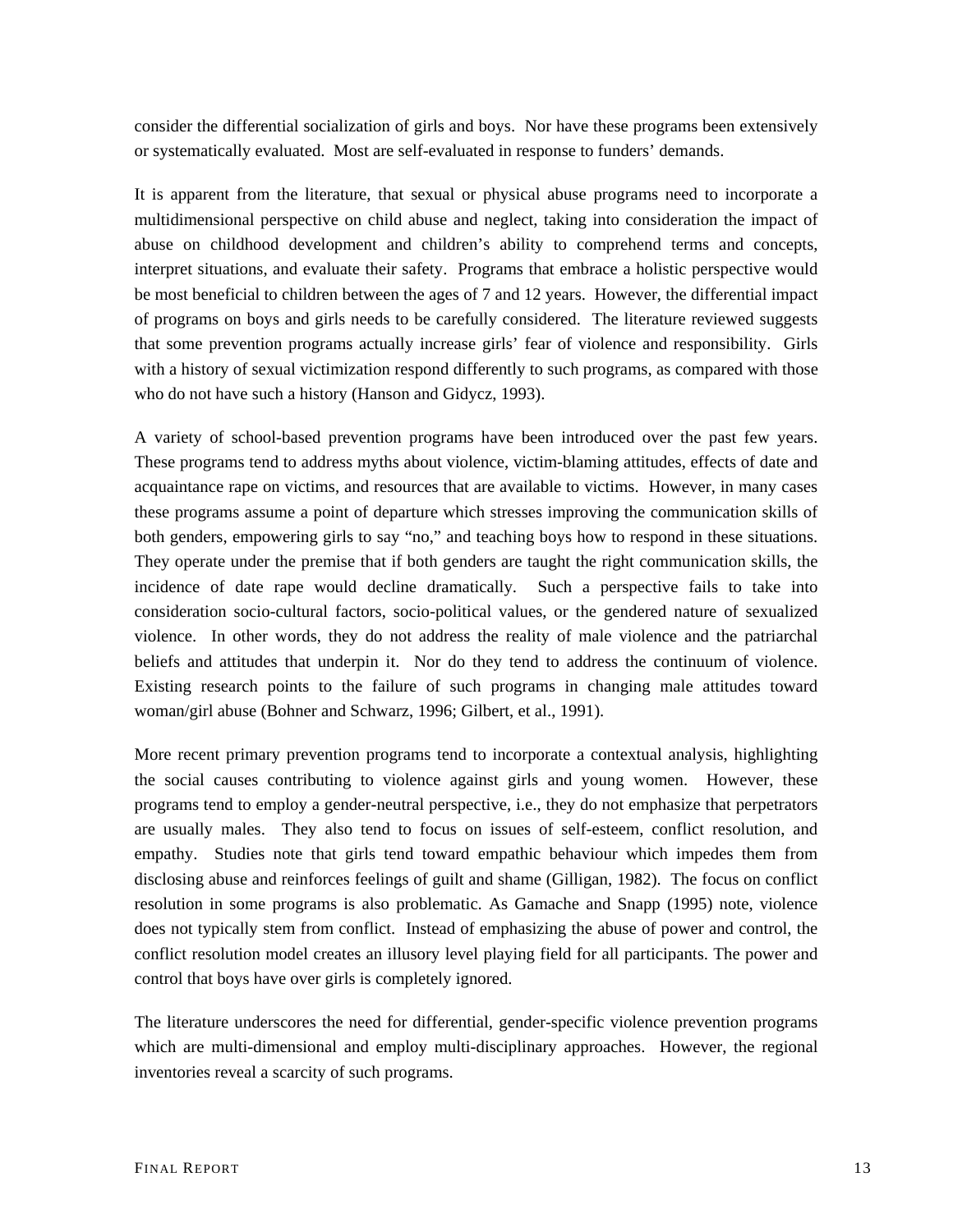consider the differential socialization of girls and boys. Nor have these programs been extensively or systematically evaluated. Most are self-evaluated in response to funders' demands.

It is apparent from the literature, that sexual or physical abuse programs need to incorporate a multidimensional perspective on child abuse and neglect, taking into consideration the impact of abuse on childhood development and children's ability to comprehend terms and concepts, interpret situations, and evaluate their safety. Programs that embrace a holistic perspective would be most beneficial to children between the ages of 7 and 12 years. However, the differential impact of programs on boys and girls needs to be carefully considered. The literature reviewed suggests that some prevention programs actually increase girls' fear of violence and responsibility. Girls with a history of sexual victimization respond differently to such programs, as compared with those who do not have such a history (Hanson and Gidycz, 1993).

A variety of school-based prevention programs have been introduced over the past few years. These programs tend to address myths about violence, victim-blaming attitudes, effects of date and acquaintance rape on victims, and resources that are available to victims. However, in many cases these programs assume a point of departure which stresses improving the communication skills of both genders, empowering girls to say "no," and teaching boys how to respond in these situations. They operate under the premise that if both genders are taught the right communication skills, the incidence of date rape would decline dramatically. Such a perspective fails to take into consideration socio-cultural factors, socio-political values, or the gendered nature of sexualized violence. In other words, they do not address the reality of male violence and the patriarchal beliefs and attitudes that underpin it. Nor do they tend to address the continuum of violence. Existing research points to the failure of such programs in changing male attitudes toward woman/girl abuse (Bohner and Schwarz, 1996; Gilbert, et al., 1991).

More recent primary prevention programs tend to incorporate a contextual analysis, highlighting the social causes contributing to violence against girls and young women. However, these programs tend to employ a gender-neutral perspective, i.e., they do not emphasize that perpetrators are usually males. They also tend to focus on issues of self-esteem, conflict resolution, and empathy. Studies note that girls tend toward empathic behaviour which impedes them from disclosing abuse and reinforces feelings of guilt and shame (Gilligan, 1982). The focus on conflict resolution in some programs is also problematic. As Gamache and Snapp (1995) note, violence does not typically stem from conflict. Instead of emphasizing the abuse of power and control, the conflict resolution model creates an illusory level playing field for all participants. The power and control that boys have over girls is completely ignored.

The literature underscores the need for differential, gender-specific violence prevention programs which are multi-dimensional and employ multi-disciplinary approaches. However, the regional inventories reveal a scarcity of such programs.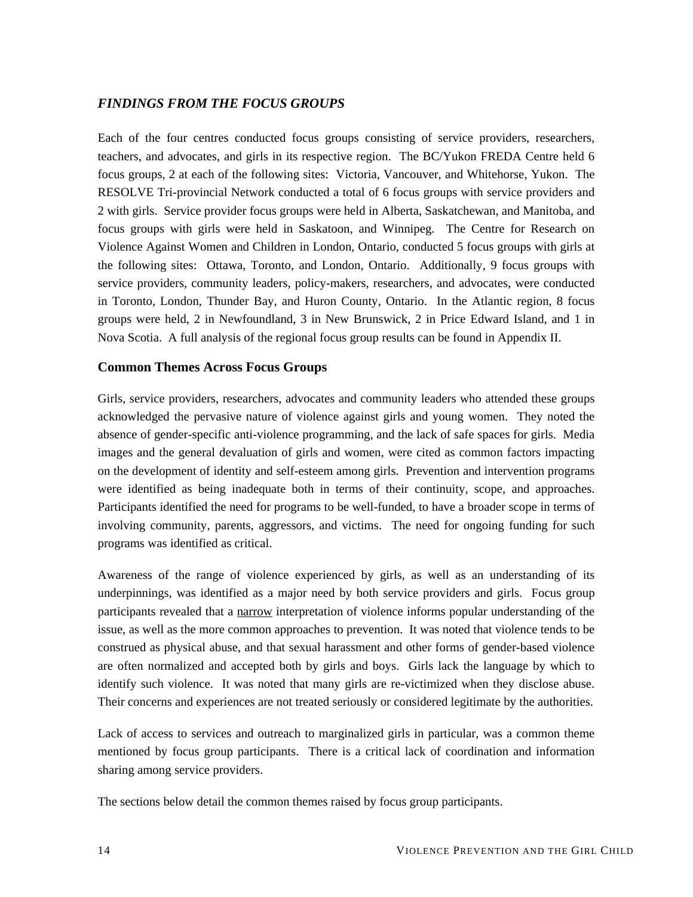### *FINDINGS FROM THE FOCUS GROUPS*

Each of the four centres conducted focus groups consisting of service providers, researchers, teachers, and advocates, and girls in its respective region. The BC/Yukon FREDA Centre held 6 focus groups, 2 at each of the following sites: Victoria, Vancouver, and Whitehorse, Yukon. The RESOLVE Tri-provincial Network conducted a total of 6 focus groups with service providers and 2 with girls. Service provider focus groups were held in Alberta, Saskatchewan, and Manitoba, and focus groups with girls were held in Saskatoon, and Winnipeg. The Centre for Research on Violence Against Women and Children in London, Ontario, conducted 5 focus groups with girls at the following sites: Ottawa, Toronto, and London, Ontario. Additionally, 9 focus groups with service providers, community leaders, policy-makers, researchers, and advocates, were conducted in Toronto, London, Thunder Bay, and Huron County, Ontario. In the Atlantic region, 8 focus groups were held, 2 in Newfoundland, 3 in New Brunswick, 2 in Price Edward Island, and 1 in Nova Scotia. A full analysis of the regional focus group results can be found in Appendix II.

## Common Themes Across Focus Groups

Girls, service providers, researchers, advocates and community leaders who attended these groups acknowledged the pervasive nature of violence against girls and young women. They noted the absence of gender-specific anti-violence programming, and the lack of safe spaces for girls. Media images and the general devaluation of girls and women, were cited as common factors impacting on the development of identity and self-esteem among girls. Prevention and intervention programs were identified as being inadequate both in terms of their continuity, scope, and approaches. Participants identified the need for programs to be well-funded, to have a broader scope in terms of involving community, parents, aggressors, and victims. The need for ongoing funding for such programs was identified as critical.

Awareness of the range of violence experienced by girls, as well as an understanding of its underpinnings, was identified as a major need by both service providers and girls. Focus group participants revealed that a narrow interpretation of violence informs popular understanding of the issue, as well as the more common approaches to prevention. It was noted that violence tends to be construed as physical abuse, and that sexual harassment and other forms of gender-based violence are often normalized and accepted both by girls and boys. Girls lack the language by which to identify such violence. It was noted that many girls are re-victimized when they disclose abuse. Their concerns and experiences are not treated seriously or considered legitimate by the authorities.

Lack of access to services and outreach to marginalized girls in particular, was a common theme mentioned by focus group participants. There is a critical lack of coordination and information sharing among service providers.

The sections below detail the common themes raised by focus group participants.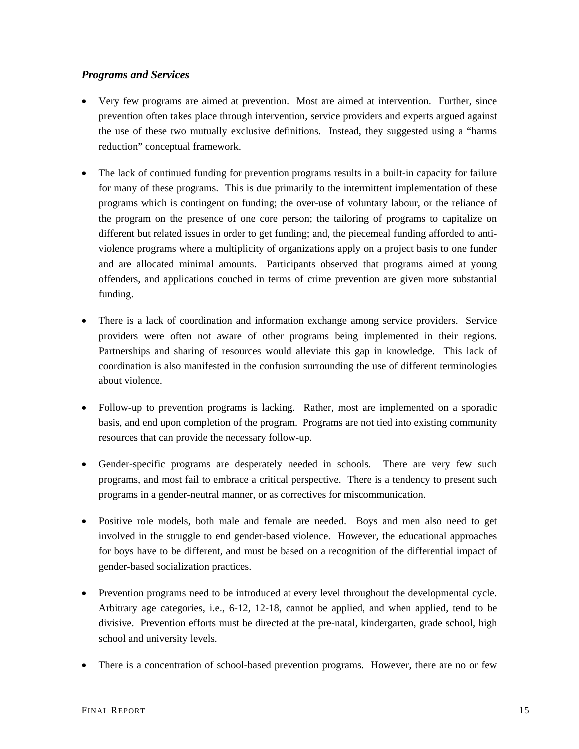### *Programs and Services*

- Very few programs are aimed at prevention. Most are aimed at intervention. Further, since prevention often takes place through intervention, service providers and experts argued against the use of these two mutually exclusive definitions. Instead, they suggested using a "harms reduction" conceptual framework.

- The lack of continued funding for prevention programs results in a built-in capacity for failure for many of these programs. This is due primarily to the intermittent implementation of these programs which is contingent on funding; the over-use of voluntary labour, or the reliance of the program on the presence of one core person; the tailoring of programs to capitalize on different but related issues in order to get funding; and, the piecemeal funding afforded to anti-violence programs where a multiplicity of organizations apply on a project basis to one funder and are allocated minimal amounts. Participants observed that programs aimed at young offenders, and applications couched in terms of crime prevention are given more substantial funding.

- There is a lack of coordination and information exchange among service providers. Service providers were often not aware of other programs being implemented in their regions. Partnerships and sharing of resources would alleviate this gap in knowledge. This lack of coordination is also manifested in the confusion surrounding the use of different terminologies about violence.

- Follow-up to prevention programs is lacking. Rather, most are implemented on a sporadic basis, and end upon completion of the program. Programs are not tied into existing community resources that can provide the necessary follow-up.

- Gender-specific programs are desperately needed in schools. There are very few such programs, and most fail to embrace a critical perspective. There is a tendency to present such programs in a gender-neutral manner, or as correctives for miscommunication.

- Positive role models, both male and female are needed. Boys and men also need to get involved in the struggle to end gender-based violence. However, the educational approaches for boys have to be different, and must be based on a recognition of the differential impact of gender-based socialization practices.

- Prevention programs need to be introduced at every level throughout the developmental cycle. Arbitrary age categories, i.e., 6-12, 12-18, cannot be applied, and when applied, tend to be divisive. Prevention efforts must be directed at the pre-natal, kindergarten, grade school, high school and university levels.

- There is a concentration of school-based prevention programs. However, there are no or few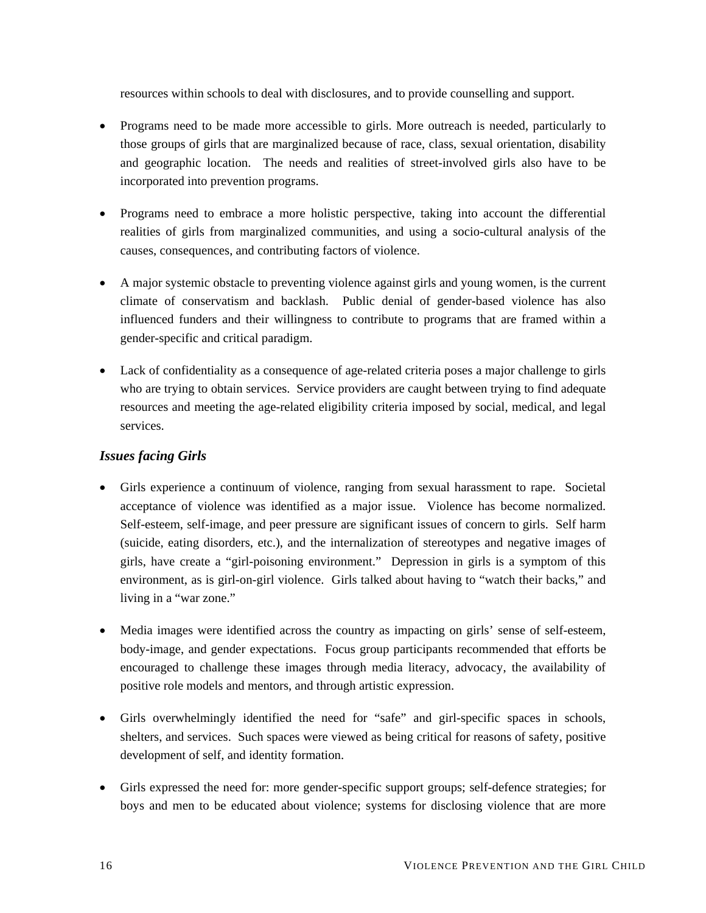resources within schools to deal with disclosures, and to provide counselling and support.

- Programs need to be made more accessible to girls. More outreach is needed, particularly to those groups of girls that are marginalized because of race, class, sexual orientation, disability and geographic location. The needs and realities of street-involved girls also have to be incorporated into prevention programs.

- Programs need to embrace a more holistic perspective, taking into account the differential realities of girls from marginalized communities, and using a socio-cultural analysis of the causes, consequences, and contributing factors of violence.

- A major systemic obstacle to preventing violence against girls and young women, is the current climate of conservatism and backlash. Public denial of gender-based violence has also influenced funders and their willingness to contribute to programs that are framed within a gender-specific and critical paradigm.

- Lack of confidentiality as a consequence of age-related criteria poses a major challenge to girls who are trying to obtain services. Service providers are caught between trying to find adequate resources and meeting the age-related eligibility criteria imposed by social, medical, and legal services.

### *Issues facing Girls*

- Girls experience a continuum of violence, ranging from sexual harassment to rape. Societal acceptance of violence was identified as a major issue. Violence has become normalized. Self-esteem, self-image, and peer pressure are significant issues of concern to girls. Self harm (suicide, eating disorders, etc.), and the internalization of stereotypes and negative images of girls, have create a "girl-poisoning environment." Depression in girls is a symptom of this environment, as is girl-on-girl violence. Girls talked about having to "watch their backs," and living in a "war zone."

- Media images were identified across the country as impacting on girls' sense of self-esteem, body-image, and gender expectations. Focus group participants recommended that efforts be encouraged to challenge these images through media literacy, advocacy, the availability of positive role models and mentors, and through artistic expression.

- Girls overwhelmingly identified the need for "safe" and girl-specific spaces in schools, shelters, and services. Such spaces were viewed as being critical for reasons of safety, positive development of self, and identity formation.

- Girls expressed the need for: more gender-specific support groups; self-defence strategies; for boys and men to be educated about violence; systems for disclosing violence that are more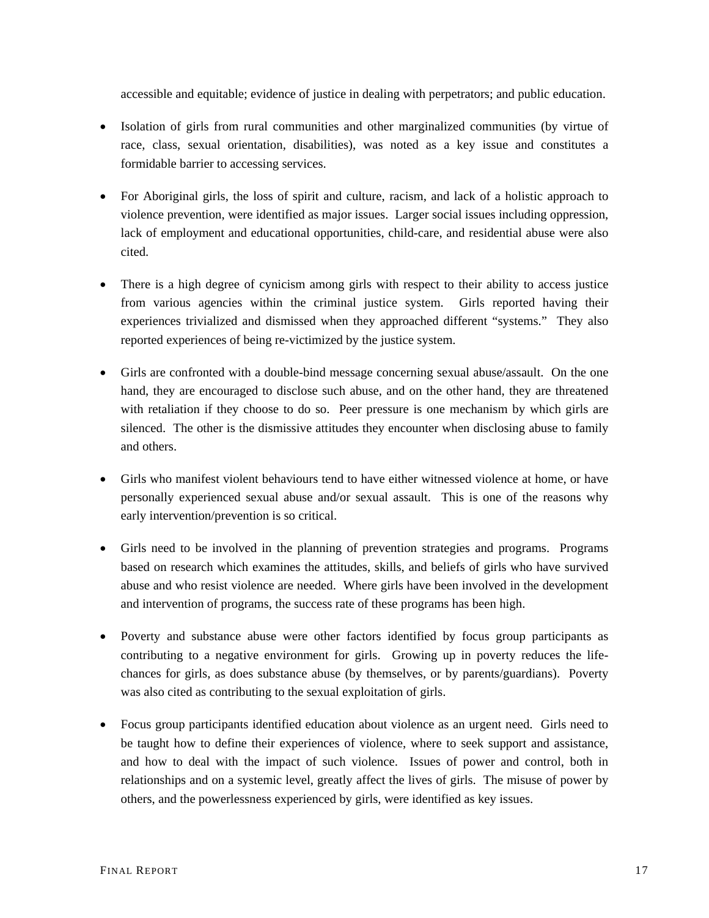accessible and equitable; evidence of justice in dealing with perpetrators; and public education.

- Isolation of girls from rural communities and other marginalized communities (by virtue of race, class, sexual orientation, disabilities), was noted as a key issue and constitutes a formidable barrier to accessing services.

- For Aboriginal girls, the loss of spirit and culture, racism, and lack of a holistic approach to violence prevention, were identified as major issues. Larger social issues including oppression, lack of employment and educational opportunities, child-care, and residential abuse were also cited.

- There is a high degree of cynicism among girls with respect to their ability to access justice from various agencies within the criminal justice system. Girls reported having their experiences trivialized and dismissed when they approached different "systems." They also reported experiences of being re-victimized by the justice system.

- Girls are confronted with a double-bind message concerning sexual abuse/assault. On the one hand, they are encouraged to disclose such abuse, and on the other hand, they are threatened with retaliation if they choose to do so. Peer pressure is one mechanism by which girls are silenced. The other is the dismissive attitudes they encounter when disclosing abuse to family and others.

- Girls who manifest violent behaviours tend to have either witnessed violence at home, or have personally experienced sexual abuse and/or sexual assault. This is one of the reasons why early intervention/prevention is so critical.

- Girls need to be involved in the planning of prevention strategies and programs. Programs based on research which examines the attitudes, skills, and beliefs of girls who have survived abuse and who resist violence are needed. Where girls have been involved in the development and intervention of programs, the success rate of these programs has been high.

- Poverty and substance abuse were other factors identified by focus group participants as contributing to a negative environment for girls. Growing up in poverty reduces the life-chances for girls, as does substance abuse (by themselves, or by parents/guardians). Poverty was also cited as contributing to the sexual exploitation of girls.

- Focus group participants identified education about violence as an urgent need. Girls need to be taught how to define their experiences of violence, where to seek support and assistance, and how to deal with the impact of such violence. Issues of power and control, both in relationships and on a systemic level, greatly affect the lives of girls. The misuse of power by others, and the powerlessness experienced by girls, were identified as key issues.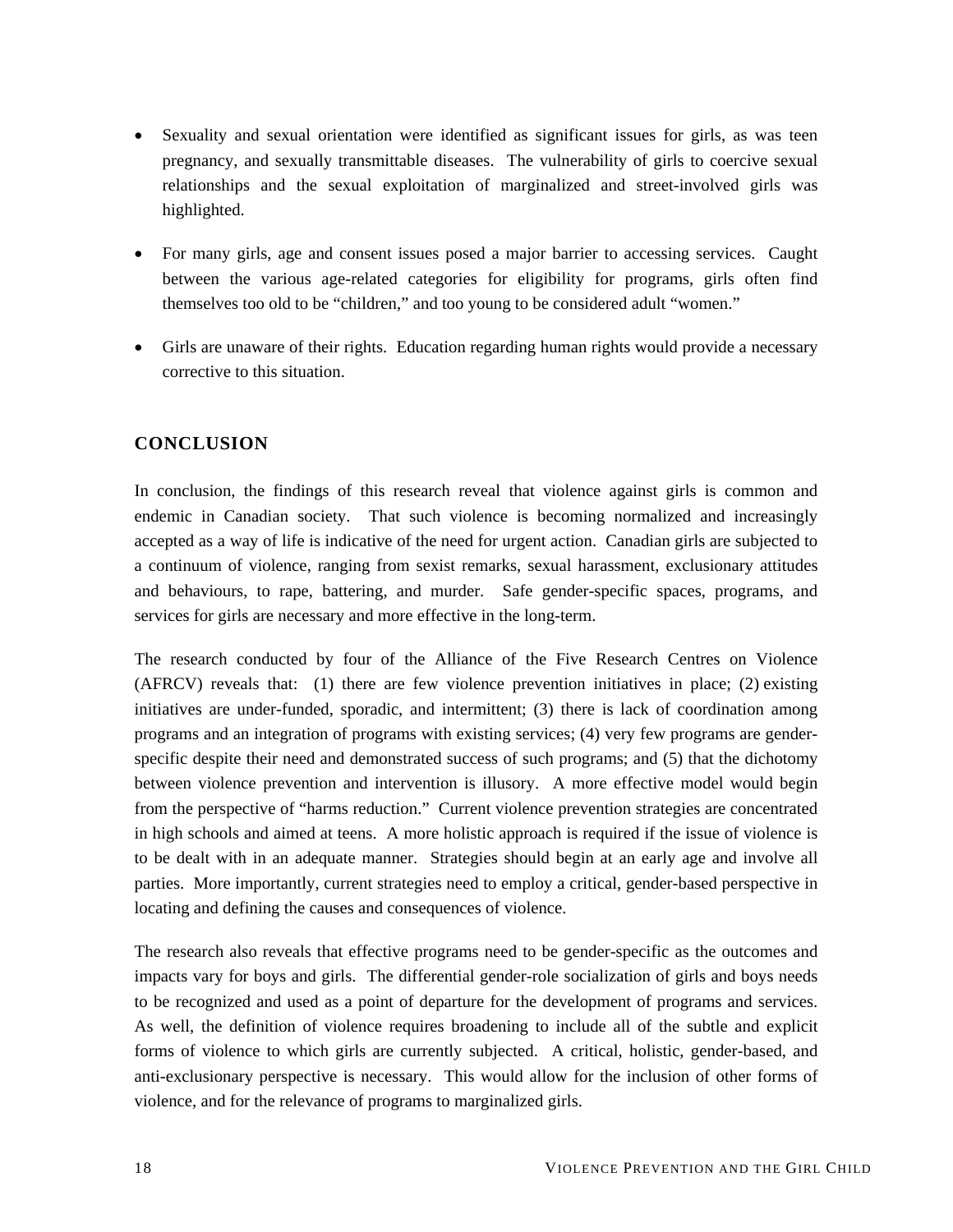- Sexuality and sexual orientation were identified as significant issues for girls, as was teen pregnancy, and sexually transmittable diseases. The vulnerability of girls to coercive sexual relationships and the sexual exploitation of marginalized and street-involved girls was highlighted.
- For many girls, age and consent issues posed a major barrier to accessing services. Caught between the various age-related categories for eligibility for programs, girls often find themselves too old to be "children," and too young to be considered adult "women."
- Girls are unaware of their rights. Education regarding human rights would provide a necessary corrective to this situation.

## CONCLUSION

In conclusion, the findings of this research reveal that violence against girls is common and endemic in Canadian society. That such violence is becoming normalized and increasingly accepted as a way of life is indicative of the need for urgent action. Canadian girls are subjected to a continuum of violence, ranging from sexist remarks, sexual harassment, exclusionary attitudes and behaviours, to rape, battering, and murder. Safe gender-specific spaces, programs, and services for girls are necessary and more effective in the long-term.

The research conducted by four of the Alliance of the Five Research Centres on Violence (AFRCV) reveals that: (1) there are few violence prevention initiatives in place; (2) existing initiatives are under-funded, sporadic, and intermittent; (3) there is lack of coordination among programs and an integration of programs with existing services; (4) very few programs are gender-specific despite their need and demonstrated success of such programs; and (5) that the dichotomy between violence prevention and intervention is illusory. A more effective model would begin from the perspective of "harms reduction." Current violence prevention strategies are concentrated in high schools and aimed at teens. A more holistic approach is required if the issue of violence is to be dealt with in an adequate manner. Strategies should begin at an early age and involve all parties. More importantly, current strategies need to employ a critical, gender-based perspective in locating and defining the causes and consequences of violence.

The research also reveals that effective programs need to be gender-specific as the outcomes and impacts vary for boys and girls. The differential gender-role socialization of girls and boys needs to be recognized and used as a point of departure for the development of programs and services. As well, the definition of violence requires broadening to include all of the subtle and explicit forms of violence to which girls are currently subjected. A critical, holistic, gender-based, and anti-exclusionary perspective is necessary. This would allow for the inclusion of other forms of violence, and for the relevance of programs to marginalized girls.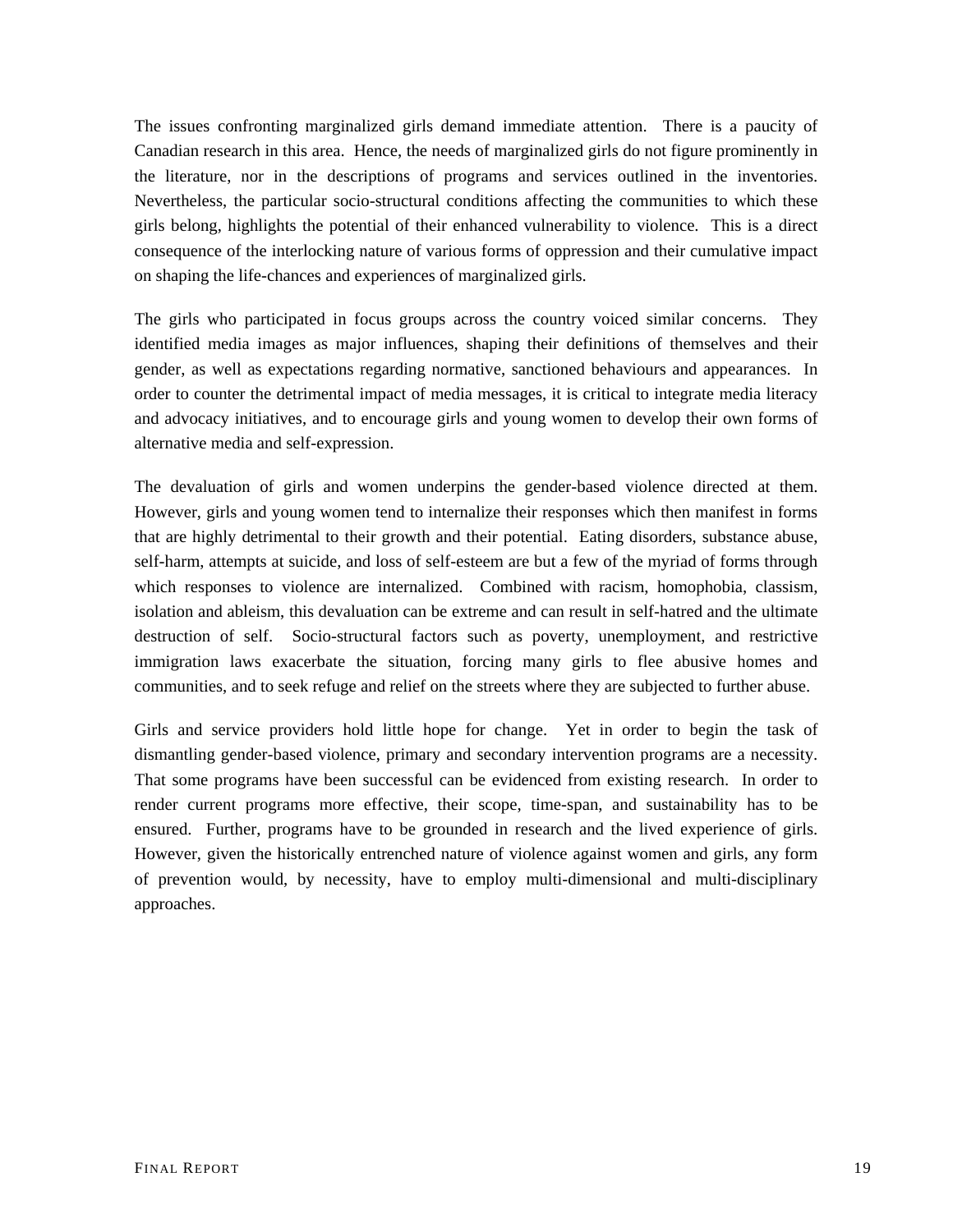The issues confronting marginalized girls demand immediate attention. There is a paucity of Canadian research in this area. Hence, the needs of marginalized girls do not figure prominently in the literature, nor in the descriptions of programs and services outlined in the inventories. Nevertheless, the particular socio-structural conditions affecting the communities to which these girls belong, highlights the potential of their enhanced vulnerability to violence. This is a direct consequence of the interlocking nature of various forms of oppression and their cumulative impact on shaping the life-chances and experiences of marginalized girls.

The girls who participated in focus groups across the country voiced similar concerns. They identified media images as major influences, shaping their definitions of themselves and their gender, as well as expectations regarding normative, sanctioned behaviours and appearances. In order to counter the detrimental impact of media messages, it is critical to integrate media literacy and advocacy initiatives, and to encourage girls and young women to develop their own forms of alternative media and self-expression.

The devaluation of girls and women underpins the gender-based violence directed at them. However, girls and young women tend to internalize their responses which then manifest in forms that are highly detrimental to their growth and their potential. Eating disorders, substance abuse, self-harm, attempts at suicide, and loss of self-esteem are but a few of the myriad of forms through which responses to violence are internalized. Combined with racism, homophobia, classism, isolation and ableism, this devaluation can be extreme and can result in self-hatred and the ultimate destruction of self. Socio-structural factors such as poverty, unemployment, and restrictive immigration laws exacerbate the situation, forcing many girls to flee abusive homes and communities, and to seek refuge and relief on the streets where they are subjected to further abuse.

Girls and service providers hold little hope for change. Yet in order to begin the task of dismantling gender-based violence, primary and secondary intervention programs are a necessity. That some programs have been successful can be evidenced from existing research. In order to render current programs more effective, their scope, time-span, and sustainability has to be ensured. Further, programs have to be grounded in research and the lived experience of girls. However, given the historically entrenched nature of violence against women and girls, any form of prevention would, by necessity, have to employ multi-dimensional and multi-disciplinary approaches.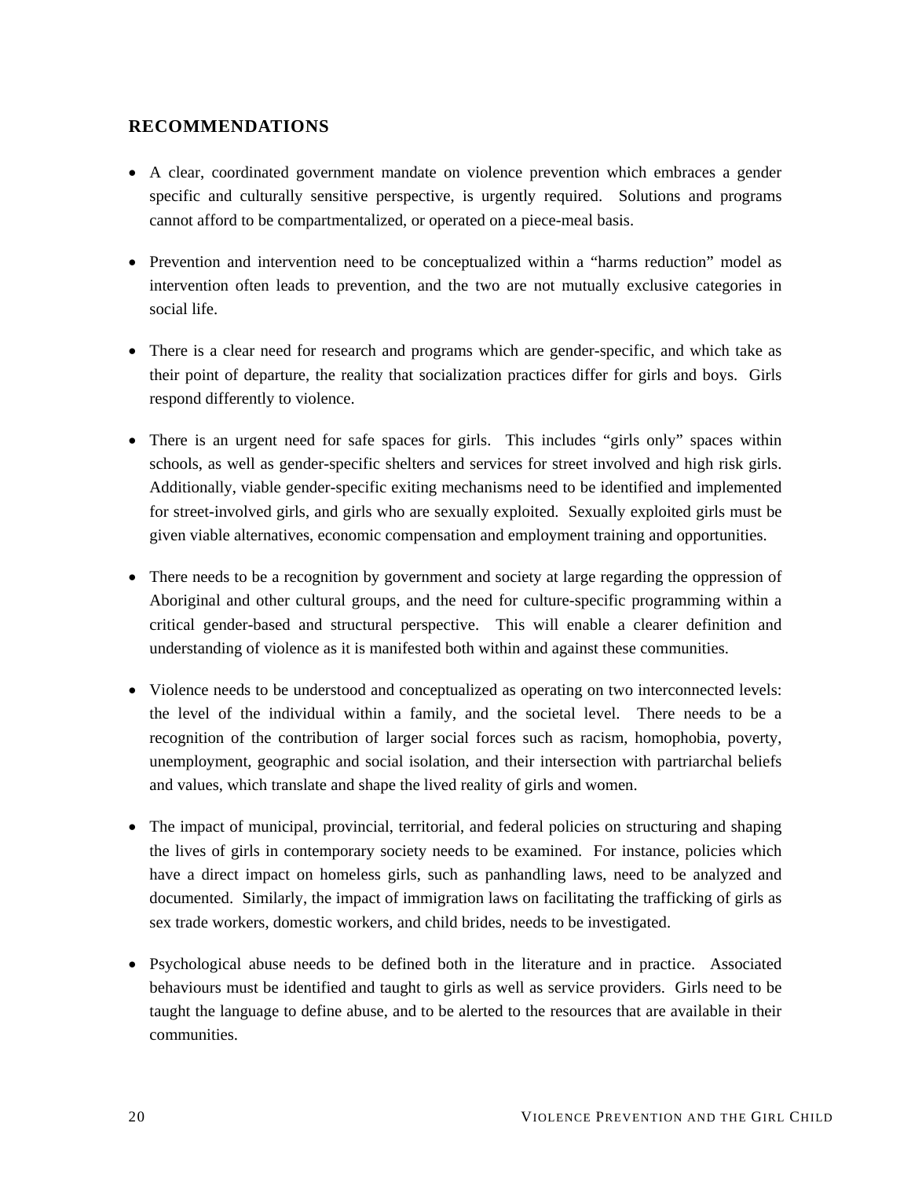## RECOMMENDATIONS

- A clear, coordinated government mandate on violence prevention which embraces a gender specific and culturally sensitive perspective, is urgently required. Solutions and programs cannot afford to be compartmentalized, or operated on a piece-meal basis.
- Prevention and intervention need to be conceptualized within a "harms reduction" model as intervention often leads to prevention, and the two are not mutually exclusive categories in social life.
- There is a clear need for research and programs which are gender-specific, and which take as their point of departure, the reality that socialization practices differ for girls and boys. Girls respond differently to violence.
- There is an urgent need for safe spaces for girls. This includes "girls only" spaces within schools, as well as gender-specific shelters and services for street involved and high risk girls. Additionally, viable gender-specific exiting mechanisms need to be identified and implemented for street-involved girls, and girls who are sexually exploited. Sexually exploited girls must be given viable alternatives, economic compensation and employment training and opportunities.
- There needs to be a recognition by government and society at large regarding the oppression of Aboriginal and other cultural groups, and the need for culture-specific programming within a critical gender-based and structural perspective. This will enable a clearer definition and understanding of violence as it is manifested both within and against these communities.
- Violence needs to be understood and conceptualized as operating on two interconnected levels: the level of the individual within a family, and the societal level. There needs to be a recognition of the contribution of larger social forces such as racism, homophobia, poverty, unemployment, geographic and social isolation, and their intersection with partriarchal beliefs and values, which translate and shape the lived reality of girls and women.
- The impact of municipal, provincial, territorial, and federal policies on structuring and shaping the lives of girls in contemporary society needs to be examined. For instance, policies which have a direct impact on homeless girls, such as panhandling laws, need to be analyzed and documented. Similarly, the impact of immigration laws on facilitating the trafficking of girls as sex trade workers, domestic workers, and child brides, needs to be investigated.
- Psychological abuse needs to be defined both in the literature and in practice. Associated behaviours must be identified and taught to girls as well as service providers. Girls need to be taught the language to define abuse, and to be alerted to the resources that are available in their communities.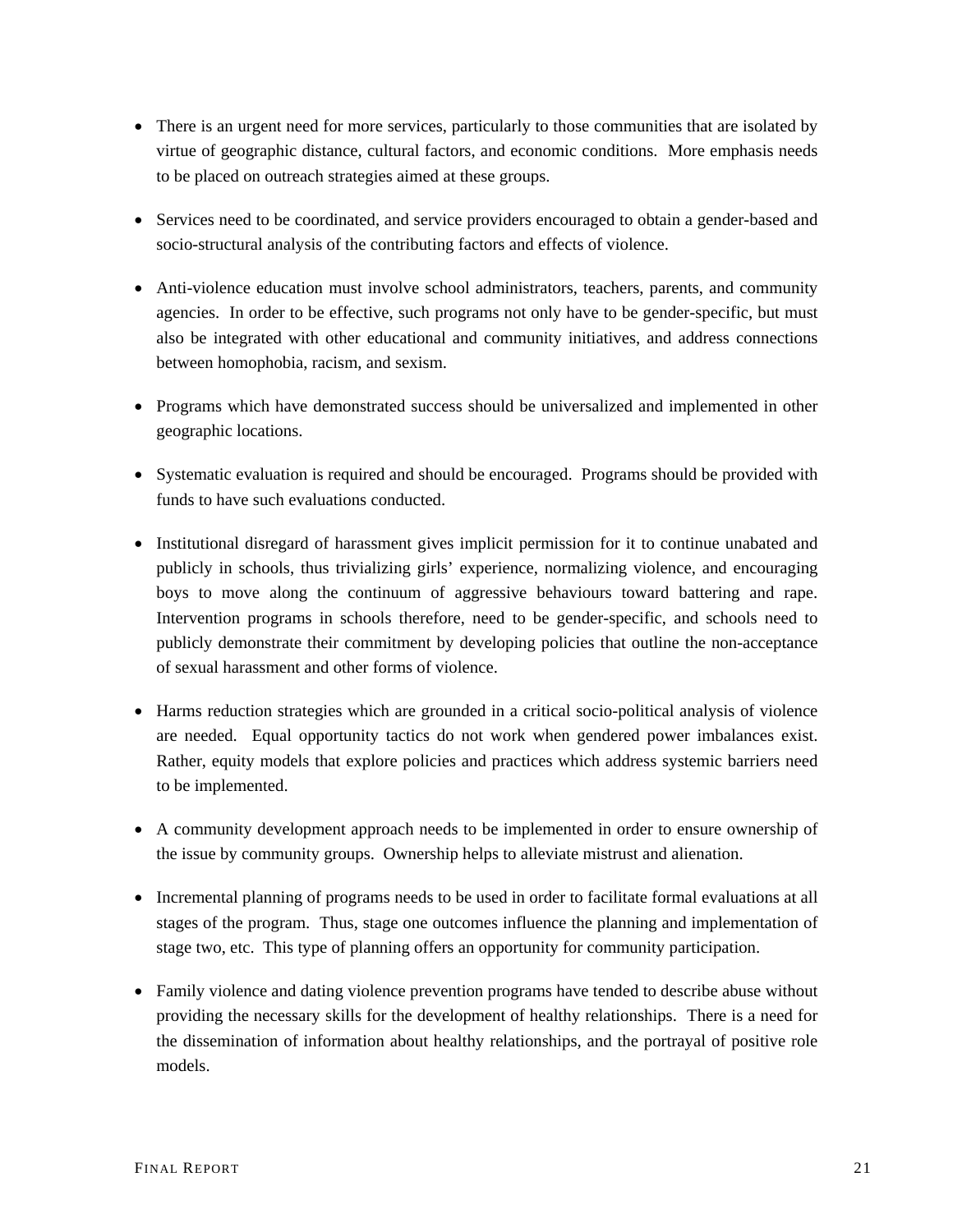- There is an urgent need for more services, particularly to those communities that are isolated by virtue of geographic distance, cultural factors, and economic conditions. More emphasis needs to be placed on outreach strategies aimed at these groups.

- Services need to be coordinated, and service providers encouraged to obtain a gender-based and socio-structural analysis of the contributing factors and effects of violence.

- Anti-violence education must involve school administrators, teachers, parents, and community agencies. In order to be effective, such programs not only have to be gender-specific, but must also be integrated with other educational and community initiatives, and address connections between homophobia, racism, and sexism.

- Programs which have demonstrated success should be universalized and implemented in other geographic locations.

- Systematic evaluation is required and should be encouraged. Programs should be provided with funds to have such evaluations conducted.

- Institutional disregard of harassment gives implicit permission for it to continue unabated and publicly in schools, thus trivializing girls' experience, normalizing violence, and encouraging boys to move along the continuum of aggressive behaviours toward battering and rape. Intervention programs in schools therefore, need to be gender-specific, and schools need to publicly demonstrate their commitment by developing policies that outline the non-acceptance of sexual harassment and other forms of violence.

- Harms reduction strategies which are grounded in a critical socio-political analysis of violence are needed. Equal opportunity tactics do not work when gendered power imbalances exist. Rather, equity models that explore policies and practices which address systemic barriers need to be implemented.

- A community development approach needs to be implemented in order to ensure ownership of the issue by community groups. Ownership helps to alleviate mistrust and alienation.

- Incremental planning of programs needs to be used in order to facilitate formal evaluations at all stages of the program. Thus, stage one outcomes influence the planning and implementation of stage two, etc. This type of planning offers an opportunity for community participation.

- Family violence and dating violence prevention programs have tended to describe abuse without providing the necessary skills for the development of healthy relationships. There is a need for the dissemination of information about healthy relationships, and the portrayal of positive role models.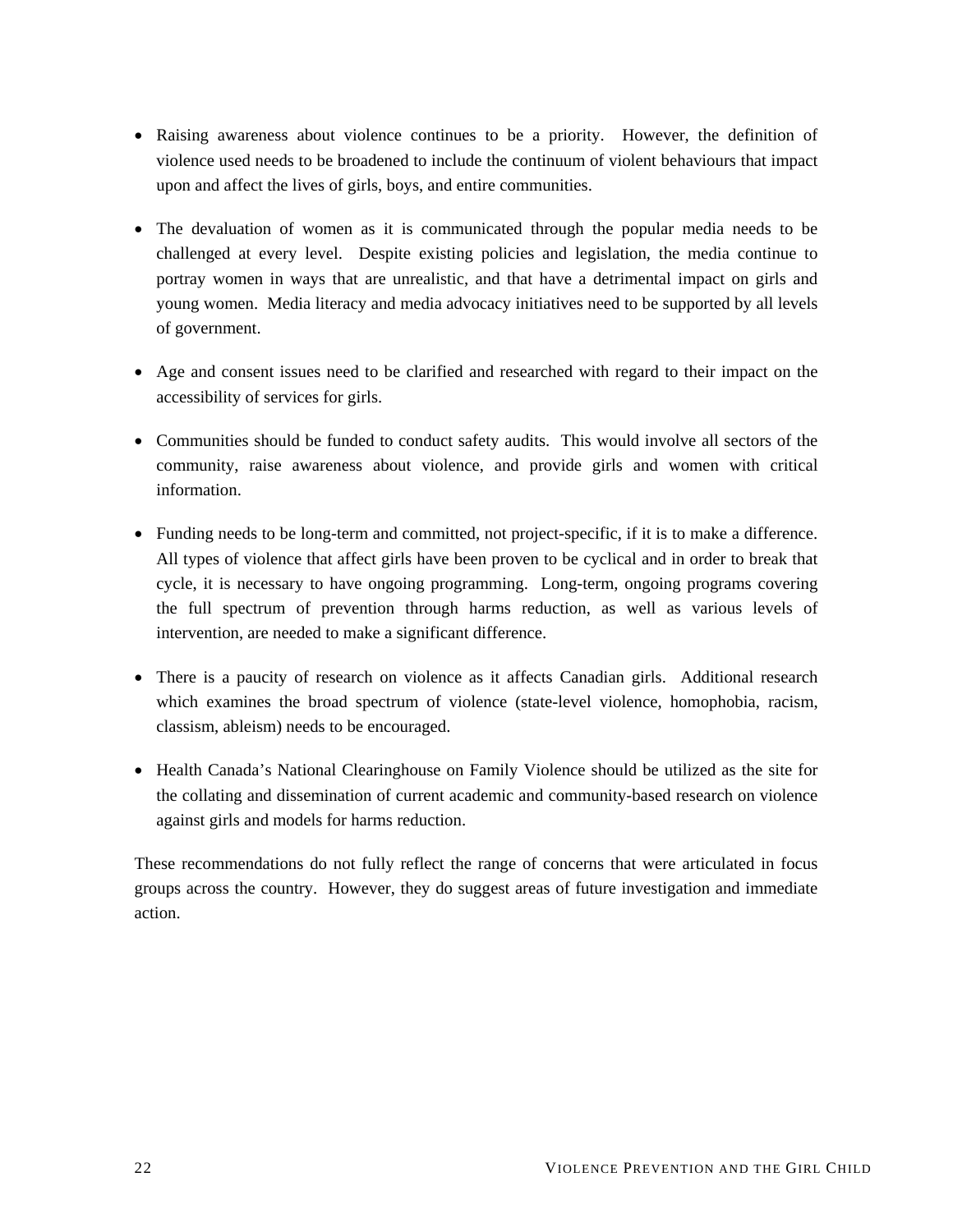- Raising awareness about violence continues to be a priority. However, the definition of violence used needs to be broadened to include the continuum of violent behaviours that impact upon and affect the lives of girls, boys, and entire communities.

- The devaluation of women as it is communicated through the popular media needs to be challenged at every level. Despite existing policies and legislation, the media continue to portray women in ways that are unrealistic, and that have a detrimental impact on girls and young women. Media literacy and media advocacy initiatives need to be supported by all levels of government.

- Age and consent issues need to be clarified and researched with regard to their impact on the accessibility of services for girls.

- Communities should be funded to conduct safety audits. This would involve all sectors of the community, raise awareness about violence, and provide girls and women with critical information.

- Funding needs to be long-term and committed, not project-specific, if it is to make a difference. All types of violence that affect girls have been proven to be cyclical and in order to break that cycle, it is necessary to have ongoing programming. Long-term, ongoing programs covering the full spectrum of prevention through harms reduction, as well as various levels of intervention, are needed to make a significant difference.

- There is a paucity of research on violence as it affects Canadian girls. Additional research which examines the broad spectrum of violence (state-level violence, homophobia, racism, classism, ableism) needs to be encouraged.

- Health Canada's National Clearinghouse on Family Violence should be utilized as the site for the collating and dissemination of current academic and community-based research on violence against girls and models for harms reduction.

These recommendations do not fully reflect the range of concerns that were articulated in focus groups across the country. However, they do suggest areas of future investigation and immediate action.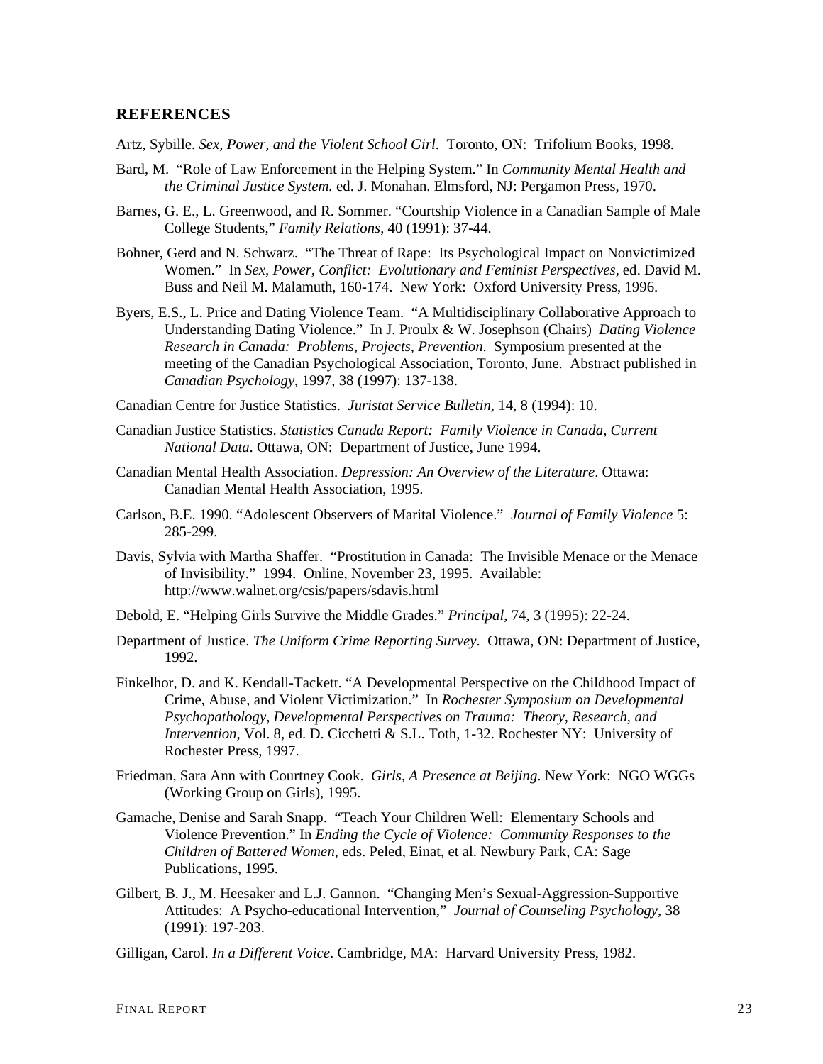## REFERENCES

Artz, Sybille. *Sex, Power, and the Violent School Girl*. Toronto, ON: Trifolium Books, 1998.

Bard, M. "Role of Law Enforcement in the Helping System." In *Community Mental Health and the Criminal Justice System.* ed. J. Monahan. Elmsford, NJ: Pergamon Press, 1970.

Barnes, G. E., L. Greenwood, and R. Sommer. "Courtship Violence in a Canadian Sample of Male College Students," *Family Relations*, 40 (1991): 37-44.

Bohner, Gerd and N. Schwarz. "The Threat of Rape: Its Psychological Impact on Nonvictimized Women." In *Sex, Power, Conflict: Evolutionary and Feminist Perspectives*, ed. David M. Buss and Neil M. Malamuth, 160-174. New York: Oxford University Press, 1996.

Byers, E.S., L. Price and Dating Violence Team. "A Multidisciplinary Collaborative Approach to Understanding Dating Violence." In J. Proulx & W. Josephson (Chairs) *Dating Violence Research in Canada: Problems, Projects, Prevention*. Symposium presented at the meeting of the Canadian Psychological Association, Toronto, June. Abstract published in *Canadian Psychology*, 1997, 38 (1997): 137-138.

Canadian Centre for Justice Statistics. *Juristat Service Bulletin*, 14, 8 (1994): 10.

Canadian Justice Statistics. *Statistics Canada Report: Family Violence in Canada, Current National Data*. Ottawa, ON: Department of Justice, June 1994.

Canadian Mental Health Association. *Depression: An Overview of the Literature*. Ottawa: Canadian Mental Health Association, 1995.

Carlson, B.E. 1990. "Adolescent Observers of Marital Violence." *Journal of Family Violence* 5: 285-299.

Davis, Sylvia with Martha Shaffer. "Prostitution in Canada: The Invisible Menace or the Menace of Invisibility." 1994. Online, November 23, 1995. Available: http://www.walnet.org/csis/papers/sdavis.html

Debold, E. "Helping Girls Survive the Middle Grades." *Principal*, 74, 3 (1995): 22-24.

Department of Justice. *The Uniform Crime Reporting Survey*. Ottawa, ON: Department of Justice, 1992.

Finkelhor, D. and K. Kendall-Tackett. "A Developmental Perspective on the Childhood Impact of Crime, Abuse, and Violent Victimization." In *Rochester Symposium on Developmental Psychopathology, Developmental Perspectives on Trauma: Theory, Research, and Intervention*, Vol. 8, ed. D. Cicchetti & S.L. Toth, 1-32. Rochester NY: University of Rochester Press, 1997.

Friedman, Sara Ann with Courtney Cook. *Girls, A Presence at Beijing*. New York: NGO WGGs (Working Group on Girls), 1995.

Gamache, Denise and Sarah Snapp. "Teach Your Children Well: Elementary Schools and Violence Prevention." In *Ending the Cycle of Violence: Community Responses to the Children of Battered Women*, eds. Peled, Einat, et al. Newbury Park, CA: Sage Publications, 1995.

Gilbert, B. J., M. Heesaker and L.J. Gannon. "Changing Men's Sexual-Aggression-Supportive Attitudes: A Psycho-educational Intervention," *Journal of Counseling Psychology*, 38 (1991): 197-203.

Gilligan, Carol. *In a Different Voice*. Cambridge, MA: Harvard University Press, 1982.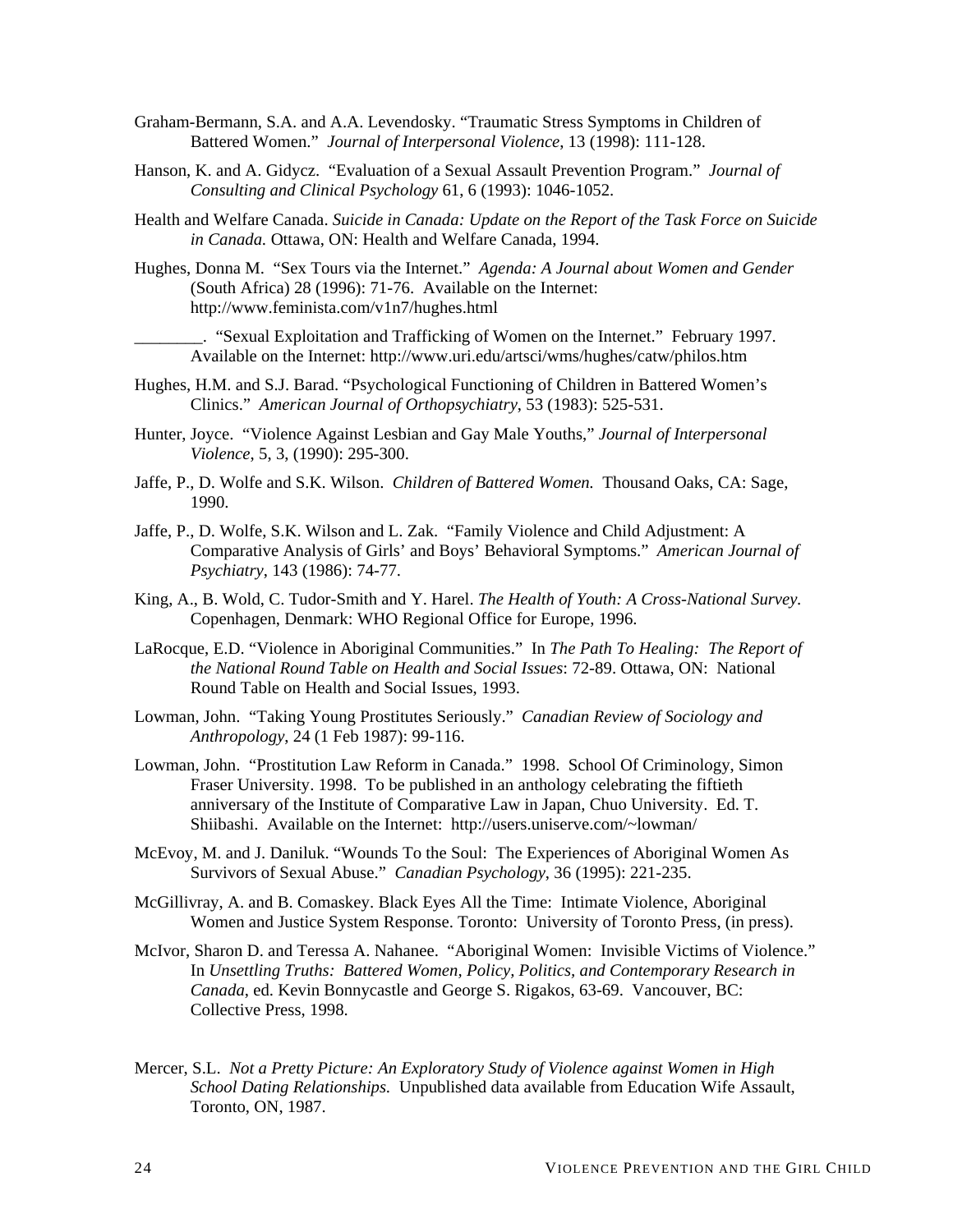Graham-Bermann, S.A. and A.A. Levendosky. “Traumatic Stress Symptoms in Children of Battered Women.” *Journal of Interpersonal Violence*, 13 (1998): 111-128.

Hanson, K. and A. Gidycz. “Evaluation of a Sexual Assault Prevention Program.” *Journal of Consulting and Clinical Psychology* 61, 6 (1993): 1046-1052.

Health and Welfare Canada. *Suicide in Canada: Update on the Report of the Task Force on Suicide in Canada.* Ottawa, ON: Health and Welfare Canada, 1994.

Hughes, Donna M. “Sex Tours via the Internet.” *Agenda: A Journal about Women and Gender* (South Africa) 28 (1996): 71-76. Available on the Internet: http://www.feminista.com/v1n7/hughes.html

________. “Sexual Exploitation and Trafficking of Women on the Internet.” February 1997. Available on the Internet: http://www.uri.edu/artsci/wms/hughes/catw/philos.htm

Hughes, H.M. and S.J. Barad. “Psychological Functioning of Children in Battered Women’s Clinics.” *American Journal of Orthopsychiatry*, 53 (1983): 525-531.

Hunter, Joyce. “Violence Against Lesbian and Gay Male Youths,” *Journal of Interpersonal Violence,* 5, 3, (1990): 295-300.

Jaffe, P., D. Wolfe and S.K. Wilson. *Children of Battered Women.* Thousand Oaks, CA: Sage, 1990.

Jaffe, P., D. Wolfe, S.K. Wilson and L. Zak. “Family Violence and Child Adjustment: A Comparative Analysis of Girls’ and Boys’ Behavioral Symptoms.” *American Journal of Psychiatry*, 143 (1986): 74-77.

King, A., B. Wold, C. Tudor-Smith and Y. Harel. *The Health of Youth: A Cross-National Survey.* Copenhagen, Denmark: WHO Regional Office for Europe, 1996.

LaRocque, E.D. “Violence in Aboriginal Communities.” In *The Path To Healing: The Report of the National Round Table on Health and Social Issues*: 72-89. Ottawa, ON: National Round Table on Health and Social Issues, 1993.

Lowman, John. “Taking Young Prostitutes Seriously.” *Canadian Review of Sociology and Anthropology*, 24 (1 Feb 1987): 99-116.

Lowman, John. “Prostitution Law Reform in Canada.” 1998. School Of Criminology, Simon Fraser University. 1998. To be published in an anthology celebrating the fiftieth anniversary of the Institute of Comparative Law in Japan, Chuo University. Ed. T. Shiibashi. Available on the Internet: http://users.uniserve.com/~lowman/

McEvoy, M. and J. Daniluk. “Wounds To the Soul: The Experiences of Aboriginal Women As Survivors of Sexual Abuse.” *Canadian Psychology*, 36 (1995): 221-235.

McGillivray, A. and B. Comaskey. Black Eyes All the Time: Intimate Violence, Aboriginal Women and Justice System Response. Toronto: University of Toronto Press, (in press).

McIvor, Sharon D. and Teressa A. Nahanee. “Aboriginal Women: Invisible Victims of Violence.” In *Unsettling Truths: Battered Women, Policy, Politics, and Contemporary Research in Canada*, ed. Kevin Bonnycastle and George S. Rigakos, 63-69. Vancouver, BC: Collective Press, 1998.

Mercer, S.L. *Not a Pretty Picture: An Exploratory Study of Violence against Women in High School Dating Relationships.* Unpublished data available from Education Wife Assault, Toronto, ON, 1987.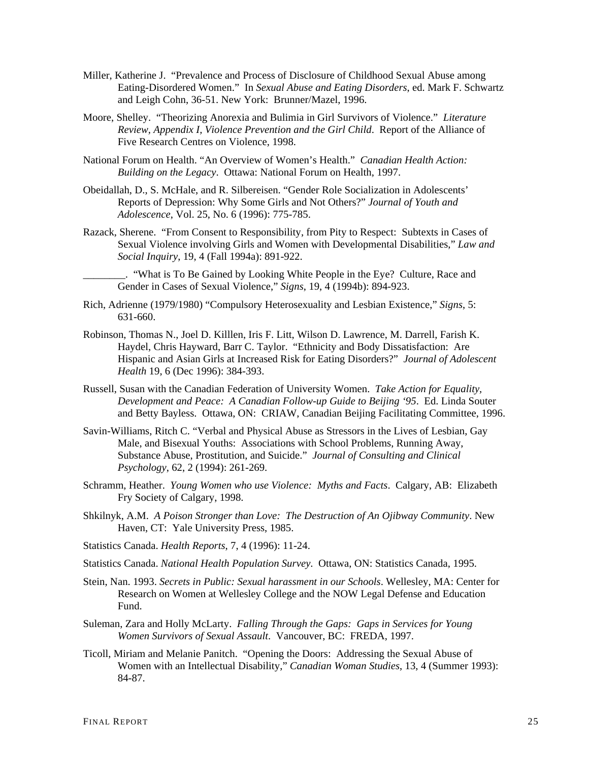Miller, Katherine J. "Prevalence and Process of Disclosure of Childhood Sexual Abuse among Eating-Disordered Women." In *Sexual Abuse and Eating Disorders*, ed. Mark F. Schwartz and Leigh Cohn, 36-51. New York: Brunner/Mazel, 1996.

Moore, Shelley. "Theorizing Anorexia and Bulimia in Girl Survivors of Violence." *Literature Review, Appendix I, Violence Prevention and the Girl Child*. Report of the Alliance of Five Research Centres on Violence, 1998.

National Forum on Health. "An Overview of Women's Health." *Canadian Health Action: Building on the Legacy*. Ottawa: National Forum on Health, 1997.

Obeidallah, D., S. McHale, and R. Silbereisen. "Gender Role Socialization in Adolescents' Reports of Depression: Why Some Girls and Not Others?" *Journal of Youth and Adolescence*, Vol. 25, No. 6 (1996): 775-785.

Razack, Sherene. "From Consent to Responsibility, from Pity to Respect: Subtexts in Cases of Sexual Violence involving Girls and Women with Developmental Disabilities," *Law and Social Inquiry*, 19, 4 (Fall 1994a): 891-922.

________. "What is To Be Gained by Looking White People in the Eye? Culture, Race and Gender in Cases of Sexual Violence," *Signs*, 19, 4 (1994b): 894-923.

Rich, Adrienne (1979/1980) "Compulsory Heterosexuality and Lesbian Existence," *Signs*, 5: 631-660.

Robinson, Thomas N., Joel D. Killlen, Iris F. Litt, Wilson D. Lawrence, M. Darrell, Farish K. Haydel, Chris Hayward, Barr C. Taylor. "Ethnicity and Body Dissatisfaction: Are Hispanic and Asian Girls at Increased Risk for Eating Disorders?" *Journal of Adolescent Health* 19, 6 (Dec 1996): 384-393.

Russell, Susan with the Canadian Federation of University Women. *Take Action for Equality, Development and Peace: A Canadian Follow-up Guide to Beijing '95*. Ed. Linda Souter and Betty Bayless. Ottawa, ON: CRIAW, Canadian Beijing Facilitating Committee, 1996.

Savin-Williams, Ritch C. "Verbal and Physical Abuse as Stressors in the Lives of Lesbian, Gay Male, and Bisexual Youths: Associations with School Problems, Running Away, Substance Abuse, Prostitution, and Suicide." *Journal of Consulting and Clinical Psychology*, 62, 2 (1994): 261-269.

Schramm, Heather. *Young Women who use Violence: Myths and Facts*. Calgary, AB: Elizabeth Fry Society of Calgary, 1998.

Shkilnyk, A.M. *A Poison Stronger than Love: The Destruction of An Ojibway Community*. New Haven, CT: Yale University Press, 1985.

Statistics Canada. *Health Reports*, 7, 4 (1996): 11-24.

Statistics Canada. *National Health Population Survey*. Ottawa, ON: Statistics Canada, 1995.

Stein, Nan. 1993. *Secrets in Public: Sexual harassment in our Schools*. Wellesley, MA: Center for Research on Women at Wellesley College and the NOW Legal Defense and Education Fund.

Suleman, Zara and Holly McLarty. *Falling Through the Gaps: Gaps in Services for Young Women Survivors of Sexual Assault*. Vancouver, BC: FREDA, 1997.

Ticoll, Miriam and Melanie Panitch. "Opening the Doors: Addressing the Sexual Abuse of Women with an Intellectual Disability," *Canadian Woman Studies*, 13, 4 (Summer 1993): 84-87.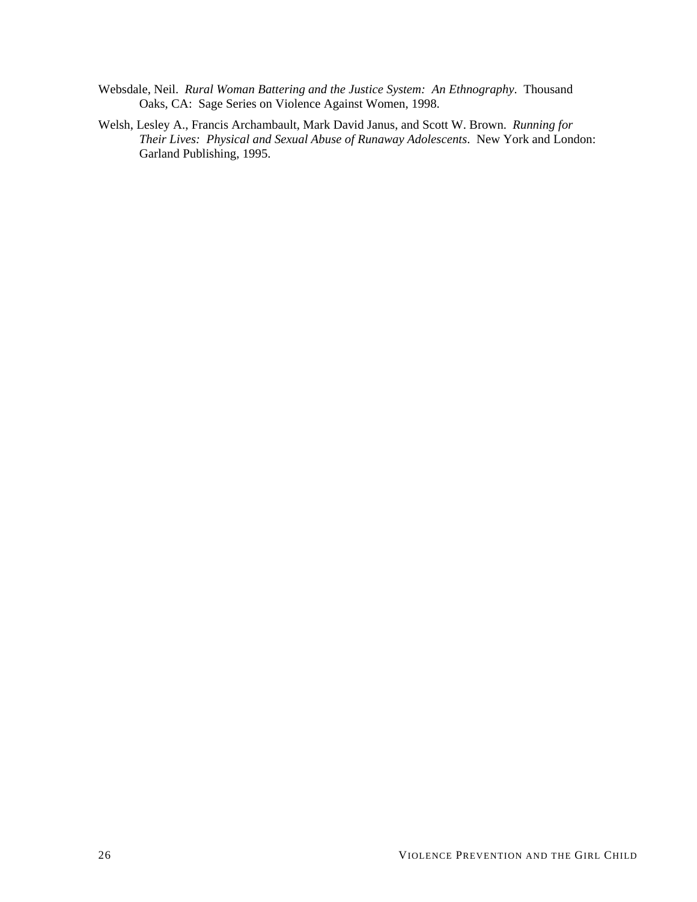Websdale, Neil. *Rural Woman Battering and the Justice System: An Ethnography*. Thousand Oaks, CA: Sage Series on Violence Against Women, 1998.

Welsh, Lesley A., Francis Archambault, Mark David Janus, and Scott W. Brown. *Running for Their Lives: Physical and Sexual Abuse of Runaway Adolescents*. New York and London: Garland Publishing, 1995.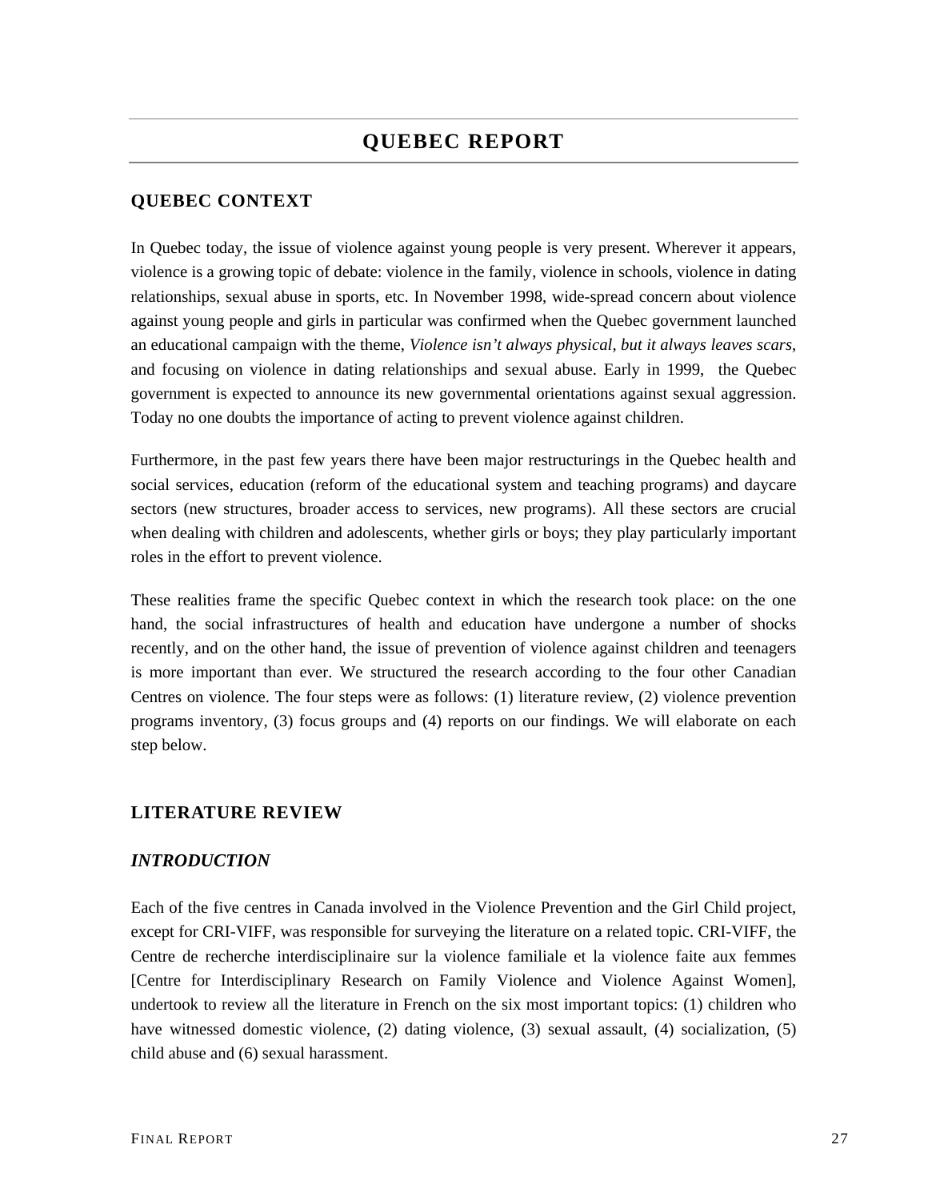# QUEBEC REPORT

## QUEBEC CONTEXT

In Quebec today, the issue of violence against young people is very present. Wherever it appears, violence is a growing topic of debate: violence in the family, violence in schools, violence in dating relationships, sexual abuse in sports, etc. In November 1998, wide-spread concern about violence against young people and girls in particular was confirmed when the Quebec government launched an educational campaign with the theme, *Violence isn't always physical, but it always leaves scars*, and focusing on violence in dating relationships and sexual abuse. Early in 1999, the Quebec government is expected to announce its new governmental orientations against sexual aggression. Today no one doubts the importance of acting to prevent violence against children.

Furthermore, in the past few years there have been major restructurings in the Quebec health and social services, education (reform of the educational system and teaching programs) and daycare sectors (new structures, broader access to services, new programs). All these sectors are crucial when dealing with children and adolescents, whether girls or boys; they play particularly important roles in the effort to prevent violence.

These realities frame the specific Quebec context in which the research took place: on the one hand, the social infrastructures of health and education have undergone a number of shocks recently, and on the other hand, the issue of prevention of violence against children and teenagers is more important than ever. We structured the research according to the four other Canadian Centres on violence. The four steps were as follows: (1) literature review, (2) violence prevention programs inventory, (3) focus groups and (4) reports on our findings. We will elaborate on each step below.

## LITERATURE REVIEW

### *INTRODUCTION*

Each of the five centres in Canada involved in the Violence Prevention and the Girl Child project, except for CRI-VIFF, was responsible for surveying the literature on a related topic. CRI-VIFF, the Centre de recherche interdisciplinaire sur la violence familiale et la violence faite aux femmes [Centre for Interdisciplinary Research on Family Violence and Violence Against Women], undertook to review all the literature in French on the six most important topics: (1) children who have witnessed domestic violence, (2) dating violence, (3) sexual assault, (4) socialization, (5) child abuse and (6) sexual harassment.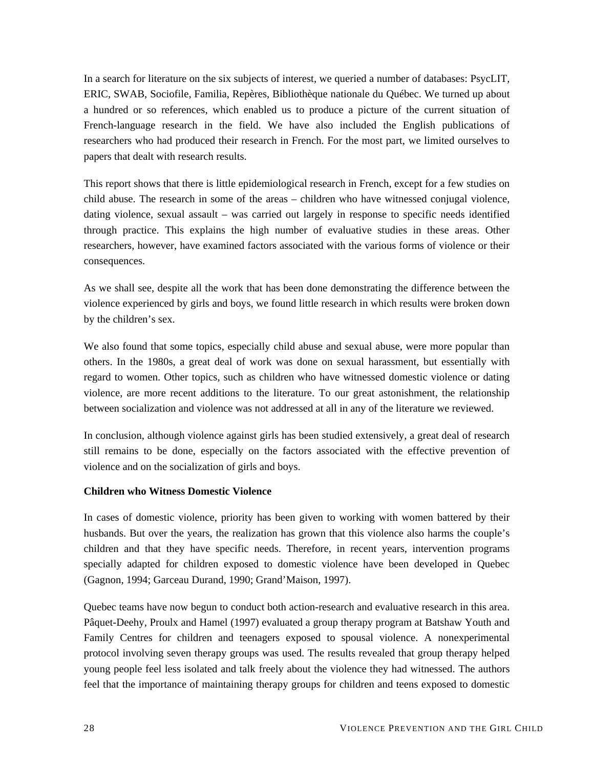In a search for literature on the six subjects of interest, we queried a number of databases: PsycLIT, ERIC, SWAB, Sociofile, Familia, Repères, Bibliothèque nationale du Québec. We turned up about a hundred or so references, which enabled us to produce a picture of the current situation of French-language research in the field. We have also included the English publications of researchers who had produced their research in French. For the most part, we limited ourselves to papers that dealt with research results.

This report shows that there is little epidemiological research in French, except for a few studies on child abuse. The research in some of the areas – children who have witnessed conjugal violence, dating violence, sexual assault – was carried out largely in response to specific needs identified through practice. This explains the high number of evaluative studies in these areas. Other researchers, however, have examined factors associated with the various forms of violence or their consequences.

As we shall see, despite all the work that has been done demonstrating the difference between the violence experienced by girls and boys, we found little research in which results were broken down by the children's sex.

We also found that some topics, especially child abuse and sexual abuse, were more popular than others. In the 1980s, a great deal of work was done on sexual harassment, but essentially with regard to women. Other topics, such as children who have witnessed domestic violence or dating violence, are more recent additions to the literature. To our great astonishment, the relationship between socialization and violence was not addressed at all in any of the literature we reviewed.

In conclusion, although violence against girls has been studied extensively, a great deal of research still remains to be done, especially on the factors associated with the effective prevention of violence and on the socialization of girls and boys.

**Children who Witness Domestic Violence**

In cases of domestic violence, priority has been given to working with women battered by their husbands. But over the years, the realization has grown that this violence also harms the couple's children and that they have specific needs. Therefore, in recent years, intervention programs specially adapted for children exposed to domestic violence have been developed in Quebec (Gagnon, 1994; Garceau Durand, 1990; Grand'Maison, 1997).

Quebec teams have now begun to conduct both action-research and evaluative research in this area. Pâquet-Deehy, Proulx and Hamel (1997) evaluated a group therapy program at Batshaw Youth and Family Centres for children and teenagers exposed to spousal violence. A nonexperimental protocol involving seven therapy groups was used. The results revealed that group therapy helped young people feel less isolated and talk freely about the violence they had witnessed. The authors feel that the importance of maintaining therapy groups for children and teens exposed to domestic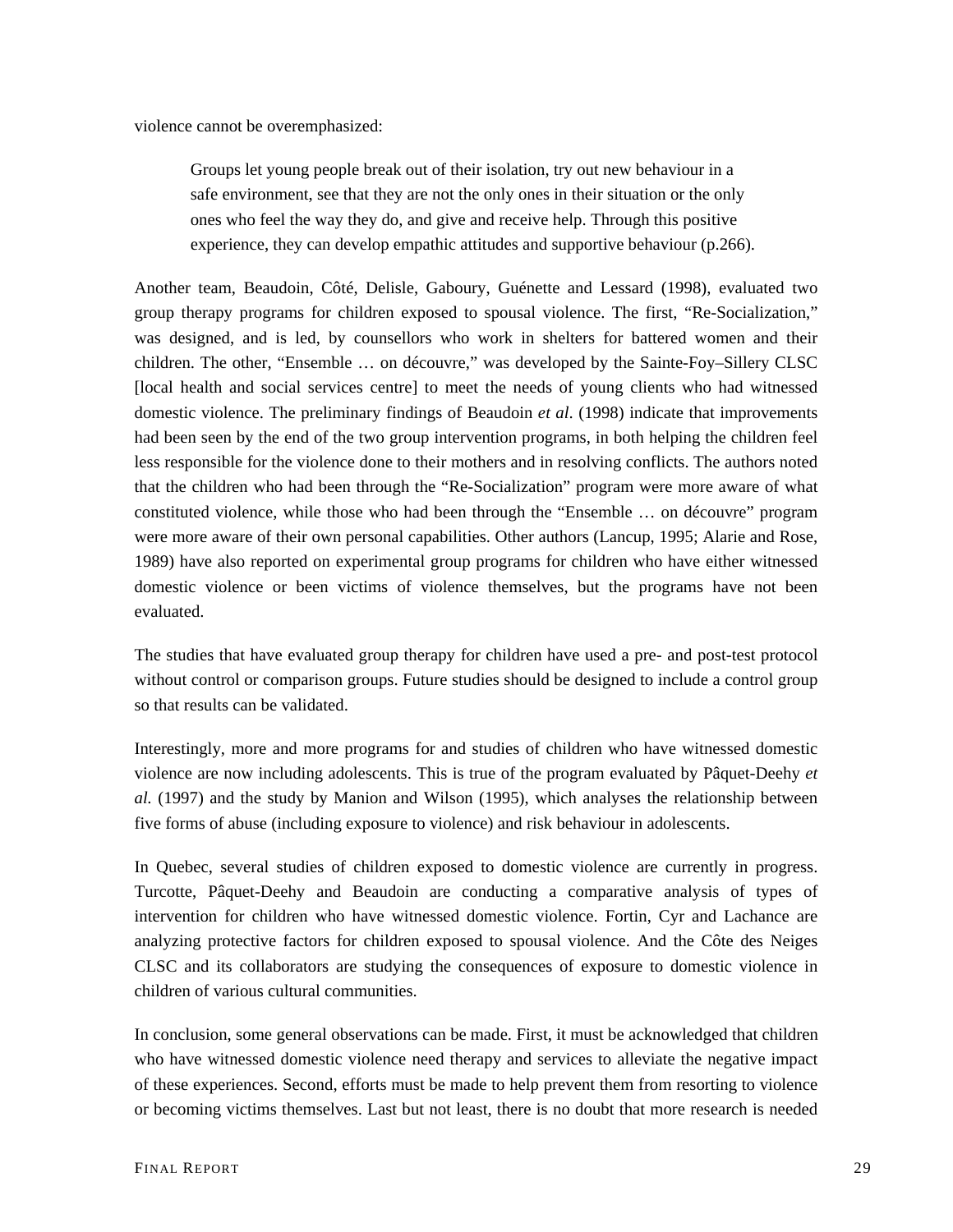violence cannot be overemphasized:

> Groups let young people break out of their isolation, try out new behaviour in a safe environment, see that they are not the only ones in their situation or the only ones who feel the way they do, and give and receive help. Through this positive experience, they can develop empathic attitudes and supportive behaviour (p.266).

Another team, Beaudoin, Côté, Delisle, Gaboury, Guénette and Lessard (1998), evaluated two group therapy programs for children exposed to spousal violence. The first, "Re-Socialization," was designed, and is led, by counsellors who work in shelters for battered women and their children. The other, "Ensemble … on découvre," was developed by the Sainte-Foy–Sillery CLSC [local health and social services centre] to meet the needs of young clients who had witnessed domestic violence. The preliminary findings of Beaudoin *et al*. (1998) indicate that improvements had been seen by the end of the two group intervention programs, in both helping the children feel less responsible for the violence done to their mothers and in resolving conflicts. The authors noted that the children who had been through the "Re-Socialization" program were more aware of what constituted violence, while those who had been through the "Ensemble … on découvre" program were more aware of their own personal capabilities. Other authors (Lancup, 1995; Alarie and Rose, 1989) have also reported on experimental group programs for children who have either witnessed domestic violence or been victims of violence themselves, but the programs have not been evaluated.

The studies that have evaluated group therapy for children have used a pre- and post-test protocol without control or comparison groups. Future studies should be designed to include a control group so that results can be validated.

Interestingly, more and more programs for and studies of children who have witnessed domestic violence are now including adolescents. This is true of the program evaluated by Pâquet-Deehy *et al.* (1997) and the study by Manion and Wilson (1995), which analyses the relationship between five forms of abuse (including exposure to violence) and risk behaviour in adolescents.

In Quebec, several studies of children exposed to domestic violence are currently in progress. Turcotte, Pâquet-Deehy and Beaudoin are conducting a comparative analysis of types of intervention for children who have witnessed domestic violence. Fortin, Cyr and Lachance are analyzing protective factors for children exposed to spousal violence. And the Côte des Neiges CLSC and its collaborators are studying the consequences of exposure to domestic violence in children of various cultural communities.

In conclusion, some general observations can be made. First, it must be acknowledged that children who have witnessed domestic violence need therapy and services to alleviate the negative impact of these experiences. Second, efforts must be made to help prevent them from resorting to violence or becoming victims themselves. Last but not least, there is no doubt that more research is needed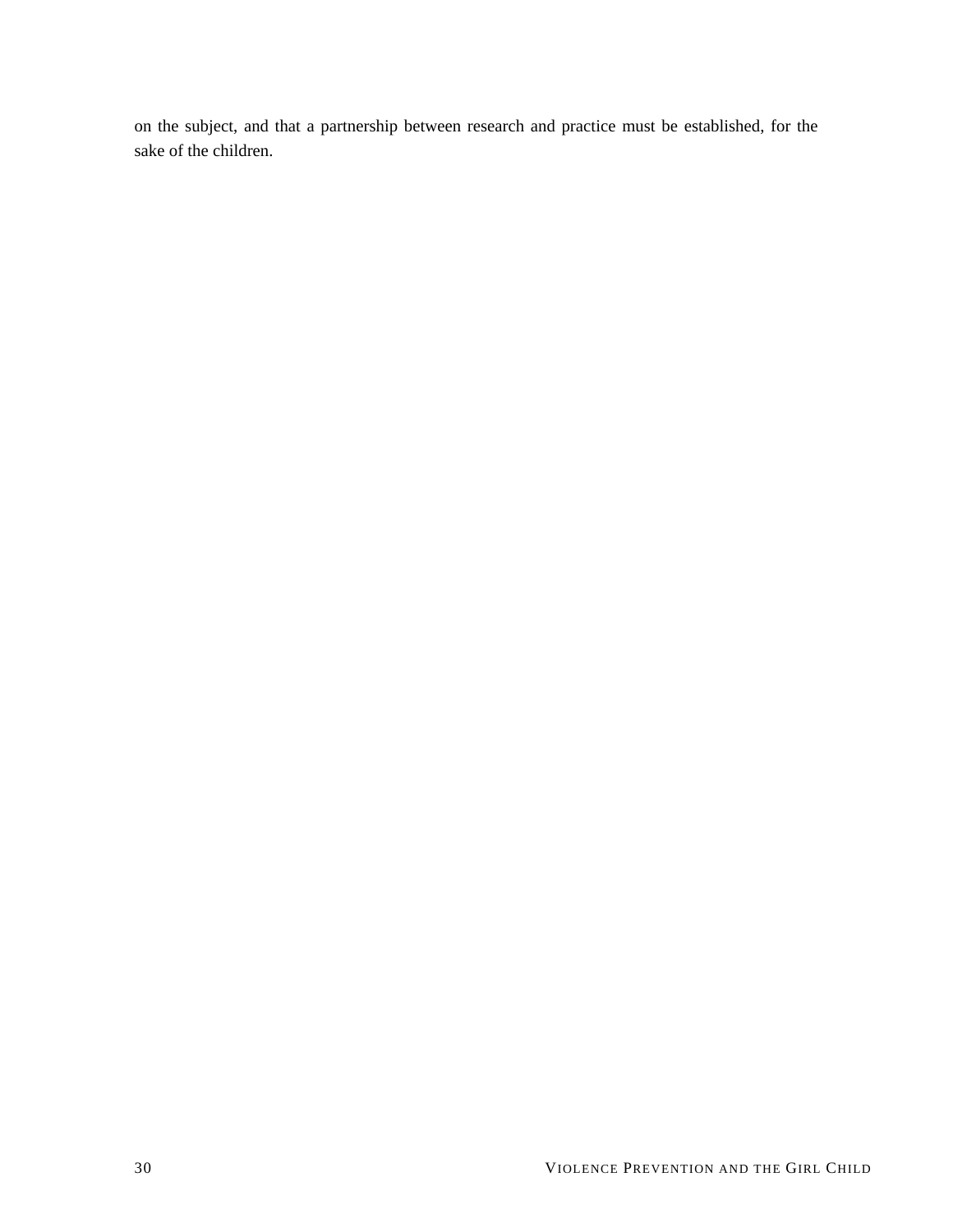on the subject, and that a partnership between research and practice must be established, for the sake of the children.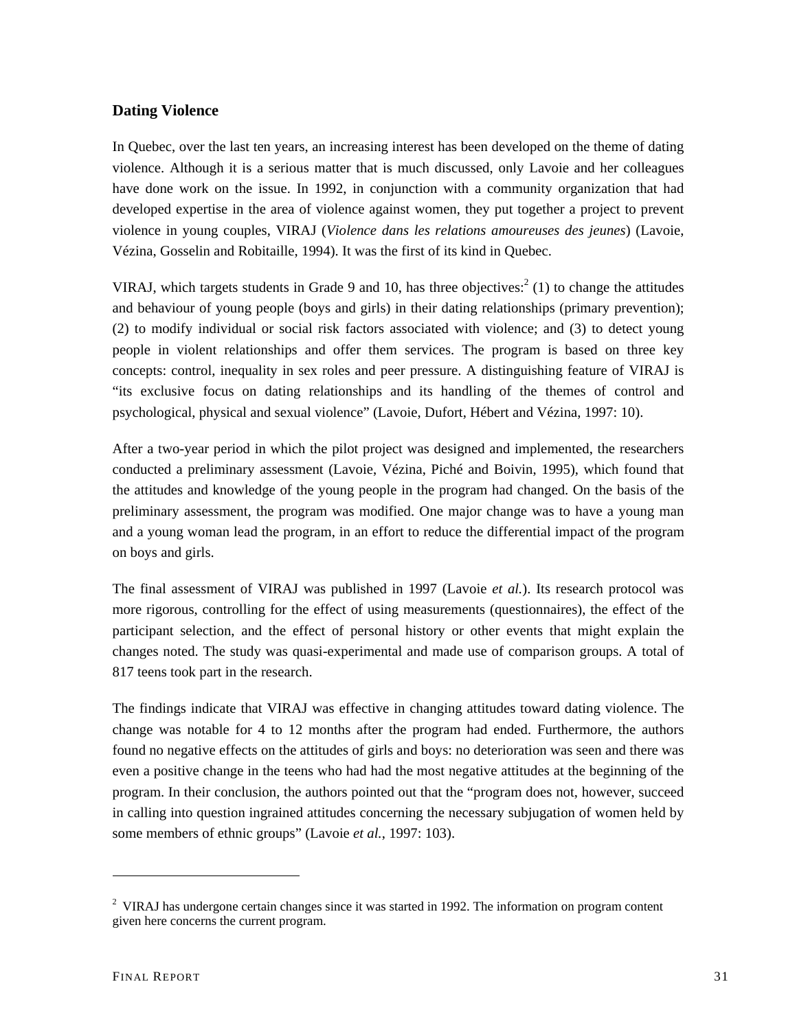### Dating Violence

In Quebec, over the last ten years, an increasing interest has been developed on the theme of dating violence. Although it is a serious matter that is much discussed, only Lavoie and her colleagues have done work on the issue. In 1992, in conjunction with a community organization that had developed expertise in the area of violence against women, they put together a project to prevent violence in young couples, VIRAJ (*Violence dans les relations amoureuses des jeunes*) (Lavoie, Vézina, Gosselin and Robitaille, 1994). It was the first of its kind in Quebec.

VIRAJ, which targets students in Grade 9 and 10, has three objectives:[2] (1) to change the attitudes and behaviour of young people (boys and girls) in their dating relationships (primary prevention); (2) to modify individual or social risk factors associated with violence; and (3) to detect young people in violent relationships and offer them services. The program is based on three key concepts: control, inequality in sex roles and peer pressure. A distinguishing feature of VIRAJ is "its exclusive focus on dating relationships and its handling of the themes of control and psychological, physical and sexual violence" (Lavoie, Dufort, Hébert and Vézina, 1997: 10).

After a two-year period in which the pilot project was designed and implemented, the researchers conducted a preliminary assessment (Lavoie, Vézina, Piché and Boivin, 1995), which found that the attitudes and knowledge of the young people in the program had changed. On the basis of the preliminary assessment, the program was modified. One major change was to have a young man and a young woman lead the program, in an effort to reduce the differential impact of the program on boys and girls.

The final assessment of VIRAJ was published in 1997 (Lavoie *et al.*). Its research protocol was more rigorous, controlling for the effect of using measurements (questionnaires), the effect of the participant selection, and the effect of personal history or other events that might explain the changes noted. The study was quasi-experimental and made use of comparison groups. A total of 817 teens took part in the research.

The findings indicate that VIRAJ was effective in changing attitudes toward dating violence. The change was notable for 4 to 12 months after the program had ended. Furthermore, the authors found no negative effects on the attitudes of girls and boys: no deterioration was seen and there was even a positive change in the teens who had had the most negative attitudes at the beginning of the program. In their conclusion, the authors pointed out that the "program does not, however, succeed in calling into question ingrained attitudes concerning the necessary subjugation of women held by some members of ethnic groups" (Lavoie *et al.*, 1997: 103).

---

[2] VIRAJ has undergone certain changes since it was started in 1992. The information on program content given here concerns the current program.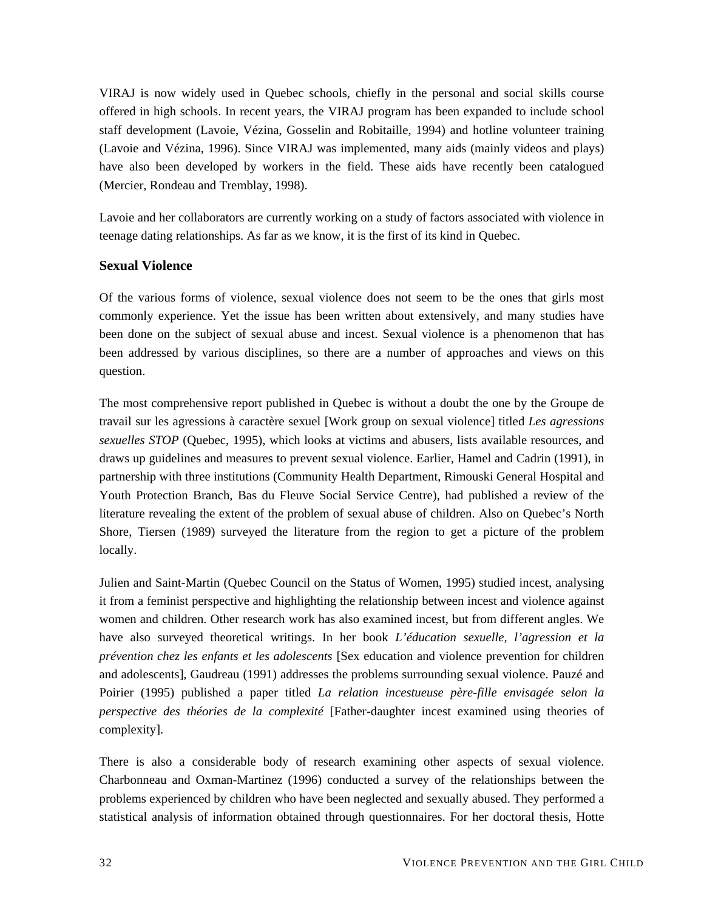VIRAJ is now widely used in Quebec schools, chiefly in the personal and social skills course offered in high schools. In recent years, the VIRAJ program has been expanded to include school staff development (Lavoie, Vézina, Gosselin and Robitaille, 1994) and hotline volunteer training (Lavoie and Vézina, 1996). Since VIRAJ was implemented, many aids (mainly videos and plays) have also been developed by workers in the field. These aids have recently been catalogued (Mercier, Rondeau and Tremblay, 1998).

Lavoie and her collaborators are currently working on a study of factors associated with violence in teenage dating relationships. As far as we know, it is the first of its kind in Quebec.

### Sexual Violence

Of the various forms of violence, sexual violence does not seem to be the ones that girls most commonly experience. Yet the issue has been written about extensively, and many studies have been done on the subject of sexual abuse and incest. Sexual violence is a phenomenon that has been addressed by various disciplines, so there are a number of approaches and views on this question.

The most comprehensive report published in Quebec is without a doubt the one by the Groupe de travail sur les agressions à caractère sexuel [Work group on sexual violence] titled *Les agressions sexuelles STOP* (Quebec, 1995), which looks at victims and abusers, lists available resources, and draws up guidelines and measures to prevent sexual violence. Earlier, Hamel and Cadrin (1991), in partnership with three institutions (Community Health Department, Rimouski General Hospital and Youth Protection Branch, Bas du Fleuve Social Service Centre), had published a review of the literature revealing the extent of the problem of sexual abuse of children. Also on Quebec's North Shore, Tiersen (1989) surveyed the literature from the region to get a picture of the problem locally.

Julien and Saint-Martin (Quebec Council on the Status of Women, 1995) studied incest, analysing it from a feminist perspective and highlighting the relationship between incest and violence against women and children. Other research work has also examined incest, but from different angles. We have also surveyed theoretical writings. In her book *L'éducation sexuelle, l'agression et la prévention chez les enfants et les adolescents* [Sex education and violence prevention for children and adolescents], Gaudreau (1991) addresses the problems surrounding sexual violence. Pauzé and Poirier (1995) published a paper titled *La relation incestueuse père-fille envisagée selon la perspective des théories de la complexité* [Father-daughter incest examined using theories of complexity].

There is also a considerable body of research examining other aspects of sexual violence. Charbonneau and Oxman-Martinez (1996) conducted a survey of the relationships between the problems experienced by children who have been neglected and sexually abused. They performed a statistical analysis of information obtained through questionnaires. For her doctoral thesis, Hotte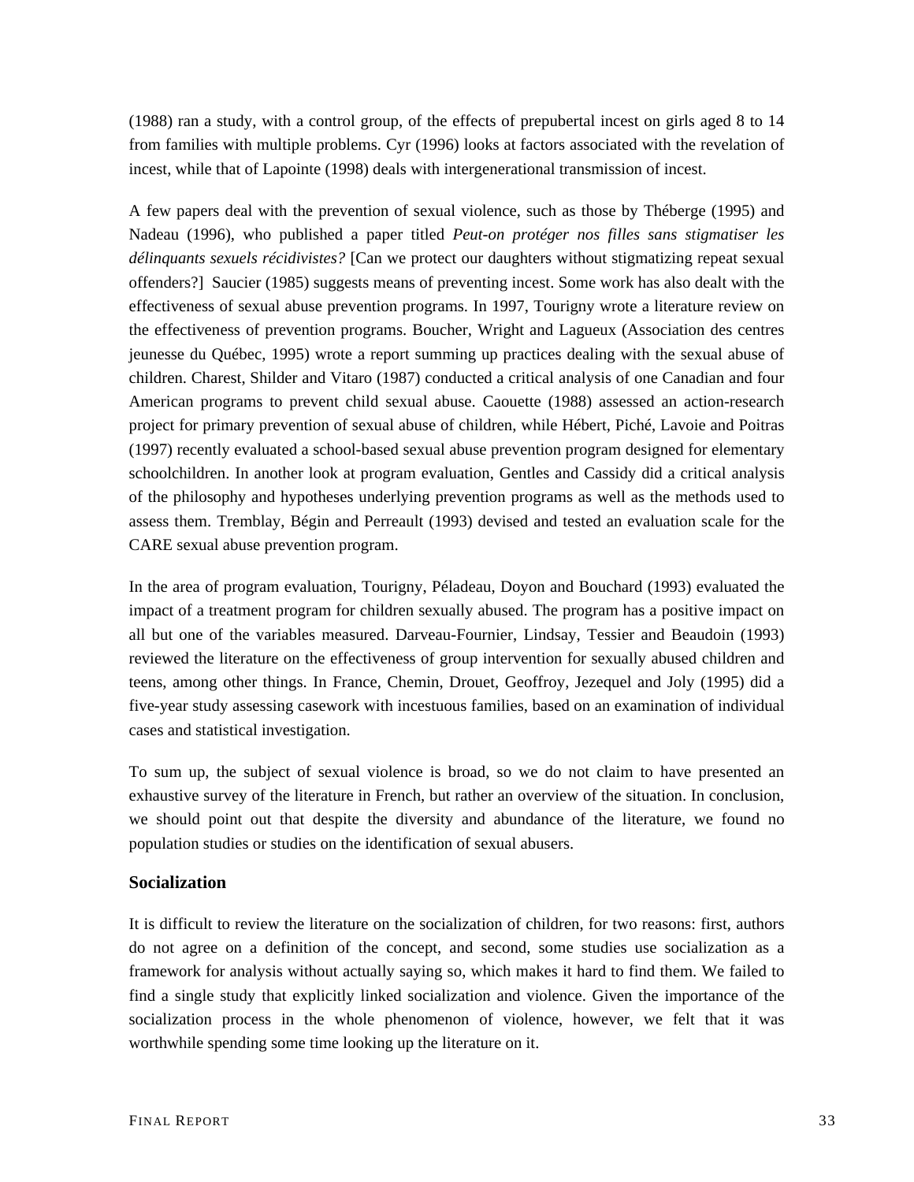(1988) ran a study, with a control group, of the effects of prepubertal incest on girls aged 8 to 14 from families with multiple problems. Cyr (1996) looks at factors associated with the revelation of incest, while that of Lapointe (1998) deals with intergenerational transmission of incest.

A few papers deal with the prevention of sexual violence, such as those by Théberge (1995) and Nadeau (1996), who published a paper titled *Peut-on protéger nos filles sans stigmatiser les délinquants sexuels récidivistes?* [Can we protect our daughters without stigmatizing repeat sexual offenders?] Saucier (1985) suggests means of preventing incest. Some work has also dealt with the effectiveness of sexual abuse prevention programs. In 1997, Tourigny wrote a literature review on the effectiveness of prevention programs. Boucher, Wright and Lagueux (Association des centres jeunesse du Québec, 1995) wrote a report summing up practices dealing with the sexual abuse of children. Charest, Shilder and Vitaro (1987) conducted a critical analysis of one Canadian and four American programs to prevent child sexual abuse. Caouette (1988) assessed an action-research project for primary prevention of sexual abuse of children, while Hébert, Piché, Lavoie and Poitras (1997) recently evaluated a school-based sexual abuse prevention program designed for elementary schoolchildren. In another look at program evaluation, Gentles and Cassidy did a critical analysis of the philosophy and hypotheses underlying prevention programs as well as the methods used to assess them. Tremblay, Bégin and Perreault (1993) devised and tested an evaluation scale for the CARE sexual abuse prevention program.

In the area of program evaluation, Tourigny, Péladeau, Doyon and Bouchard (1993) evaluated the impact of a treatment program for children sexually abused. The program has a positive impact on all but one of the variables measured. Darveau-Fournier, Lindsay, Tessier and Beaudoin (1993) reviewed the literature on the effectiveness of group intervention for sexually abused children and teens, among other things. In France, Chemin, Drouet, Geoffroy, Jezequel and Joly (1995) did a five-year study assessing casework with incestuous families, based on an examination of individual cases and statistical investigation.

To sum up, the subject of sexual violence is broad, so we do not claim to have presented an exhaustive survey of the literature in French, but rather an overview of the situation. In conclusion, we should point out that despite the diversity and abundance of the literature, we found no population studies or studies on the identification of sexual abusers.

### Socialization

It is difficult to review the literature on the socialization of children, for two reasons: first, authors do not agree on a definition of the concept, and second, some studies use socialization as a framework for analysis without actually saying so, which makes it hard to find them. We failed to find a single study that explicitly linked socialization and violence. Given the importance of the socialization process in the whole phenomenon of violence, however, we felt that it was worthwhile spending some time looking up the literature on it.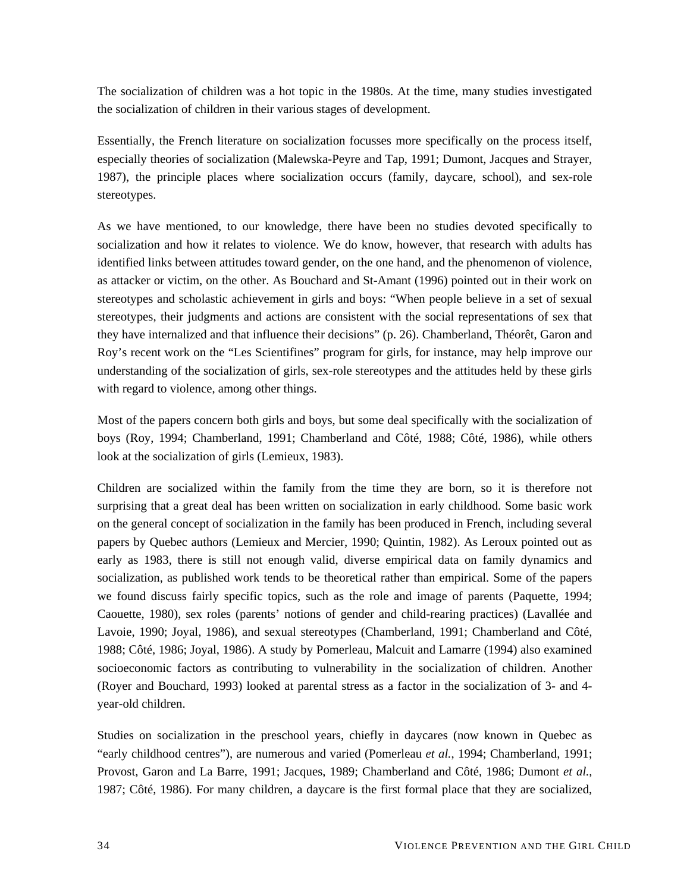The socialization of children was a hot topic in the 1980s. At the time, many studies investigated the socialization of children in their various stages of development.

Essentially, the French literature on socialization focusses more specifically on the process itself, especially theories of socialization (Malewska-Peyre and Tap, 1991; Dumont, Jacques and Strayer, 1987), the principle places where socialization occurs (family, daycare, school), and sex-role stereotypes.

As we have mentioned, to our knowledge, there have been no studies devoted specifically to socialization and how it relates to violence. We do know, however, that research with adults has identified links between attitudes toward gender, on the one hand, and the phenomenon of violence, as attacker or victim, on the other. As Bouchard and St-Amant (1996) pointed out in their work on stereotypes and scholastic achievement in girls and boys: "When people believe in a set of sexual stereotypes, their judgments and actions are consistent with the social representations of sex that they have internalized and that influence their decisions" (p. 26). Chamberland, Théorêt, Garon and Roy's recent work on the "Les Scientifines" program for girls, for instance, may help improve our understanding of the socialization of girls, sex-role stereotypes and the attitudes held by these girls with regard to violence, among other things.

Most of the papers concern both girls and boys, but some deal specifically with the socialization of boys (Roy, 1994; Chamberland, 1991; Chamberland and Côté, 1988; Côté, 1986), while others look at the socialization of girls (Lemieux, 1983).

Children are socialized within the family from the time they are born, so it is therefore not surprising that a great deal has been written on socialization in early childhood. Some basic work on the general concept of socialization in the family has been produced in French, including several papers by Quebec authors (Lemieux and Mercier, 1990; Quintin, 1982). As Leroux pointed out as early as 1983, there is still not enough valid, diverse empirical data on family dynamics and socialization, as published work tends to be theoretical rather than empirical. Some of the papers we found discuss fairly specific topics, such as the role and image of parents (Paquette, 1994; Caouette, 1980), sex roles (parents' notions of gender and child-rearing practices) (Lavallée and Lavoie, 1990; Joyal, 1986), and sexual stereotypes (Chamberland, 1991; Chamberland and Côté, 1988; Côté, 1986; Joyal, 1986). A study by Pomerleau, Malcuit and Lamarre (1994) also examined socioeconomic factors as contributing to vulnerability in the socialization of children. Another (Royer and Bouchard, 1993) looked at parental stress as a factor in the socialization of 3- and 4-year-old children.

Studies on socialization in the preschool years, chiefly in daycares (now known in Quebec as "early childhood centres"), are numerous and varied (Pomerleau *et al.*, 1994; Chamberland, 1991; Provost, Garon and La Barre, 1991; Jacques, 1989; Chamberland and Côté, 1986; Dumont *et al.*, 1987; Côté, 1986). For many children, a daycare is the first formal place that they are socialized,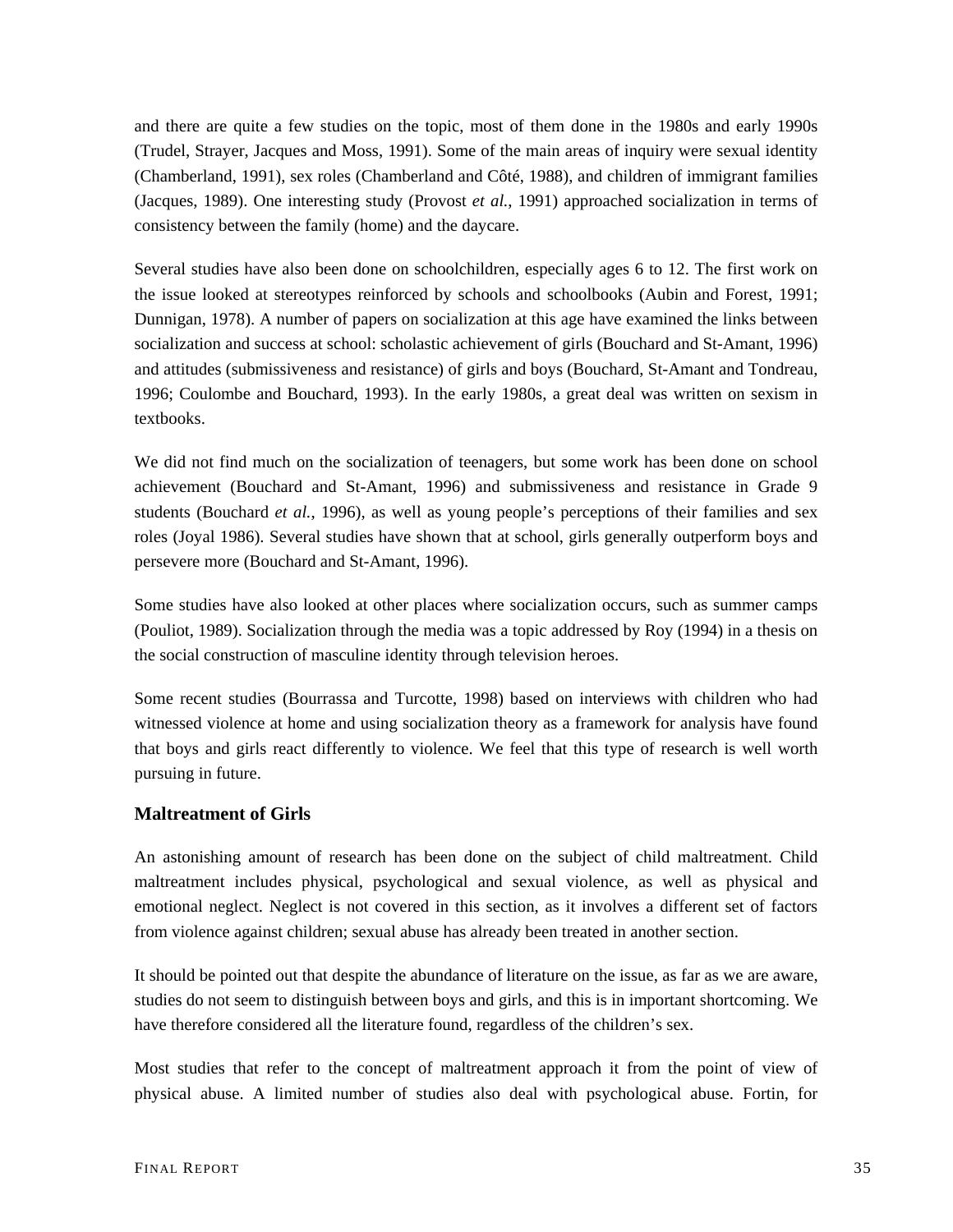and there are quite a few studies on the topic, most of them done in the 1980s and early 1990s (Trudel, Strayer, Jacques and Moss, 1991). Some of the main areas of inquiry were sexual identity (Chamberland, 1991), sex roles (Chamberland and Côté, 1988), and children of immigrant families (Jacques, 1989). One interesting study (Provost *et al.*, 1991) approached socialization in terms of consistency between the family (home) and the daycare.

Several studies have also been done on schoolchildren, especially ages 6 to 12. The first work on the issue looked at stereotypes reinforced by schools and schoolbooks (Aubin and Forest, 1991; Dunnigan, 1978). A number of papers on socialization at this age have examined the links between socialization and success at school: scholastic achievement of girls (Bouchard and St-Amant, 1996) and attitudes (submissiveness and resistance) of girls and boys (Bouchard, St-Amant and Tondreau, 1996; Coulombe and Bouchard, 1993). In the early 1980s, a great deal was written on sexism in textbooks.

We did not find much on the socialization of teenagers, but some work has been done on school achievement (Bouchard and St-Amant, 1996) and submissiveness and resistance in Grade 9 students (Bouchard *et al.*, 1996), as well as young people's perceptions of their families and sex roles (Joyal 1986). Several studies have shown that at school, girls generally outperform boys and persevere more (Bouchard and St-Amant, 1996).

Some studies have also looked at other places where socialization occurs, such as summer camps (Pouliot, 1989). Socialization through the media was a topic addressed by Roy (1994) in a thesis on the social construction of masculine identity through television heroes.

Some recent studies (Bourrassa and Turcotte, 1998) based on interviews with children who had witnessed violence at home and using socialization theory as a framework for analysis have found that boys and girls react differently to violence. We feel that this type of research is well worth pursuing in future.

### Maltreatment of Girls

An astonishing amount of research has been done on the subject of child maltreatment. Child maltreatment includes physical, psychological and sexual violence, as well as physical and emotional neglect. Neglect is not covered in this section, as it involves a different set of factors from violence against children; sexual abuse has already been treated in another section.

It should be pointed out that despite the abundance of literature on the issue, as far as we are aware, studies do not seem to distinguish between boys and girls, and this is in important shortcoming. We have therefore considered all the literature found, regardless of the children's sex.

Most studies that refer to the concept of maltreatment approach it from the point of view of physical abuse. A limited number of studies also deal with psychological abuse. Fortin, for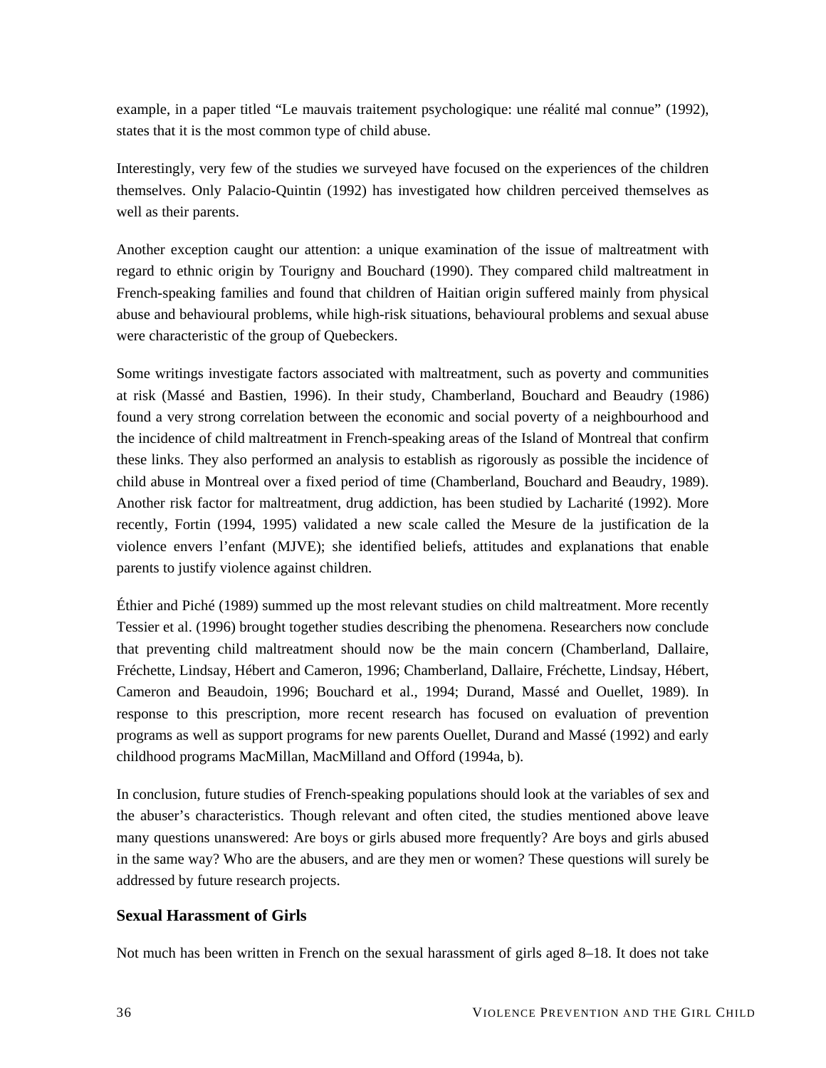example, in a paper titled "Le mauvais traitement psychologique: une réalité mal connue" (1992), states that it is the most common type of child abuse.

Interestingly, very few of the studies we surveyed have focused on the experiences of the children themselves. Only Palacio-Quintin (1992) has investigated how children perceived themselves as well as their parents.

Another exception caught our attention: a unique examination of the issue of maltreatment with regard to ethnic origin by Tourigny and Bouchard (1990). They compared child maltreatment in French-speaking families and found that children of Haitian origin suffered mainly from physical abuse and behavioural problems, while high-risk situations, behavioural problems and sexual abuse were characteristic of the group of Quebeckers.

Some writings investigate factors associated with maltreatment, such as poverty and communities at risk (Massé and Bastien, 1996). In their study, Chamberland, Bouchard and Beaudry (1986) found a very strong correlation between the economic and social poverty of a neighbourhood and the incidence of child maltreatment in French-speaking areas of the Island of Montreal that confirm these links. They also performed an analysis to establish as rigorously as possible the incidence of child abuse in Montreal over a fixed period of time (Chamberland, Bouchard and Beaudry, 1989). Another risk factor for maltreatment, drug addiction, has been studied by Lacharité (1992). More recently, Fortin (1994, 1995) validated a new scale called the Mesure de la justification de la violence envers l'enfant (MJVE); she identified beliefs, attitudes and explanations that enable parents to justify violence against children.

Éthier and Piché (1989) summed up the most relevant studies on child maltreatment. More recently Tessier et al. (1996) brought together studies describing the phenomena. Researchers now conclude that preventing child maltreatment should now be the main concern (Chamberland, Dallaire, Fréchette, Lindsay, Hébert and Cameron, 1996; Chamberland, Dallaire, Fréchette, Lindsay, Hébert, Cameron and Beaudoin, 1996; Bouchard et al., 1994; Durand, Massé and Ouellet, 1989). In response to this prescription, more recent research has focused on evaluation of prevention programs as well as support programs for new parents Ouellet, Durand and Massé (1992) and early childhood programs MacMillan, MacMilland and Offord (1994a, b).

In conclusion, future studies of French-speaking populations should look at the variables of sex and the abuser's characteristics. Though relevant and often cited, the studies mentioned above leave many questions unanswered: Are boys or girls abused more frequently? Are boys and girls abused in the same way? Who are the abusers, and are they men or women? These questions will surely be addressed by future research projects.

### Sexual Harassment of Girls

Not much has been written in French on the sexual harassment of girls aged 8–18. It does not take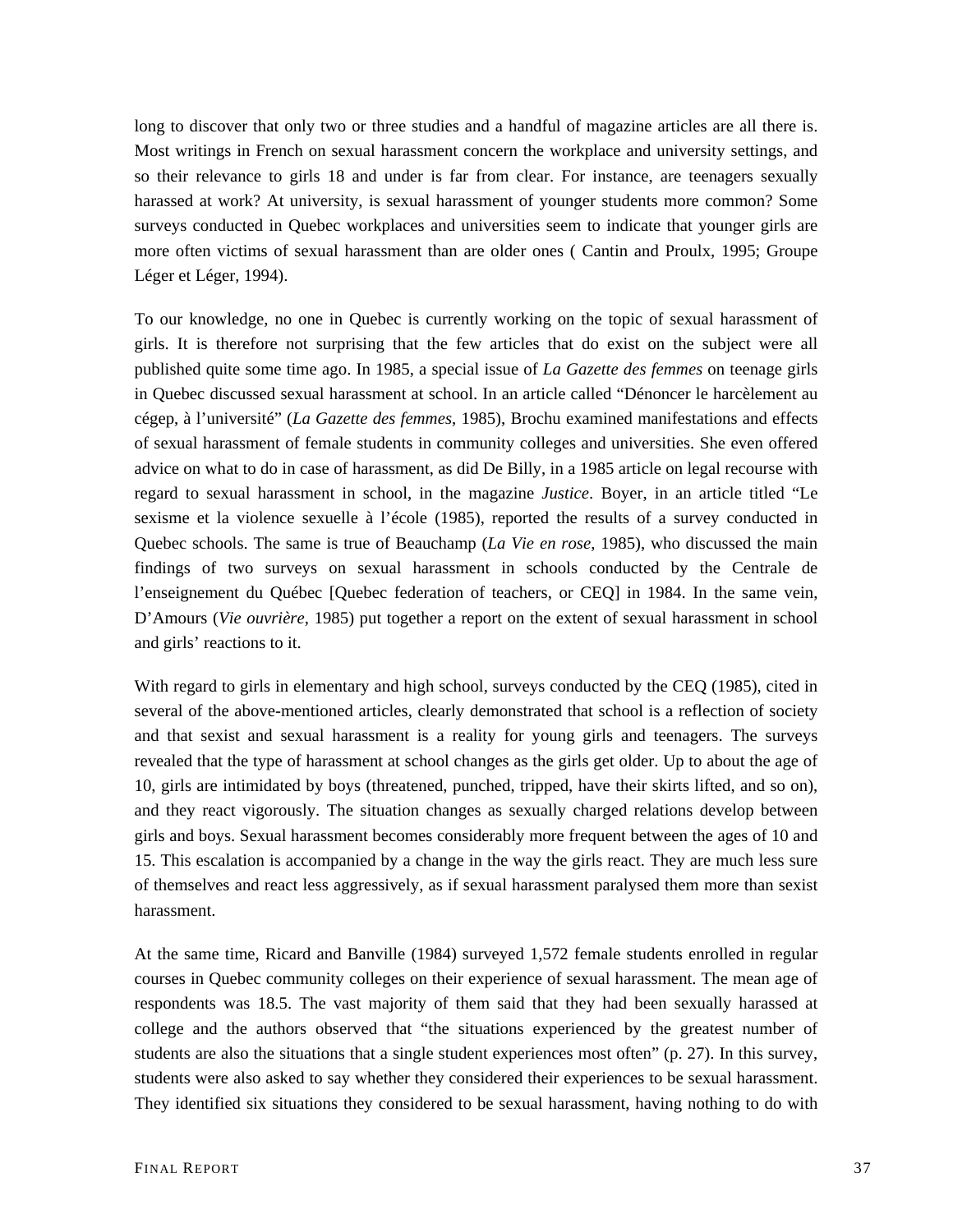long to discover that only two or three studies and a handful of magazine articles are all there is. Most writings in French on sexual harassment concern the workplace and university settings, and so their relevance to girls 18 and under is far from clear. For instance, are teenagers sexually harassed at work? At university, is sexual harassment of younger students more common? Some surveys conducted in Quebec workplaces and universities seem to indicate that younger girls are more often victims of sexual harassment than are older ones ( Cantin and Proulx, 1995; Groupe Léger et Léger, 1994).

To our knowledge, no one in Quebec is currently working on the topic of sexual harassment of girls. It is therefore not surprising that the few articles that do exist on the subject were all published quite some time ago. In 1985, a special issue of *La Gazette des femmes* on teenage girls in Quebec discussed sexual harassment at school. In an article called "Dénoncer le harcèlement au cégep, à l'université" (*La Gazette des femmes*, 1985), Brochu examined manifestations and effects of sexual harassment of female students in community colleges and universities. She even offered advice on what to do in case of harassment, as did De Billy, in a 1985 article on legal recourse with regard to sexual harassment in school, in the magazine *Justice*. Boyer, in an article titled "Le sexisme et la violence sexuelle à l'école (1985), reported the results of a survey conducted in Quebec schools. The same is true of Beauchamp (*La Vie en rose*, 1985), who discussed the main findings of two surveys on sexual harassment in schools conducted by the Centrale de l'enseignement du Québec [Quebec federation of teachers, or CEQ] in 1984. In the same vein, D'Amours (*Vie ouvrière*, 1985) put together a report on the extent of sexual harassment in school and girls' reactions to it.

With regard to girls in elementary and high school, surveys conducted by the CEQ (1985), cited in several of the above-mentioned articles, clearly demonstrated that school is a reflection of society and that sexist and sexual harassment is a reality for young girls and teenagers. The surveys revealed that the type of harassment at school changes as the girls get older. Up to about the age of 10, girls are intimidated by boys (threatened, punched, tripped, have their skirts lifted, and so on), and they react vigorously. The situation changes as sexually charged relations develop between girls and boys. Sexual harassment becomes considerably more frequent between the ages of 10 and 15. This escalation is accompanied by a change in the way the girls react. They are much less sure of themselves and react less aggressively, as if sexual harassment paralysed them more than sexist harassment.

At the same time, Ricard and Banville (1984) surveyed 1,572 female students enrolled in regular courses in Quebec community colleges on their experience of sexual harassment. The mean age of respondents was 18.5. The vast majority of them said that they had been sexually harassed at college and the authors observed that "the situations experienced by the greatest number of students are also the situations that a single student experiences most often" (p. 27). In this survey, students were also asked to say whether they considered their experiences to be sexual harassment. They identified six situations they considered to be sexual harassment, having nothing to do with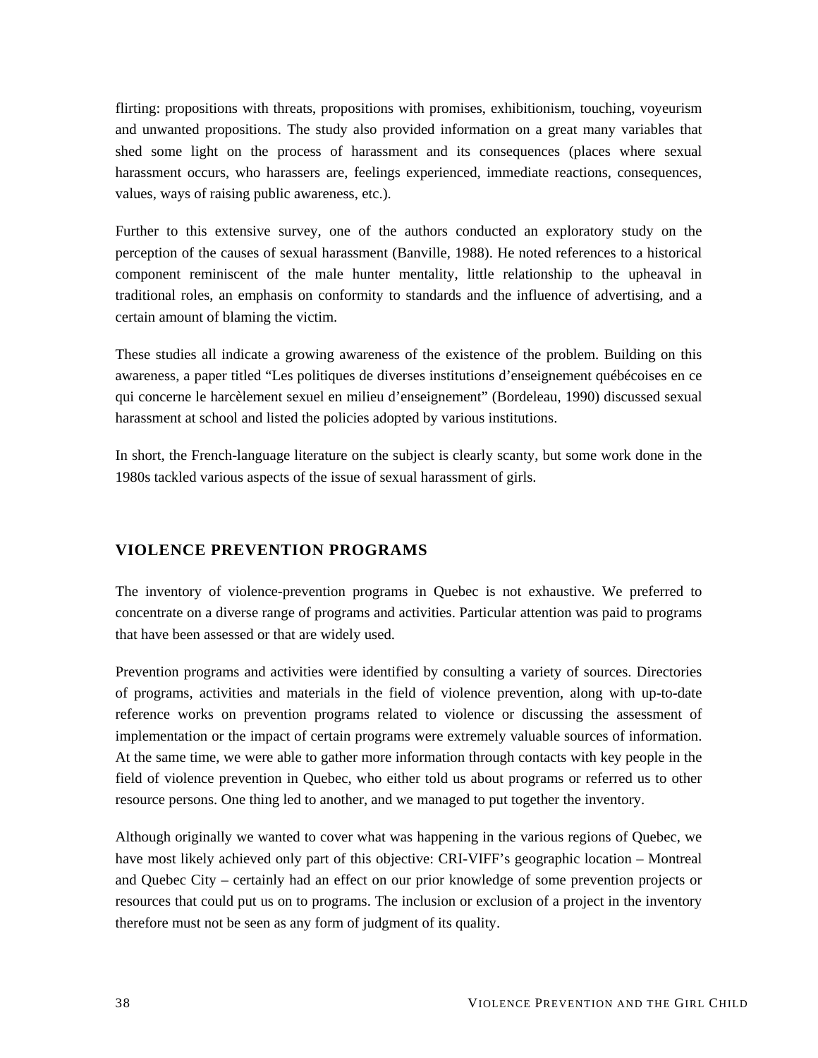flirting: propositions with threats, propositions with promises, exhibitionism, touching, voyeurism and unwanted propositions. The study also provided information on a great many variables that shed some light on the process of harassment and its consequences (places where sexual harassment occurs, who harassers are, feelings experienced, immediate reactions, consequences, values, ways of raising public awareness, etc.).

Further to this extensive survey, one of the authors conducted an exploratory study on the perception of the causes of sexual harassment (Banville, 1988). He noted references to a historical component reminiscent of the male hunter mentality, little relationship to the upheaval in traditional roles, an emphasis on conformity to standards and the influence of advertising, and a certain amount of blaming the victim.

These studies all indicate a growing awareness of the existence of the problem. Building on this awareness, a paper titled "Les politiques de diverses institutions d'enseignement québécoises en ce qui concerne le harcèlement sexuel en milieu d'enseignement" (Bordeleau, 1990) discussed sexual harassment at school and listed the policies adopted by various institutions.

In short, the French-language literature on the subject is clearly scanty, but some work done in the 1980s tackled various aspects of the issue of sexual harassment of girls.

## VIOLENCE PREVENTION PROGRAMS

The inventory of violence-prevention programs in Quebec is not exhaustive. We preferred to concentrate on a diverse range of programs and activities. Particular attention was paid to programs that have been assessed or that are widely used.

Prevention programs and activities were identified by consulting a variety of sources. Directories of programs, activities and materials in the field of violence prevention, along with up-to-date reference works on prevention programs related to violence or discussing the assessment of implementation or the impact of certain programs were extremely valuable sources of information. At the same time, we were able to gather more information through contacts with key people in the field of violence prevention in Quebec, who either told us about programs or referred us to other resource persons. One thing led to another, and we managed to put together the inventory.

Although originally we wanted to cover what was happening in the various regions of Quebec, we have most likely achieved only part of this objective: CRI-VIFF's geographic location – Montreal and Quebec City – certainly had an effect on our prior knowledge of some prevention projects or resources that could put us on to programs. The inclusion or exclusion of a project in the inventory therefore must not be seen as any form of judgment of its quality.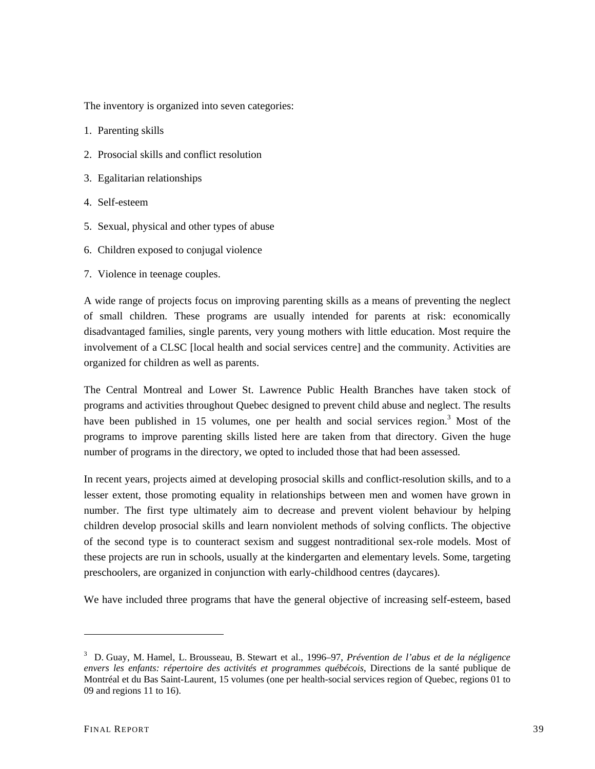The inventory is organized into seven categories:

1. Parenting skills
2. Prosocial skills and conflict resolution
3. Egalitarian relationships
4. Self-esteem
5. Sexual, physical and other types of abuse
6. Children exposed to conjugal violence
7. Violence in teenage couples.

A wide range of projects focus on improving parenting skills as a means of preventing the neglect of small children. These programs are usually intended for parents at risk: economically disadvantaged families, single parents, very young mothers with little education. Most require the involvement of a CLSC [local health and social services centre] and the community. Activities are organized for children as well as parents.

The Central Montreal and Lower St. Lawrence Public Health Branches have taken stock of programs and activities throughout Quebec designed to prevent child abuse and neglect. The results have been published in 15 volumes, one per health and social services region.[3] Most of the programs to improve parenting skills listed here are taken from that directory. Given the huge number of programs in the directory, we opted to included those that had been assessed.

In recent years, projects aimed at developing prosocial skills and conflict-resolution skills, and to a lesser extent, those promoting equality in relationships between men and women have grown in number. The first type ultimately aim to decrease and prevent violent behaviour by helping children develop prosocial skills and learn nonviolent methods of solving conflicts. The objective of the second type is to counteract sexism and suggest nontraditional sex-role models. Most of these projects are run in schools, usually at the kindergarten and elementary levels. Some, targeting preschoolers, are organized in conjunction with early-childhood centres (daycares).

We have included three programs that have the general objective of increasing self-esteem, based

---

[3] D. Guay, M. Hamel, L. Brousseau, B. Stewart et al., 1996–97, *Prévention de l'abus et de la négligence envers les enfants: répertoire des activités et programmes québécois*, Directions de la santé publique de Montréal et du Bas Saint-Laurent, 15 volumes (one per health-social services region of Quebec, regions 01 to 09 and regions 11 to 16).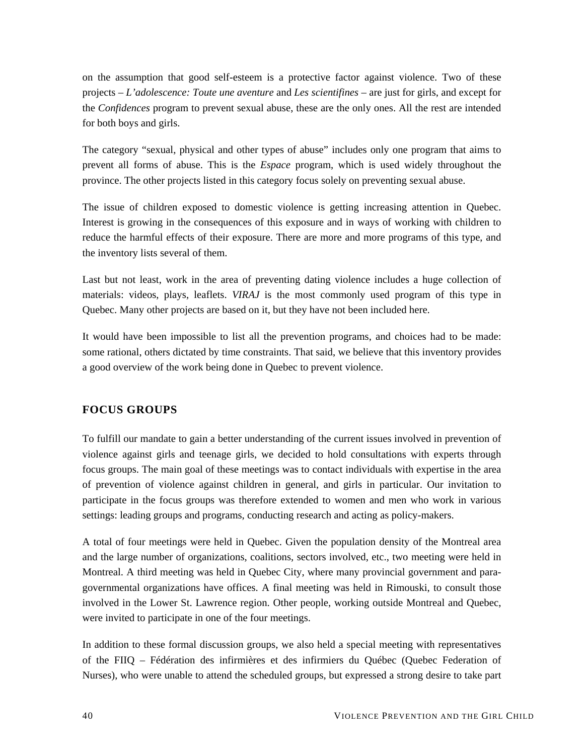on the assumption that good self-esteem is a protective factor against violence. Two of these projects – *L'adolescence: Toute une aventure* and *Les scientifines* – are just for girls, and except for the *Confidences* program to prevent sexual abuse, these are the only ones. All the rest are intended for both boys and girls.

The category "sexual, physical and other types of abuse" includes only one program that aims to prevent all forms of abuse. This is the *Espace* program, which is used widely throughout the province. The other projects listed in this category focus solely on preventing sexual abuse.

The issue of children exposed to domestic violence is getting increasing attention in Quebec. Interest is growing in the consequences of this exposure and in ways of working with children to reduce the harmful effects of their exposure. There are more and more programs of this type, and the inventory lists several of them.

Last but not least, work in the area of preventing dating violence includes a huge collection of materials: videos, plays, leaflets. *VIRAJ* is the most commonly used program of this type in Quebec. Many other projects are based on it, but they have not been included here.

It would have been impossible to list all the prevention programs, and choices had to be made: some rational, others dictated by time constraints. That said, we believe that this inventory provides a good overview of the work being done in Quebec to prevent violence.

## FOCUS GROUPS

To fulfill our mandate to gain a better understanding of the current issues involved in prevention of violence against girls and teenage girls, we decided to hold consultations with experts through focus groups. The main goal of these meetings was to contact individuals with expertise in the area of prevention of violence against children in general, and girls in particular. Our invitation to participate in the focus groups was therefore extended to women and men who work in various settings: leading groups and programs, conducting research and acting as policy-makers.

A total of four meetings were held in Quebec. Given the population density of the Montreal area and the large number of organizations, coalitions, sectors involved, etc., two meeting were held in Montreal. A third meeting was held in Quebec City, where many provincial government and para-governmental organizations have offices. A final meeting was held in Rimouski, to consult those involved in the Lower St. Lawrence region. Other people, working outside Montreal and Quebec, were invited to participate in one of the four meetings.

In addition to these formal discussion groups, we also held a special meeting with representatives of the FIIQ – Fédération des infirmières et des infirmiers du Québec (Quebec Federation of Nurses), who were unable to attend the scheduled groups, but expressed a strong desire to take part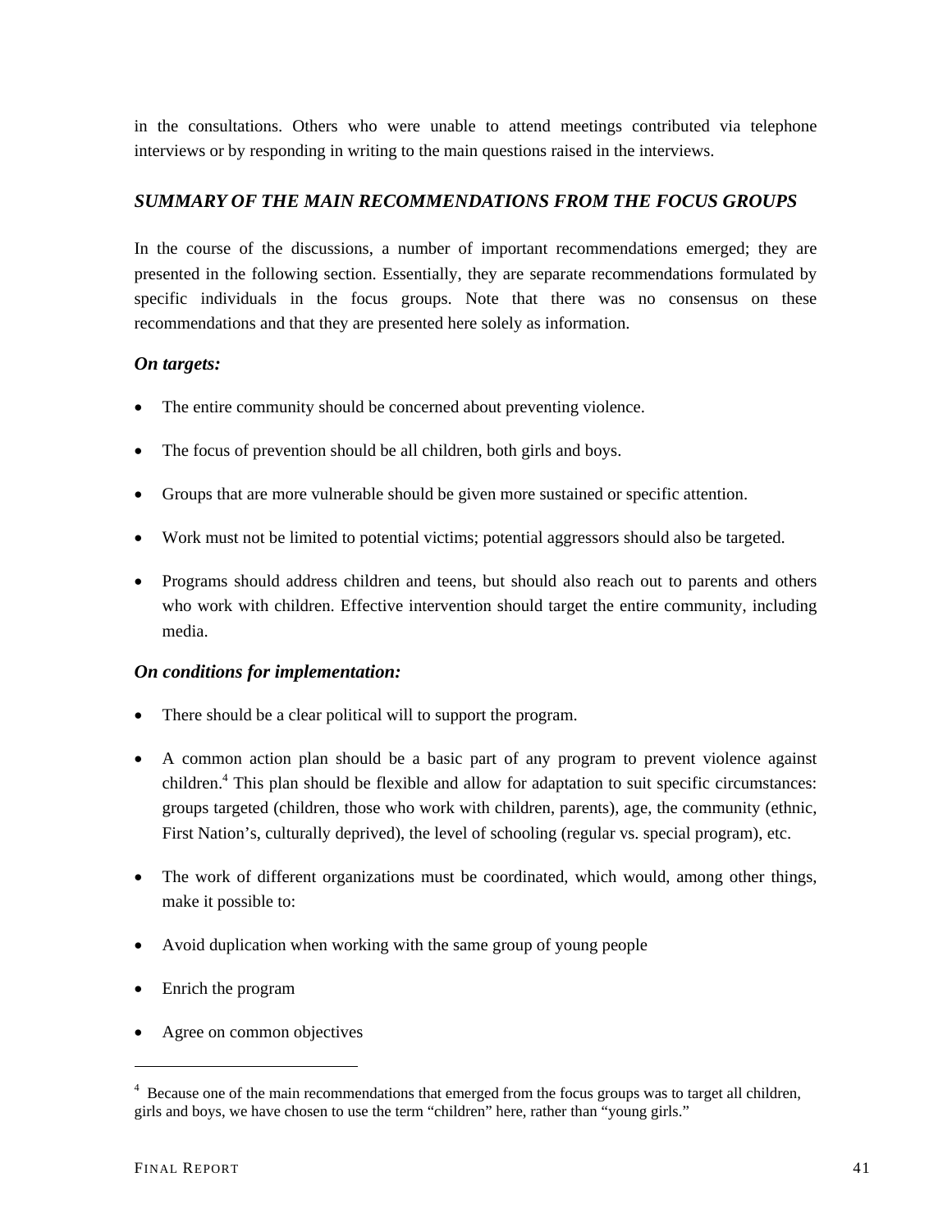in the consultations. Others who were unable to attend meetings contributed via telephone interviews or by responding in writing to the main questions raised in the interviews.

## *SUMMARY OF THE MAIN RECOMMENDATIONS FROM THE FOCUS GROUPS*

In the course of the discussions, a number of important recommendations emerged; they are presented in the following section. Essentially, they are separate recommendations formulated by specific individuals in the focus groups. Note that there was no consensus on these recommendations and that they are presented here solely as information.

### *On targets:*

- The entire community should be concerned about preventing violence.
- The focus of prevention should be all children, both girls and boys.
- Groups that are more vulnerable should be given more sustained or specific attention.
- Work must not be limited to potential victims; potential aggressors should also be targeted.
- Programs should address children and teens, but should also reach out to parents and others who work with children. Effective intervention should target the entire community, including media.

### *On conditions for implementation:*

- There should be a clear political will to support the program.
- A common action plan should be a basic part of any program to prevent violence against children.[4] This plan should be flexible and allow for adaptation to suit specific circumstances: groups targeted (children, those who work with children, parents), age, the community (ethnic, First Nation's, culturally deprived), the level of schooling (regular vs. special program), etc.
- The work of different organizations must be coordinated, which would, among other things, make it possible to:
- Avoid duplication when working with the same group of young people
- Enrich the program
- Agree on common objectives

---

[4] Because one of the main recommendations that emerged from the focus groups was to target all children, girls and boys, we have chosen to use the term "children" here, rather than "young girls."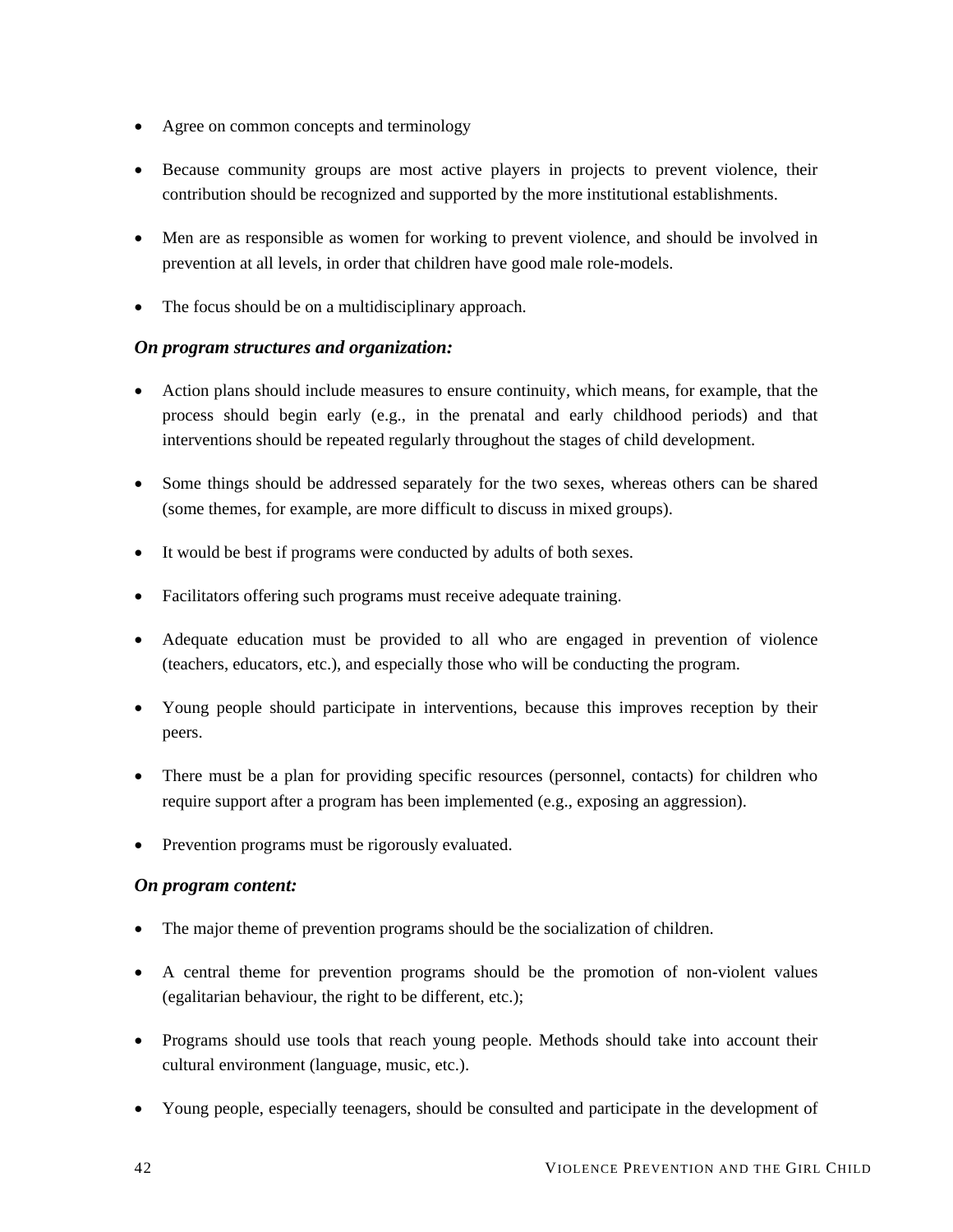- Agree on common concepts and terminology
- Because community groups are most active players in projects to prevent violence, their contribution should be recognized and supported by the more institutional establishments.
- Men are as responsible as women for working to prevent violence, and should be involved in prevention at all levels, in order that children have good male role-models.
- The focus should be on a multidisciplinary approach.

***On program structures and organization:***

- Action plans should include measures to ensure continuity, which means, for example, that the process should begin early (e.g., in the prenatal and early childhood periods) and that interventions should be repeated regularly throughout the stages of child development.
- Some things should be addressed separately for the two sexes, whereas others can be shared (some themes, for example, are more difficult to discuss in mixed groups).
- It would be best if programs were conducted by adults of both sexes.
- Facilitators offering such programs must receive adequate training.
- Adequate education must be provided to all who are engaged in prevention of violence (teachers, educators, etc.), and especially those who will be conducting the program.
- Young people should participate in interventions, because this improves reception by their peers.
- There must be a plan for providing specific resources (personnel, contacts) for children who require support after a program has been implemented (e.g., exposing an aggression).
- Prevention programs must be rigorously evaluated.

***On program content:***

- The major theme of prevention programs should be the socialization of children.
- A central theme for prevention programs should be the promotion of non-violent values (egalitarian behaviour, the right to be different, etc.);
- Programs should use tools that reach young people. Methods should take into account their cultural environment (language, music, etc.).
- Young people, especially teenagers, should be consulted and participate in the development of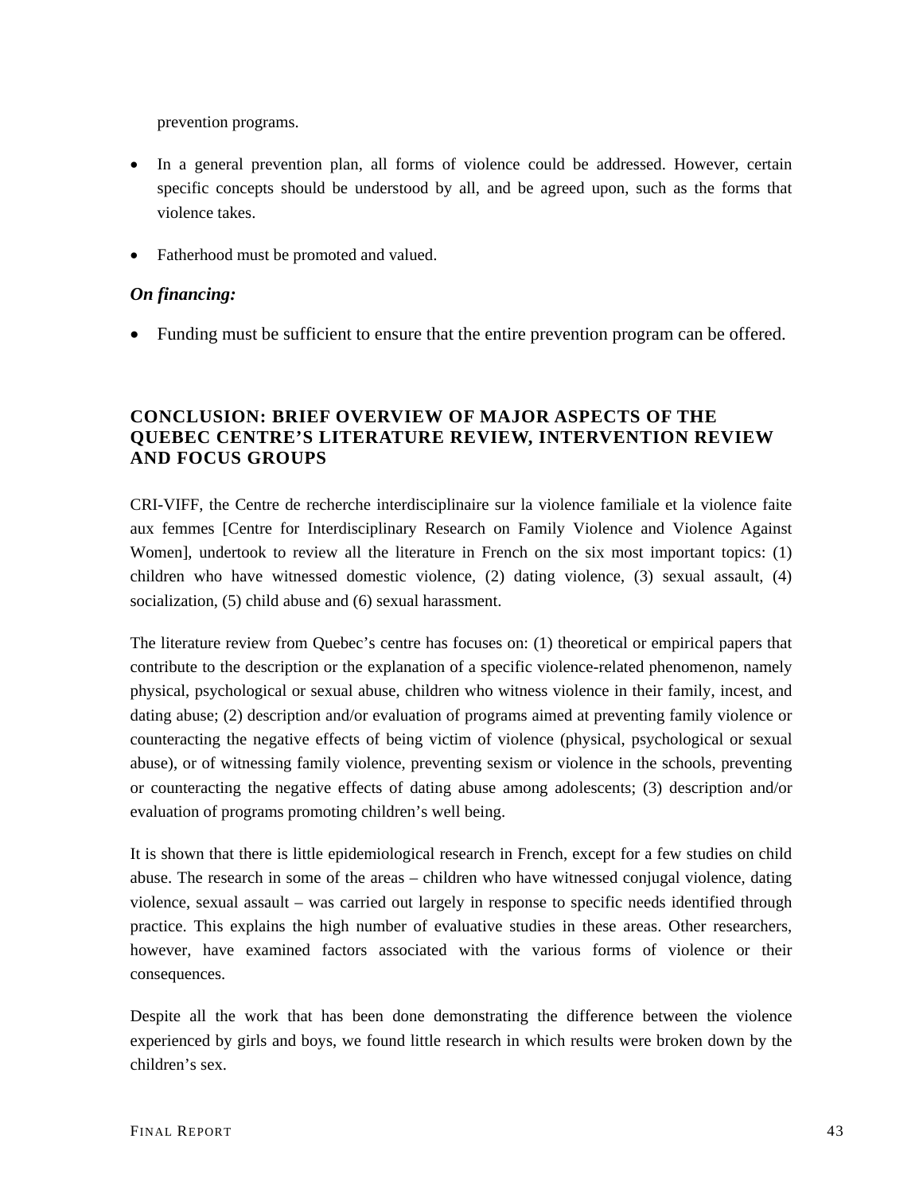prevention programs.

- In a general prevention plan, all forms of violence could be addressed. However, certain specific concepts should be understood by all, and be agreed upon, such as the forms that violence takes.
- Fatherhood must be promoted and valued.

***On financing:***

- Funding must be sufficient to ensure that the entire prevention program can be offered.

## CONCLUSION: BRIEF OVERVIEW OF MAJOR ASPECTS OF THE QUEBEC CENTRE'S LITERATURE REVIEW, INTERVENTION REVIEW AND FOCUS GROUPS

CRI-VIFF, the Centre de recherche interdisciplinaire sur la violence familiale et la violence faite aux femmes [Centre for Interdisciplinary Research on Family Violence and Violence Against Women], undertook to review all the literature in French on the six most important topics: (1) children who have witnessed domestic violence, (2) dating violence, (3) sexual assault, (4) socialization, (5) child abuse and (6) sexual harassment.

The literature review from Quebec's centre has focuses on: (1) theoretical or empirical papers that contribute to the description or the explanation of a specific violence-related phenomenon, namely physical, psychological or sexual abuse, children who witness violence in their family, incest, and dating abuse; (2) description and/or evaluation of programs aimed at preventing family violence or counteracting the negative effects of being victim of violence (physical, psychological or sexual abuse), or of witnessing family violence, preventing sexism or violence in the schools, preventing or counteracting the negative effects of dating abuse among adolescents; (3) description and/or evaluation of programs promoting children's well being.

It is shown that there is little epidemiological research in French, except for a few studies on child abuse. The research in some of the areas – children who have witnessed conjugal violence, dating violence, sexual assault – was carried out largely in response to specific needs identified through practice. This explains the high number of evaluative studies in these areas. Other researchers, however, have examined factors associated with the various forms of violence or their consequences.

Despite all the work that has been done demonstrating the difference between the violence experienced by girls and boys, we found little research in which results were broken down by the children's sex.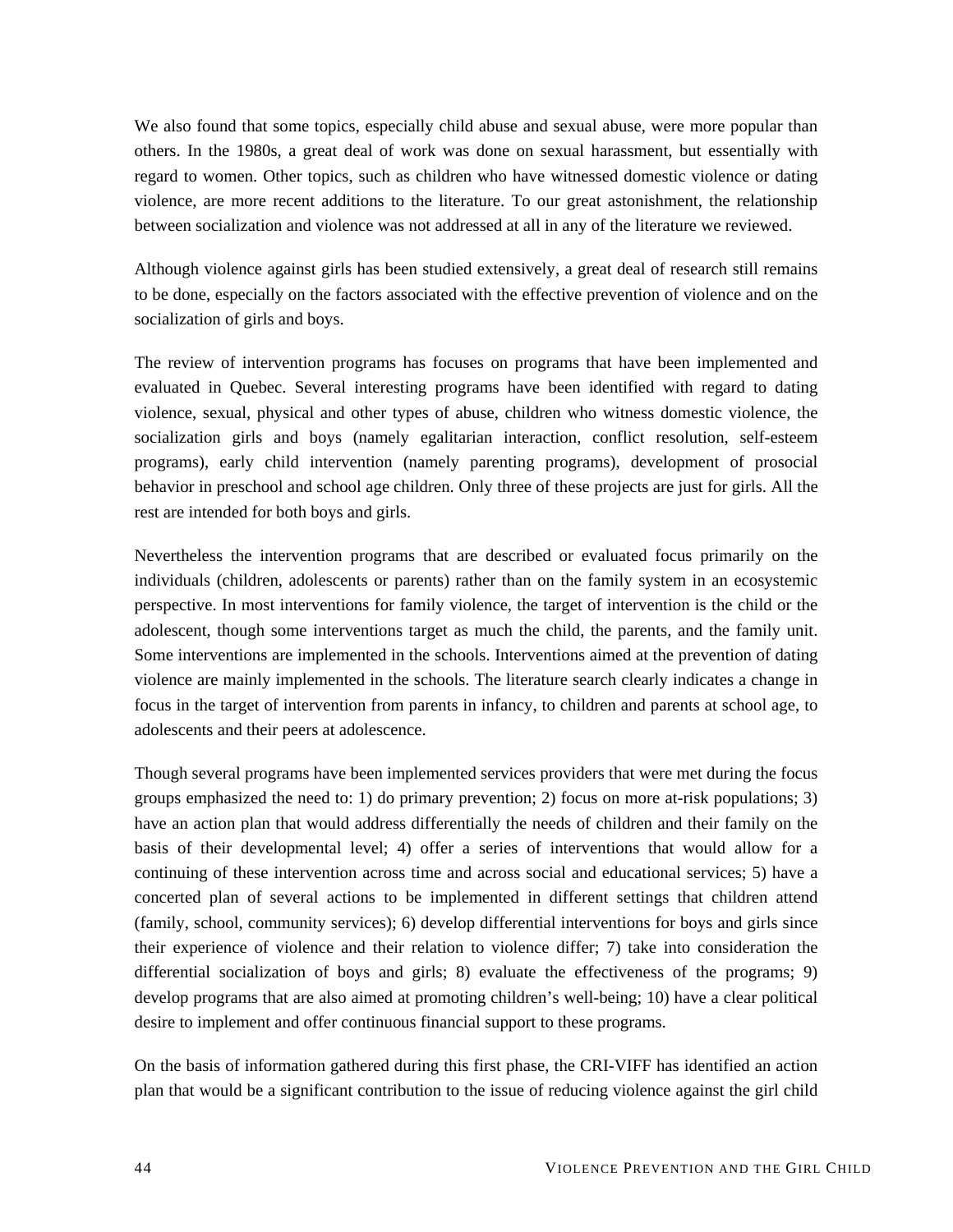We also found that some topics, especially child abuse and sexual abuse, were more popular than others. In the 1980s, a great deal of work was done on sexual harassment, but essentially with regard to women. Other topics, such as children who have witnessed domestic violence or dating violence, are more recent additions to the literature. To our great astonishment, the relationship between socialization and violence was not addressed at all in any of the literature we reviewed.

Although violence against girls has been studied extensively, a great deal of research still remains to be done, especially on the factors associated with the effective prevention of violence and on the socialization of girls and boys.

The review of intervention programs has focuses on programs that have been implemented and evaluated in Quebec. Several interesting programs have been identified with regard to dating violence, sexual, physical and other types of abuse, children who witness domestic violence, the socialization girls and boys (namely egalitarian interaction, conflict resolution, self-esteem programs), early child intervention (namely parenting programs), development of prosocial behavior in preschool and school age children. Only three of these projects are just for girls. All the rest are intended for both boys and girls.

Nevertheless the intervention programs that are described or evaluated focus primarily on the individuals (children, adolescents or parents) rather than on the family system in an ecosystemic perspective. In most interventions for family violence, the target of intervention is the child or the adolescent, though some interventions target as much the child, the parents, and the family unit. Some interventions are implemented in the schools. Interventions aimed at the prevention of dating violence are mainly implemented in the schools. The literature search clearly indicates a change in focus in the target of intervention from parents in infancy, to children and parents at school age, to adolescents and their peers at adolescence.

Though several programs have been implemented services providers that were met during the focus groups emphasized the need to: 1) do primary prevention; 2) focus on more at-risk populations; 3) have an action plan that would address differentially the needs of children and their family on the basis of their developmental level; 4) offer a series of interventions that would allow for a continuing of these intervention across time and across social and educational services; 5) have a concerted plan of several actions to be implemented in different settings that children attend (family, school, community services); 6) develop differential interventions for boys and girls since their experience of violence and their relation to violence differ; 7) take into consideration the differential socialization of boys and girls; 8) evaluate the effectiveness of the programs; 9) develop programs that are also aimed at promoting children's well-being; 10) have a clear political desire to implement and offer continuous financial support to these programs.

On the basis of information gathered during this first phase, the CRI-VIFF has identified an action plan that would be a significant contribution to the issue of reducing violence against the girl child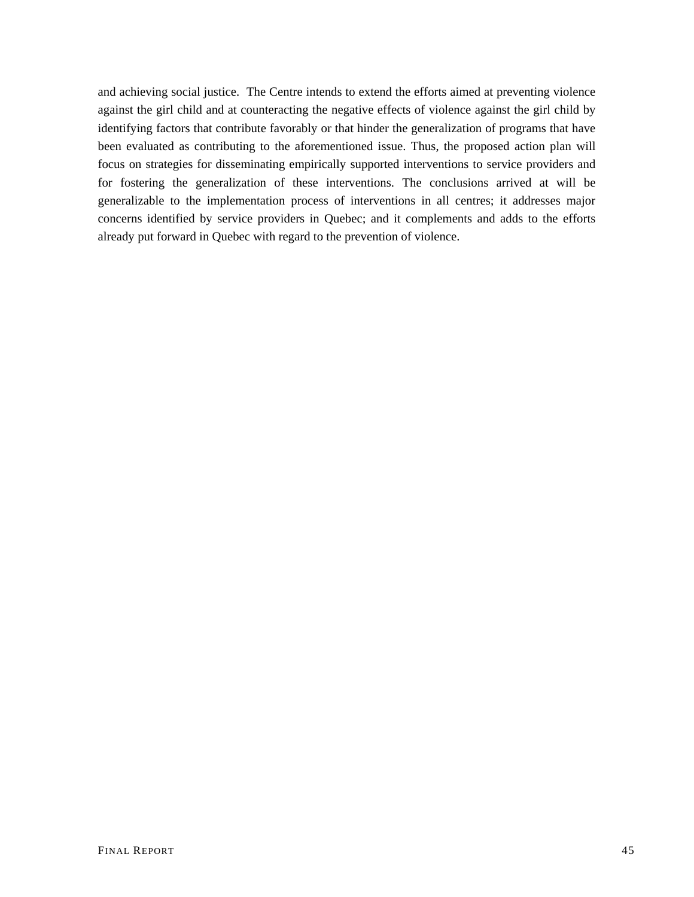and achieving social justice.  The Centre intends to extend the efforts aimed at preventing violence against the girl child and at counteracting the negative effects of violence against the girl child by identifying factors that contribute favorably or that hinder the generalization of programs that have been evaluated as contributing to the aforementioned issue. Thus, the proposed action plan will focus on strategies for disseminating empirically supported interventions to service providers and for fostering the generalization of these interventions. The conclusions arrived at will be generalizable to the implementation process of interventions in all centres; it addresses major concerns identified by service providers in Quebec; and it complements and adds to the efforts already put forward in Quebec with regard to the prevention of violence.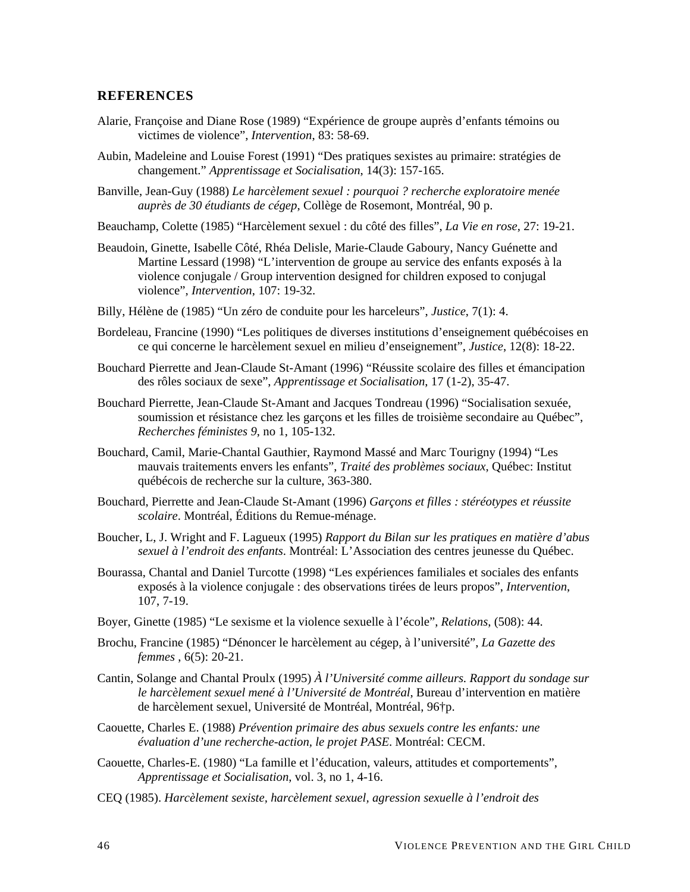## REFERENCES

Alarie, Françoise and Diane Rose (1989) “Expérience de groupe auprès d’enfants témoins ou victimes de violence”, *Intervention*, 83: 58-69.

Aubin, Madeleine and Louise Forest (1991) “Des pratiques sexistes au primaire: stratégies de changement.” *Apprentissage et Socialisation*, 14(3): 157-165.

Banville, Jean-Guy (1988) *Le harcèlement sexuel : pourquoi ? recherche exploratoire menée auprès de 30 étudiants de cégep*, Collège de Rosemont, Montréal, 90 p.

Beauchamp, Colette (1985) “Harcèlement sexuel : du côté des filles”, *La Vie en rose*, 27: 19-21.

Beaudoin, Ginette, Isabelle Côté, Rhéa Delisle, Marie-Claude Gaboury, Nancy Guénette and Martine Lessard (1998) “L’intervention de groupe au service des enfants exposés à la violence conjugale / Group intervention designed for children exposed to conjugal violence”, *Intervention*, 107: 19-32.

Billy, Hélène de (1985) “Un zéro de conduite pour les harceleurs”, *Justice*, 7(1): 4.

Bordeleau, Francine (1990) “Les politiques de diverses institutions d’enseignement québécoises en ce qui concerne le harcèlement sexuel en milieu d’enseignement”, *Justice*, 12(8): 18-22.

Bouchard Pierrette and Jean-Claude St-Amant (1996) “Réussite scolaire des filles et émancipation des rôles sociaux de sexe”, *Apprentissage et Socialisation*, 17 (1-2), 35-47.

Bouchard Pierrette, Jean-Claude St-Amant and Jacques Tondreau (1996) “Socialisation sexuée, soumission et résistance chez les garçons et les filles de troisième secondaire au Québec”, *Recherches féministes 9*, no 1, 105-132.

Bouchard, Camil, Marie-Chantal Gauthier, Raymond Massé and Marc Tourigny (1994) “Les mauvais traitements envers les enfants”, *Traité des problèmes sociaux*, Québec: Institut québécois de recherche sur la culture, 363-380.

Bouchard, Pierrette and Jean-Claude St-Amant (1996) *Garçons et filles : stéréotypes et réussite scolaire*. Montréal, Éditions du Remue-ménage.

Boucher, L, J. Wright and F. Lagueux (1995) *Rapport du Bilan sur les pratiques en matière d’abus sexuel à l’endroit des enfants*. Montréal: L’Association des centres jeunesse du Québec.

Bourassa, Chantal and Daniel Turcotte (1998) “Les expériences familiales et sociales des enfants exposés à la violence conjugale : des observations tirées de leurs propos”, *Intervention*, 107, 7-19.

Boyer, Ginette (1985) “Le sexisme et la violence sexuelle à l’école”, *Relations*, (508): 44.

Brochu, Francine (1985) “Dénoncer le harcèlement au cégep, à l’université”, *La Gazette des femmes* , 6(5): 20-21.

Cantin, Solange and Chantal Proulx (1995) *À l’Université comme ailleurs. Rapport du sondage sur le harcèlement sexuel mené à l’Université de Montréal*, Bureau d’intervention en matière de harcèlement sexuel, Université de Montréal, Montréal, 96†p.

Caouette, Charles E. (1988) *Prévention primaire des abus sexuels contre les enfants: une évaluation d’une recherche-action, le projet PASE*. Montréal: CECM.

Caouette, Charles-E. (1980) “La famille et l’éducation, valeurs, attitudes et comportements”, *Apprentissage et Socialisation*, vol. 3, no 1, 4-16.

CEQ (1985). *Harcèlement sexiste, harcèlement sexuel, agression sexuelle à l’endroit des*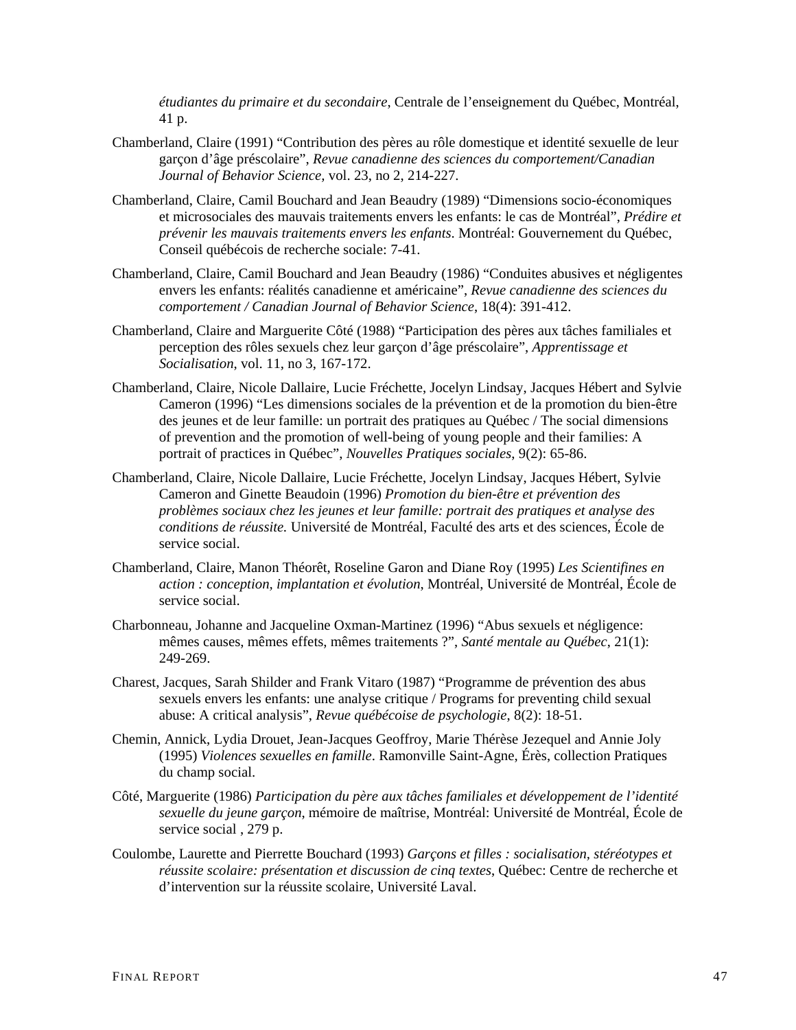*étudiantes du primaire et du secondaire*, Centrale de l'enseignement du Québec, Montréal, 41 p.

Chamberland, Claire (1991) "Contribution des pères au rôle domestique et identité sexuelle de leur garçon d'âge préscolaire", *Revue canadienne des sciences du comportement/Canadian Journal of Behavior Science*, vol. 23, no 2, 214-227.

Chamberland, Claire, Camil Bouchard and Jean Beaudry (1989) "Dimensions socio-économiques et microsociales des mauvais traitements envers les enfants: le cas de Montréal", *Prédire et prévenir les mauvais traitements envers les enfants*. Montréal: Gouvernement du Québec, Conseil québécois de recherche sociale: 7-41.

Chamberland, Claire, Camil Bouchard and Jean Beaudry (1986) "Conduites abusives et négligentes envers les enfants: réalités canadienne et américaine", *Revue canadienne des sciences du comportement / Canadian Journal of Behavior Science*, 18(4): 391-412.

Chamberland, Claire and Marguerite Côté (1988) "Participation des pères aux tâches familiales et perception des rôles sexuels chez leur garçon d'âge préscolaire", *Apprentissage et Socialisation*, vol. 11, no 3, 167-172.

Chamberland, Claire, Nicole Dallaire, Lucie Fréchette, Jocelyn Lindsay, Jacques Hébert and Sylvie Cameron (1996) "Les dimensions sociales de la prévention et de la promotion du bien-être des jeunes et de leur famille: un portrait des pratiques au Québec / The social dimensions of prevention and the promotion of well-being of young people and their families: A portrait of practices in Québec", *Nouvelles Pratiques sociales*, 9(2): 65-86.

Chamberland, Claire, Nicole Dallaire, Lucie Fréchette, Jocelyn Lindsay, Jacques Hébert, Sylvie Cameron and Ginette Beaudoin (1996) *Promotion du bien-être et prévention des problèmes sociaux chez les jeunes et leur famille: portrait des pratiques et analyse des conditions de réussite.* Université de Montréal, Faculté des arts et des sciences, École de service social.

Chamberland, Claire, Manon Théorêt, Roseline Garon and Diane Roy (1995) *Les Scientifines en action : conception, implantation et évolution*, Montréal, Université de Montréal, École de service social.

Charbonneau, Johanne and Jacqueline Oxman-Martinez (1996) "Abus sexuels et négligence: mêmes causes, mêmes effets, mêmes traitements ?", *Santé mentale au Québec*, 21(1): 249-269.

Charest, Jacques, Sarah Shilder and Frank Vitaro (1987) "Programme de prévention des abus sexuels envers les enfants: une analyse critique / Programs for preventing child sexual abuse: A critical analysis", *Revue québécoise de psychologie*, 8(2): 18-51.

Chemin, Annick, Lydia Drouet, Jean-Jacques Geoffroy, Marie Thérèse Jezequel and Annie Joly (1995) *Violences sexuelles en famille*. Ramonville Saint-Agne, Érès, collection Pratiques du champ social.

Côté, Marguerite (1986) *Participation du père aux tâches familiales et développement de l'identité sexuelle du jeune garçon,* mémoire de maîtrise, Montréal: Université de Montréal, École de service social , 279 p.

Coulombe, Laurette and Pierrette Bouchard (1993) *Garçons et filles : socialisation, stéréotypes et réussite scolaire: présentation et discussion de cinq textes*, Québec: Centre de recherche et d'intervention sur la réussite scolaire, Université Laval.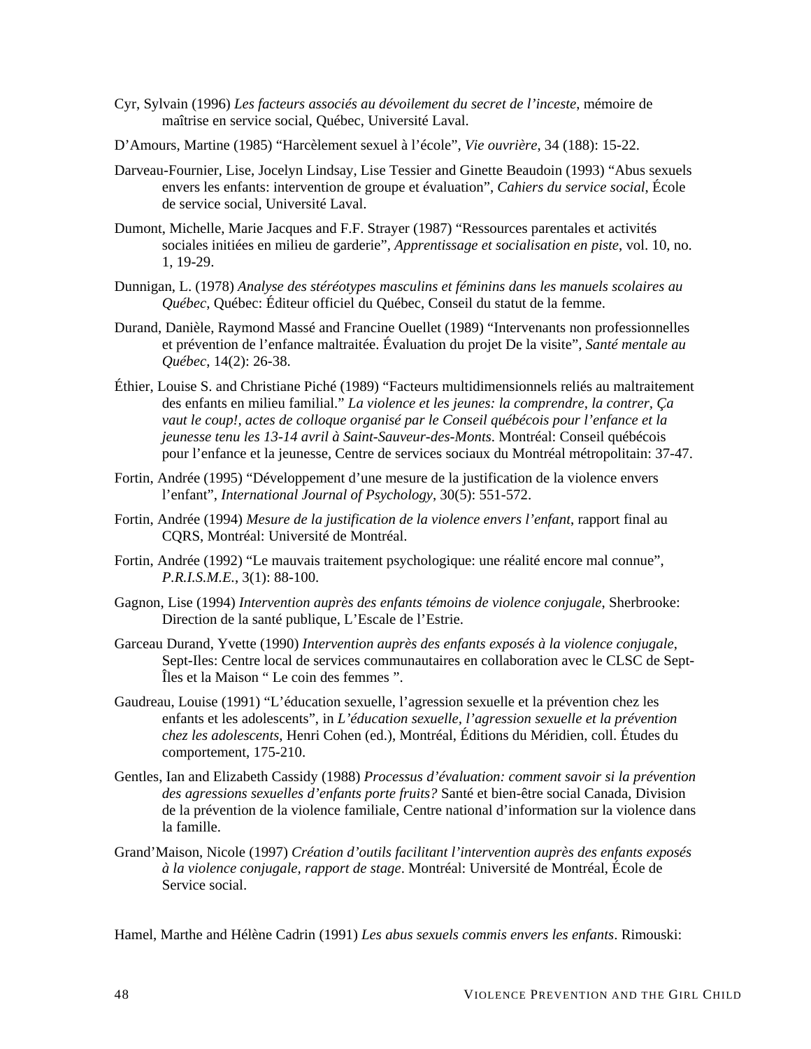Cyr, Sylvain (1996) *Les facteurs associés au dévoilement du secret de l'inceste*, mémoire de maîtrise en service social, Québec, Université Laval.

D'Amours, Martine (1985) "Harcèlement sexuel à l'école", *Vie ouvrière*, 34 (188): 15-22.

Darveau-Fournier, Lise, Jocelyn Lindsay, Lise Tessier and Ginette Beaudoin (1993) "Abus sexuels envers les enfants: intervention de groupe et évaluation", *Cahiers du service social*, École de service social, Université Laval.

Dumont, Michelle, Marie Jacques and F.F. Strayer (1987) "Ressources parentales et activités sociales initiées en milieu de garderie", *Apprentissage et socialisation en piste*, vol. 10, no. 1, 19-29.

Dunnigan, L. (1978) *Analyse des stéréotypes masculins et féminins dans les manuels scolaires au Québec*, Québec: Éditeur officiel du Québec, Conseil du statut de la femme.

Durand, Danièle, Raymond Massé and Francine Ouellet (1989) "Intervenants non professionnelles et prévention de l'enfance maltraitée. Évaluation du projet De la visite", *Santé mentale au Québec*, 14(2): 26-38.

Éthier, Louise S. and Christiane Piché (1989) "Facteurs multidimensionnels reliés au maltraitement des enfants en milieu familial." *La violence et les jeunes: la comprendre, la contrer, Ça vaut le coup!, actes de colloque organisé par le Conseil québécois pour l'enfance et la jeunesse tenu les 13-14 avril à Saint-Sauveur-des-Monts*. Montréal: Conseil québécois pour l'enfance et la jeunesse, Centre de services sociaux du Montréal métropolitain: 37-47.

Fortin, Andrée (1995) "Développement d'une mesure de la justification de la violence envers l'enfant", *International Journal of Psychology*, 30(5): 551-572.

Fortin, Andrée (1994) *Mesure de la justification de la violence envers l'enfant*, rapport final au CQRS, Montréal: Université de Montréal.

Fortin, Andrée (1992) "Le mauvais traitement psychologique: une réalité encore mal connue", *P.R.I.S.M.E.*, 3(1): 88-100.

Gagnon, Lise (1994) *Intervention auprès des enfants témoins de violence conjugale*, Sherbrooke: Direction de la santé publique, L'Escale de l'Estrie.

Garceau Durand, Yvette (1990) *Intervention auprès des enfants exposés à la violence conjugale*, Sept-Iles: Centre local de services communautaires en collaboration avec le CLSC de Sept-Îles et la Maison " Le coin des femmes ".

Gaudreau, Louise (1991) "L'éducation sexuelle, l'agression sexuelle et la prévention chez les enfants et les adolescents", in *L'éducation sexuelle, l'agression sexuelle et la prévention chez les adolescents*, Henri Cohen (ed.), Montréal, Éditions du Méridien, coll. Études du comportement, 175-210.

Gentles, Ian and Elizabeth Cassidy (1988) *Processus d'évaluation: comment savoir si la prévention des agressions sexuelles d'enfants porte fruits?* Santé et bien-être social Canada, Division de la prévention de la violence familiale, Centre national d'information sur la violence dans la famille.

Grand'Maison, Nicole (1997) *Création d'outils facilitant l'intervention auprès des enfants exposés à la violence conjugale, rapport de stage*. Montréal: Université de Montréal, École de Service social.

Hamel, Marthe and Hélène Cadrin (1991) *Les abus sexuels commis envers les enfants*. Rimouski: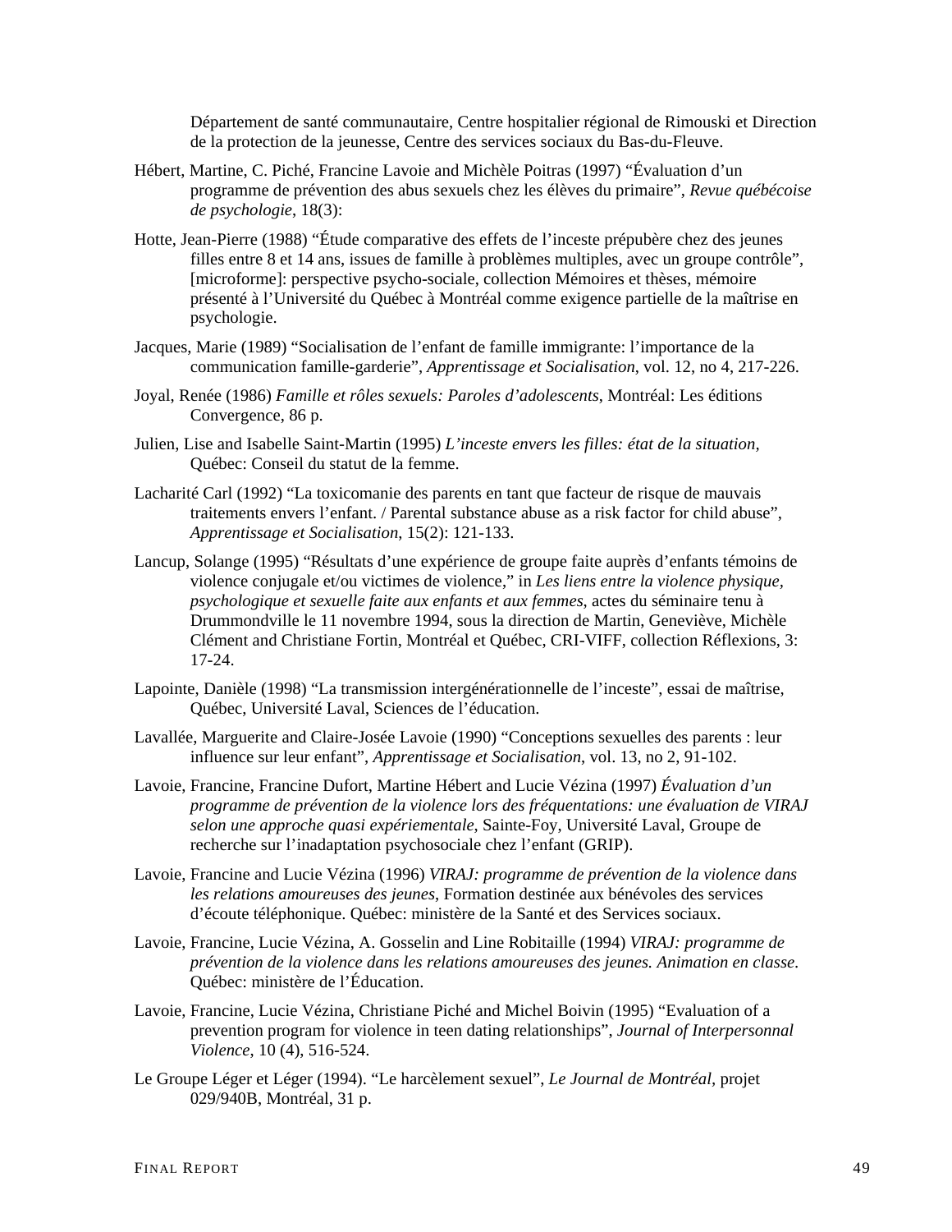Département de santé communautaire, Centre hospitalier régional de Rimouski et Direction de la protection de la jeunesse, Centre des services sociaux du Bas-du-Fleuve.

Hébert, Martine, C. Piché, Francine Lavoie and Michèle Poitras (1997) "Évaluation d'un programme de prévention des abus sexuels chez les élèves du primaire", *Revue québécoise de psychologie*, 18(3):

Hotte, Jean-Pierre (1988) "Étude comparative des effets de l'inceste prépubère chez des jeunes filles entre 8 et 14 ans, issues de famille à problèmes multiples, avec un groupe contrôle", [microforme]: perspective psycho-sociale, collection Mémoires et thèses, mémoire présenté à l'Université du Québec à Montréal comme exigence partielle de la maîtrise en psychologie.

Jacques, Marie (1989) "Socialisation de l'enfant de famille immigrante: l'importance de la communication famille-garderie", *Apprentissage et Socialisation*, vol. 12, no 4, 217-226.

Joyal, Renée (1986) *Famille et rôles sexuels: Paroles d'adolescents*, Montréal: Les éditions Convergence, 86 p.

Julien, Lise and Isabelle Saint-Martin (1995) *L'inceste envers les filles: état de la situation*, Québec: Conseil du statut de la femme.

Lacharité Carl (1992) "La toxicomanie des parents en tant que facteur de risque de mauvais traitements envers l'enfant. / Parental substance abuse as a risk factor for child abuse", *Apprentissage et Socialisation*, 15(2): 121-133.

Lancup, Solange (1995) "Résultats d'une expérience de groupe faite auprès d'enfants témoins de violence conjugale et/ou victimes de violence," in *Les liens entre la violence physique, psychologique et sexuelle faite aux enfants et aux femmes*, actes du séminaire tenu à Drummondville le 11 novembre 1994, sous la direction de Martin, Geneviève, Michèle Clément and Christiane Fortin, Montréal et Québec, CRI-VIFF, collection Réflexions, 3: 17-24.

Lapointe, Danièle (1998) "La transmission intergénérationnelle de l'inceste", essai de maîtrise, Québec, Université Laval, Sciences de l'éducation.

Lavallée, Marguerite and Claire-Josée Lavoie (1990) "Conceptions sexuelles des parents : leur influence sur leur enfant", *Apprentissage et Socialisation*, vol. 13, no 2, 91-102.

Lavoie, Francine, Francine Dufort, Martine Hébert and Lucie Vézina (1997) *Évaluation d'un programme de prévention de la violence lors des fréquentations: une évaluation de VIRAJ selon une approche quasi expériementale*, Sainte-Foy, Université Laval, Groupe de recherche sur l'inadaptation psychosociale chez l'enfant (GRIP).

Lavoie, Francine and Lucie Vézina (1996) *VIRAJ: programme de prévention de la violence dans les relations amoureuses des jeunes*, Formation destinée aux bénévoles des services d'écoute téléphonique. Québec: ministère de la Santé et des Services sociaux.

Lavoie, Francine, Lucie Vézina, A. Gosselin and Line Robitaille (1994) *VIRAJ: programme de prévention de la violence dans les relations amoureuses des jeunes. Animation en classe*. Québec: ministère de l'Éducation.

Lavoie, Francine, Lucie Vézina, Christiane Piché and Michel Boivin (1995) "Evaluation of a prevention program for violence in teen dating relationships", *Journal of Interpersonnal Violence*, 10 (4), 516-524.

Le Groupe Léger et Léger (1994). "Le harcèlement sexuel", *Le Journal de Montréal*, projet 029/940B, Montréal, 31 p.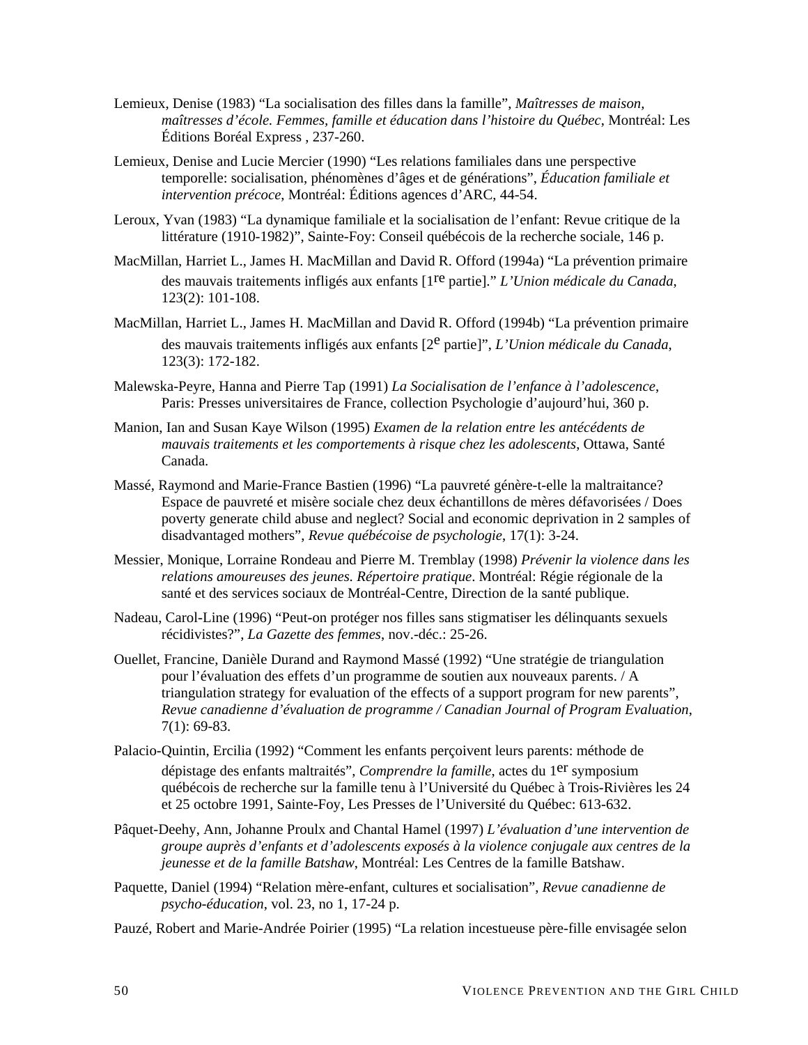Lemieux, Denise (1983) “La socialisation des filles dans la famille”, *Maîtresses de maison, maîtresses d’école. Femmes, famille et éducation dans l’histoire du Québec*, Montréal: Les Éditions Boréal Express , 237-260.

Lemieux, Denise and Lucie Mercier (1990) “Les relations familiales dans une perspective temporelle: socialisation, phénomènes d’âges et de générations”, *Éducation familiale et intervention précoce*, Montréal: Éditions agences d’ARC, 44-54.

Leroux, Yvan (1983) “La dynamique familiale et la socialisation de l’enfant: Revue critique de la littérature (1910-1982)”, Sainte-Foy: Conseil québécois de la recherche sociale, 146 p.

MacMillan, Harriet L., James H. MacMillan and David R. Offord (1994a) “La prévention primaire des mauvais traitements infligés aux enfants [1re partie].” *L’Union médicale du Canada*, 123(2): 101-108.

MacMillan, Harriet L., James H. MacMillan and David R. Offord (1994b) “La prévention primaire des mauvais traitements infligés aux enfants [2e partie]”, *L’Union médicale du Canada*, 123(3): 172-182.

Malewska-Peyre, Hanna and Pierre Tap (1991) *La Socialisation de l’enfance à l’adolescence*, Paris: Presses universitaires de France, collection Psychologie d’aujourd’hui, 360 p.

Manion, Ian and Susan Kaye Wilson (1995) *Examen de la relation entre les antécédents de mauvais traitements et les comportements à risque chez les adolescents*, Ottawa, Santé Canada.

Massé, Raymond and Marie-France Bastien (1996) “La pauvreté génère-t-elle la maltraitance? Espace de pauvreté et misère sociale chez deux échantillons de mères défavorisées / Does poverty generate child abuse and neglect? Social and economic deprivation in 2 samples of disadvantaged mothers”, *Revue québécoise de psychologie*, 17(1): 3-24.

Messier, Monique, Lorraine Rondeau and Pierre M. Tremblay (1998) *Prévenir la violence dans les relations amoureuses des jeunes. Répertoire pratique*. Montréal: Régie régionale de la santé et des services sociaux de Montréal-Centre, Direction de la santé publique.

Nadeau, Carol-Line (1996) “Peut-on protéger nos filles sans stigmatiser les délinquants sexuels récidivistes?”, *La Gazette des femmes*, nov.-déc.: 25-26.

Ouellet, Francine, Danièle Durand and Raymond Massé (1992) “Une stratégie de triangulation pour l’évaluation des effets d’un programme de soutien aux nouveaux parents. / A triangulation strategy for evaluation of the effects of a support program for new parents”, *Revue canadienne d’évaluation de programme / Canadian Journal of Program Evaluation*, 7(1): 69-83.

Palacio-Quintin, Ercilia (1992) “Comment les enfants perçoivent leurs parents: méthode de dépistage des enfants maltraités”, *Comprendre la famille*, actes du 1er symposium québécois de recherche sur la famille tenu à l’Université du Québec à Trois-Rivières les 24 et 25 octobre 1991, Sainte-Foy, Les Presses de l’Université du Québec: 613-632.

Pâquet-Deehy, Ann, Johanne Proulx and Chantal Hamel (1997) *L’évaluation d’une intervention de groupe auprès d’enfants et d’adolescents exposés à la violence conjugale aux centres de la jeunesse et de la famille Batshaw*, Montréal: Les Centres de la famille Batshaw.

Paquette, Daniel (1994) “Relation mère-enfant, cultures et socialisation”, *Revue canadienne de psycho-éducation*, vol. 23, no 1, 17-24 p.

Pauzé, Robert and Marie-Andrée Poirier (1995) “La relation incestueuse père-fille envisagée selon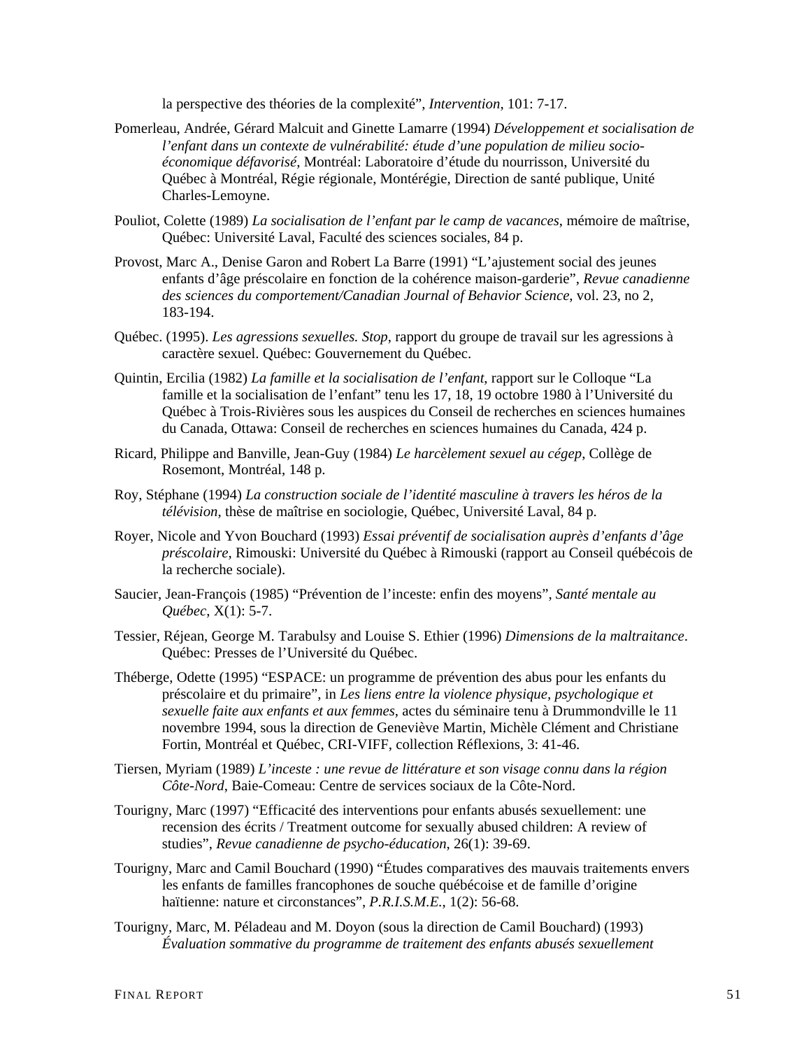la perspective des théories de la complexité", *Intervention*, 101: 7-17.

Pomerleau, Andrée, Gérard Malcuit and Ginette Lamarre (1994) *Développement et socialisation de l'enfant dans un contexte de vulnérabilité: étude d'une population de milieu socio-économique défavorisé*, Montréal: Laboratoire d'étude du nourrisson, Université du Québec à Montréal, Régie régionale, Montérégie, Direction de santé publique, Unité Charles-Lemoyne.

Pouliot, Colette (1989) *La socialisation de l'enfant par le camp de vacances*, mémoire de maîtrise, Québec: Université Laval, Faculté des sciences sociales, 84 p.

Provost, Marc A., Denise Garon and Robert La Barre (1991) "L'ajustement social des jeunes enfants d'âge préscolaire en fonction de la cohérence maison-garderie", *Revue canadienne des sciences du comportement/Canadian Journal of Behavior Science*, vol. 23, no 2, 183-194.

Québec. (1995). *Les agressions sexuelles. Stop*, rapport du groupe de travail sur les agressions à caractère sexuel. Québec: Gouvernement du Québec.

Quintin, Ercilia (1982) *La famille et la socialisation de l'enfant*, rapport sur le Colloque "La famille et la socialisation de l'enfant" tenu les 17, 18, 19 octobre 1980 à l'Université du Québec à Trois-Rivières sous les auspices du Conseil de recherches en sciences humaines du Canada, Ottawa: Conseil de recherches en sciences humaines du Canada, 424 p.

Ricard, Philippe and Banville, Jean-Guy (1984) *Le harcèlement sexuel au cégep*, Collège de Rosemont, Montréal, 148 p.

Roy, Stéphane (1994) *La construction sociale de l'identité masculine à travers les héros de la télévision*, thèse de maîtrise en sociologie, Québec, Université Laval, 84 p.

Royer, Nicole and Yvon Bouchard (1993) *Essai préventif de socialisation auprès d'enfants d'âge préscolaire*, Rimouski: Université du Québec à Rimouski (rapport au Conseil québécois de la recherche sociale).

Saucier, Jean-François (1985) "Prévention de l'inceste: enfin des moyens", *Santé mentale au Québec*, X(1): 5-7.

Tessier, Réjean, George M. Tarabulsy and Louise S. Ethier (1996) *Dimensions de la maltraitance*. Québec: Presses de l'Université du Québec.

Théberge, Odette (1995) "ESPACE: un programme de prévention des abus pour les enfants du préscolaire et du primaire", in *Les liens entre la violence physique, psychologique et sexuelle faite aux enfants et aux femmes*, actes du séminaire tenu à Drummondville le 11 novembre 1994, sous la direction de Geneviève Martin, Michèle Clément and Christiane Fortin, Montréal et Québec, CRI-VIFF, collection Réflexions, 3: 41-46.

Tiersen, Myriam (1989) *L'inceste : une revue de littérature et son visage connu dans la région Côte-Nord*, Baie-Comeau: Centre de services sociaux de la Côte-Nord.

Tourigny, Marc (1997) "Efficacité des interventions pour enfants abusés sexuellement: une recension des écrits / Treatment outcome for sexually abused children: A review of studies", *Revue canadienne de psycho-éducation*, 26(1): 39-69.

Tourigny, Marc and Camil Bouchard (1990) "Études comparatives des mauvais traitements envers les enfants de familles francophones de souche québécoise et de famille d'origine haïtienne: nature et circonstances", *P.R.I.S.M.E.*, 1(2): 56-68.

Tourigny, Marc, M. Péladeau and M. Doyon (sous la direction de Camil Bouchard) (1993) *Évaluation sommative du programme de traitement des enfants abusés sexuellement*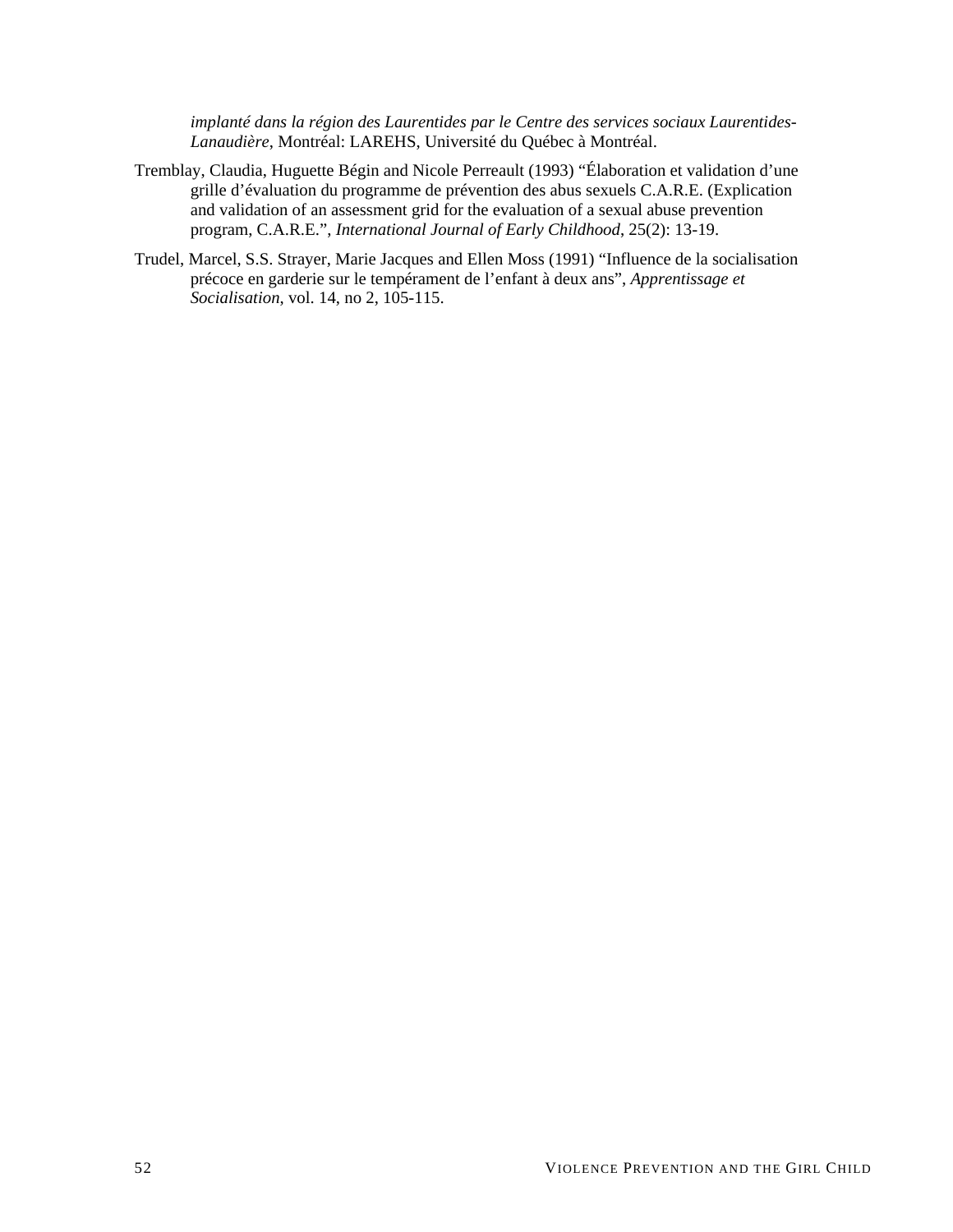*implanté dans la région des Laurentides par le Centre des services sociaux Laurentides-Lanaudière*, Montréal: LAREHS, Université du Québec à Montréal.

Tremblay, Claudia, Huguette Bégin and Nicole Perreault (1993) “Élaboration et validation d’une grille d’évaluation du programme de prévention des abus sexuels C.A.R.E. (Explication and validation of an assessment grid for the evaluation of a sexual abuse prevention program, C.A.R.E.”, *International Journal of Early Childhood*, 25(2): 13-19.

Trudel, Marcel, S.S. Strayer, Marie Jacques and Ellen Moss (1991) “Influence de la socialisation précoce en garderie sur le tempérament de l’enfant à deux ans”, *Apprentissage et Socialisation*, vol. 14, no 2, 105-115.